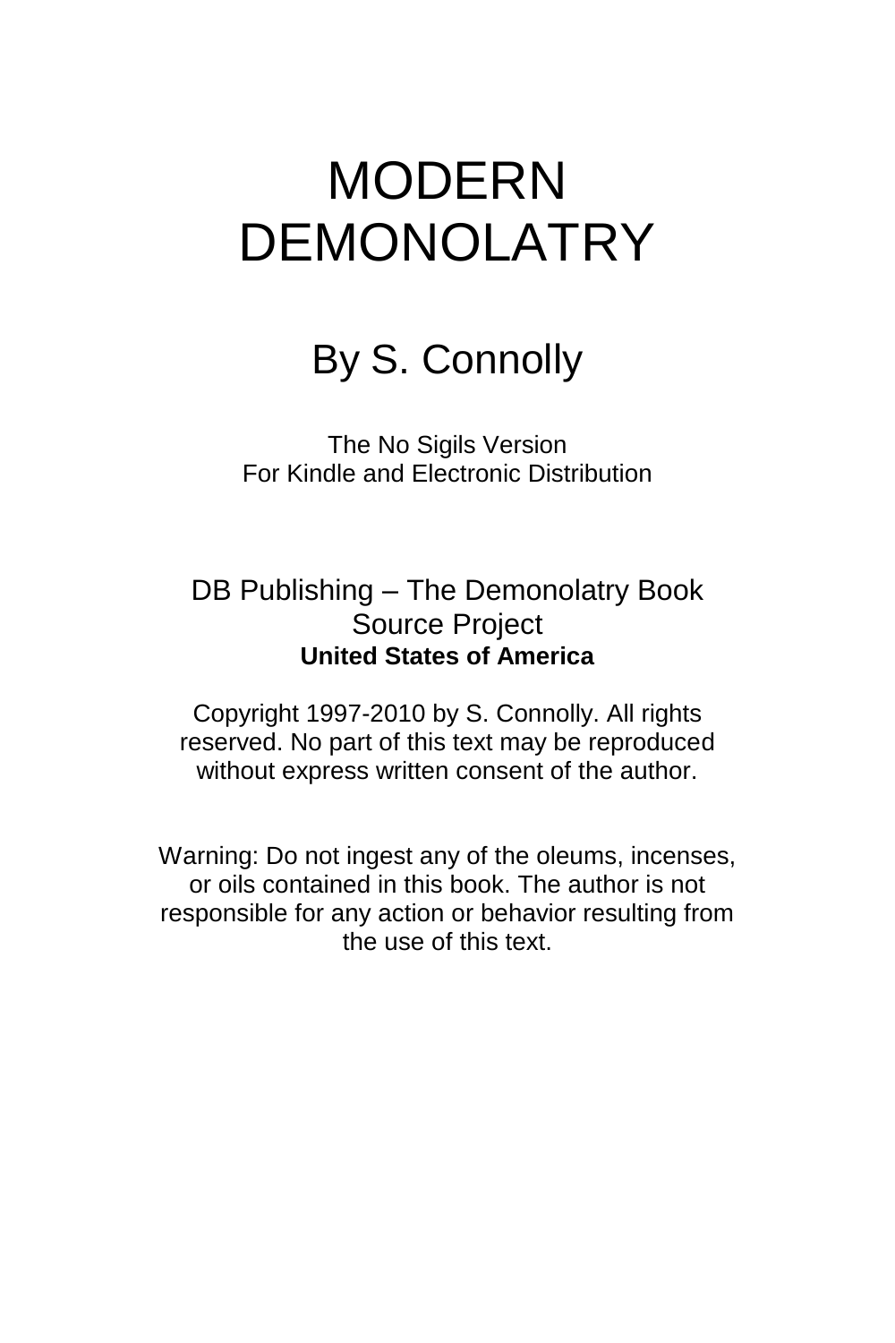# MODERN DEMONOLATRY

## By S. Connolly

The No Sigils Version
For Kindle and Electronic Distribution

DB Publishing – The Demonolatry Book Source Project
**United States of America**

Copyright 1997-2010 by S. Connolly. All rights reserved. No part of this text may be reproduced without express written consent of the author.

Warning: Do not ingest any of the oleums, incenses, or oils contained in this book. The author is not responsible for any action or behavior resulting from the use of this text.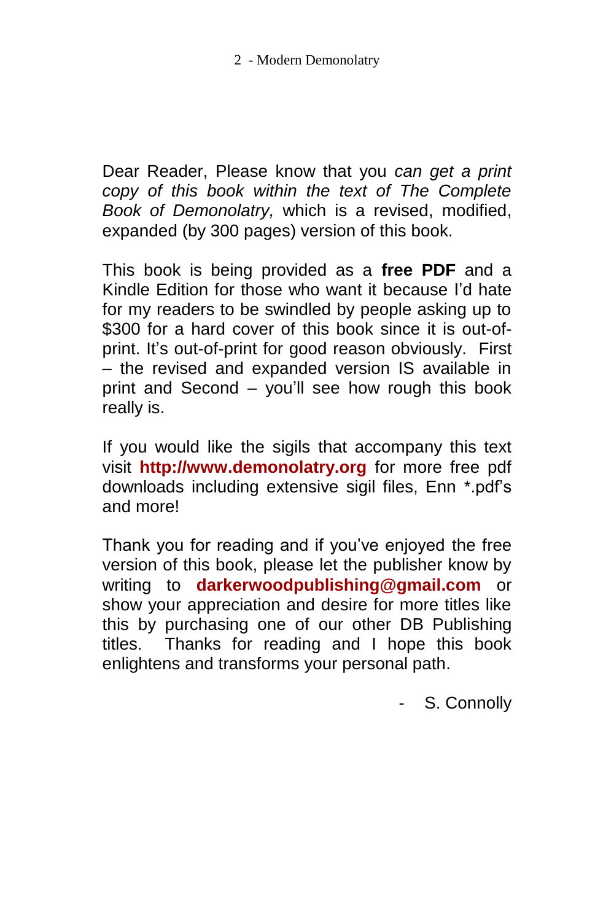Dear Reader, Please know that you *can get a print copy of this book within the text of The Complete Book of Demonolatry,* which is a revised, modified, expanded (by 300 pages) version of this book.

This book is being provided as a **free PDF** and a Kindle Edition for those who want it because I'd hate for my readers to be swindled by people asking up to $300 for a hard cover of this book since it is out-of-print. It's out-of-print for good reason obviously. First – the revised and expanded version IS available in print and Second – you'll see how rough this book really is.

If you would like the sigils that accompany this text visit **http://www.demonolatry.org** for more free pdf downloads including extensive sigil files, Enn *.pdf's and more!

Thank you for reading and if you've enjoyed the free version of this book, please let the publisher know by writing to **darkerwoodpublishing@gmail.com** or show your appreciation and desire for more titles like this by purchasing one of our other DB Publishing titles. Thanks for reading and I hope this book enlightens and transforms your personal path.

- S. Connolly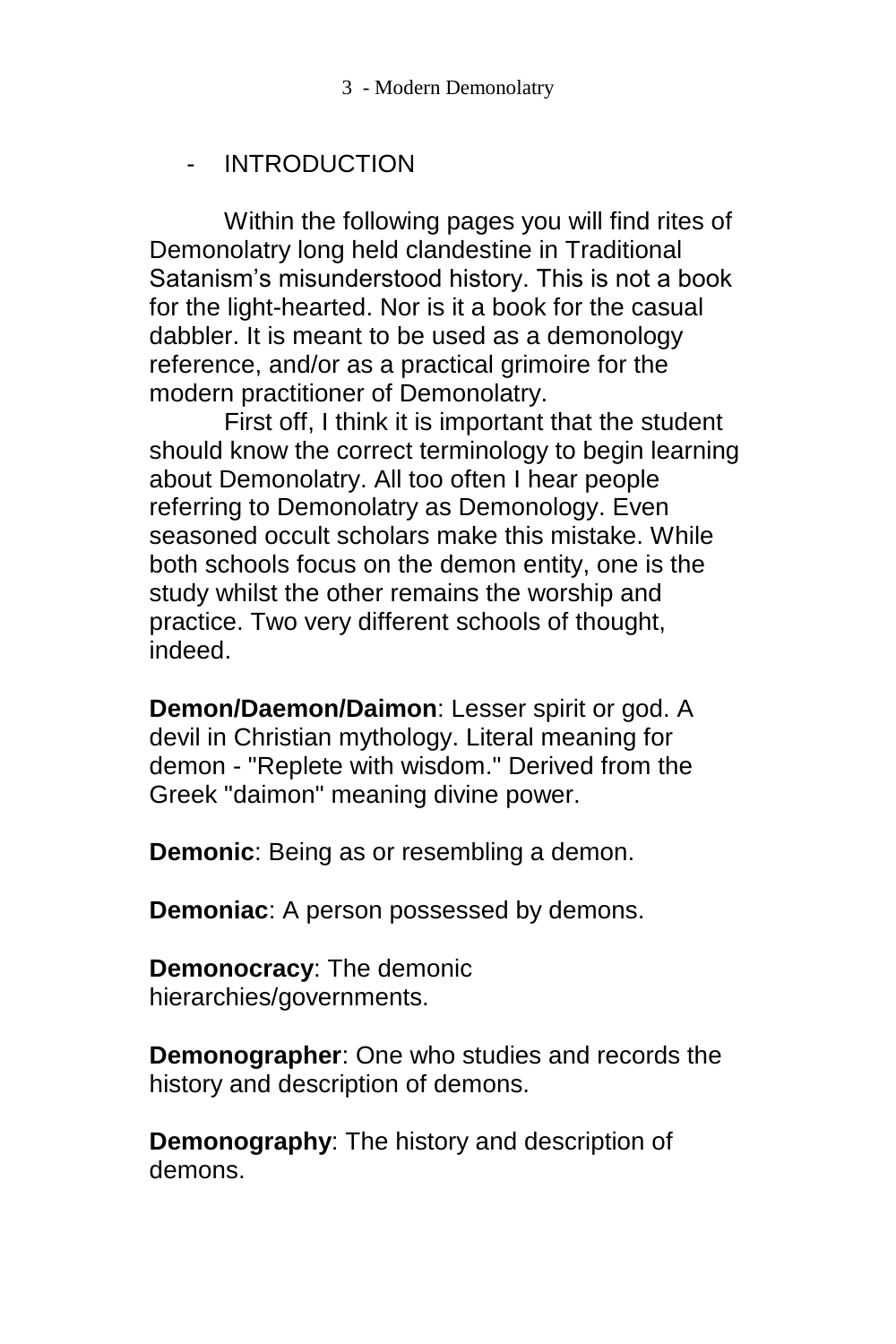## - INTRODUCTION

Within the following pages you will find rites of Demonolatry long held clandestine in Traditional Satanism's misunderstood history. This is not a book for the light-hearted. Nor is it a book for the casual dabbler. It is meant to be used as a demonology reference, and/or as a practical grimoire for the modern practitioner of Demonolatry.

First off, I think it is important that the student should know the correct terminology to begin learning about Demonolatry. All too often I hear people referring to Demonolatry as Demonology. Even seasoned occult scholars make this mistake. While both schools focus on the demon entity, one is the study whilst the other remains the worship and practice. Two very different schools of thought, indeed.

**Demon/Daemon/Daimon**: Lesser spirit or god. A devil in Christian mythology. Literal meaning for demon - "Replete with wisdom." Derived from the Greek "daimon" meaning divine power.

**Demonic**: Being as or resembling a demon.

**Demoniac**: A person possessed by demons.

**Demonocracy**: The demonic hierarchies/governments.

**Demonographer**: One who studies and records the history and description of demons.

**Demonography**: The history and description of demons.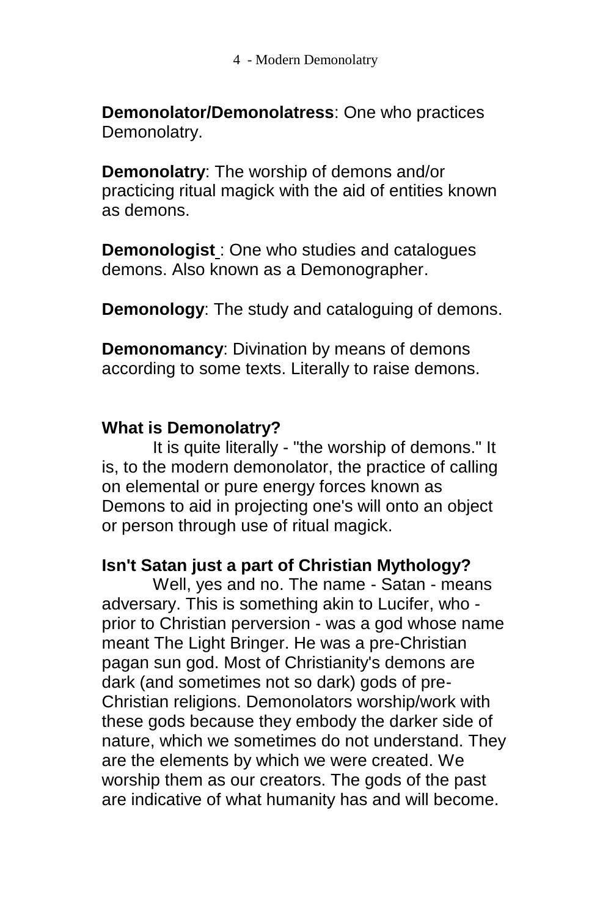**Demonolator/Demonolatress**: One who practices Demonolatry.

**Demonolatry**: The worship of demons and/or practicing ritual magick with the aid of entities known as demons.

**Demonologist** : One who studies and catalogues demons. Also known as a Demonographer.

**Demonology**: The study and cataloguing of demons.

**Demonomancy**: Divination by means of demons according to some texts. Literally to raise demons.

**What is Demonolatry?**

It is quite literally - "the worship of demons." It is, to the modern demonolator, the practice of calling on elemental or pure energy forces known as Demons to aid in projecting one's will onto an object or person through use of ritual magick.

**Isn't Satan just a part of Christian Mythology?**

Well, yes and no. The name - Satan - means adversary. This is something akin to Lucifer, who - prior to Christian perversion - was a god whose name meant The Light Bringer. He was a pre-Christian pagan sun god. Most of Christianity's demons are dark (and sometimes not so dark) gods of pre-Christian religions. Demonolators worship/work with these gods because they embody the darker side of nature, which we sometimes do not understand. They are the elements by which we were created. We worship them as our creators. The gods of the past are indicative of what humanity has and will become.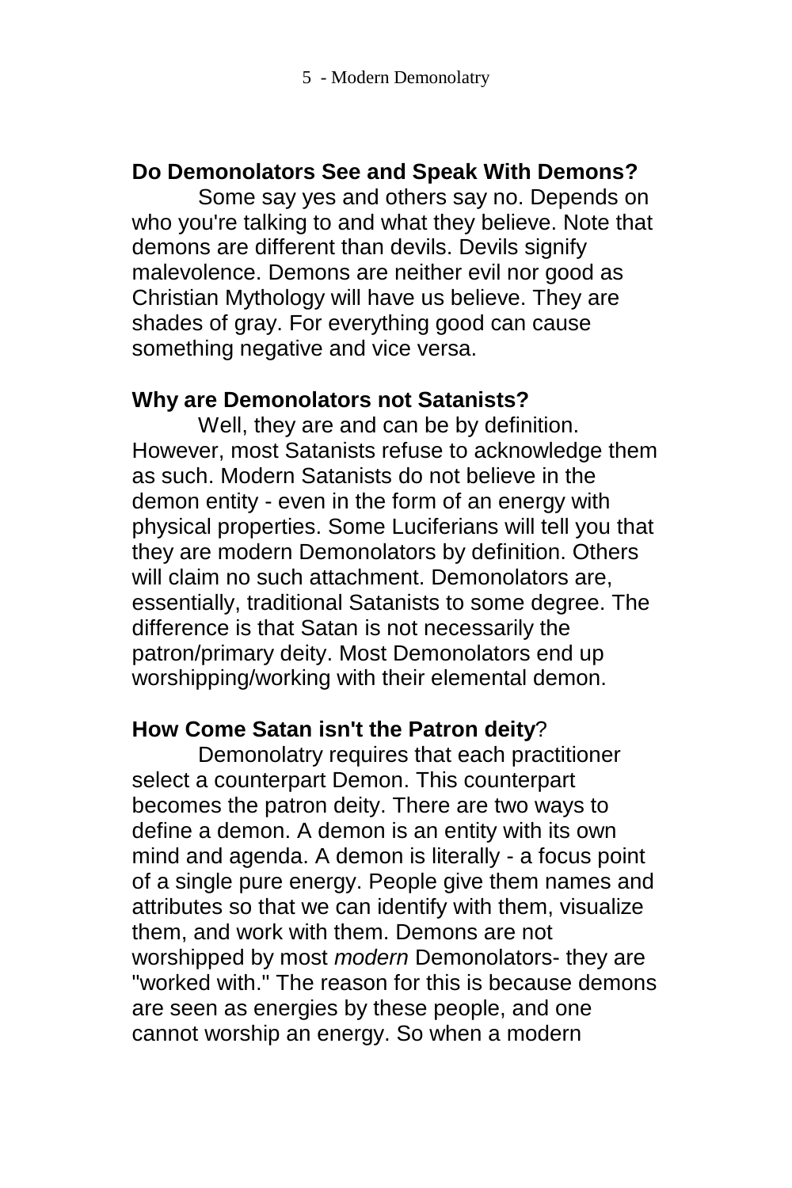**Do Demonolators See and Speak With Demons?**

Some say yes and others say no. Depends on who you're talking to and what they believe. Note that demons are different than devils. Devils signify malevolence. Demons are neither evil nor good as Christian Mythology will have us believe. They are shades of gray. For everything good can cause something negative and vice versa.

**Why are Demonolators not Satanists?**

Well, they are and can be by definition. However, most Satanists refuse to acknowledge them as such. Modern Satanists do not believe in the demon entity - even in the form of an energy with physical properties. Some Luciferians will tell you that they are modern Demonolators by definition. Others will claim no such attachment. Demonolators are, essentially, traditional Satanists to some degree. The difference is that Satan is not necessarily the patron/primary deity. Most Demonolators end up worshipping/working with their elemental demon.

**How Come Satan isn't the Patron deity**?

Demonolatry requires that each practitioner select a counterpart Demon. This counterpart becomes the patron deity. There are two ways to define a demon. A demon is an entity with its own mind and agenda. A demon is literally - a focus point of a single pure energy. People give them names and attributes so that we can identify with them, visualize them, and work with them. Demons are not worshipped by most *modern* Demonolators- they are "worked with." The reason for this is because demons are seen as energies by these people, and one cannot worship an energy. So when a modern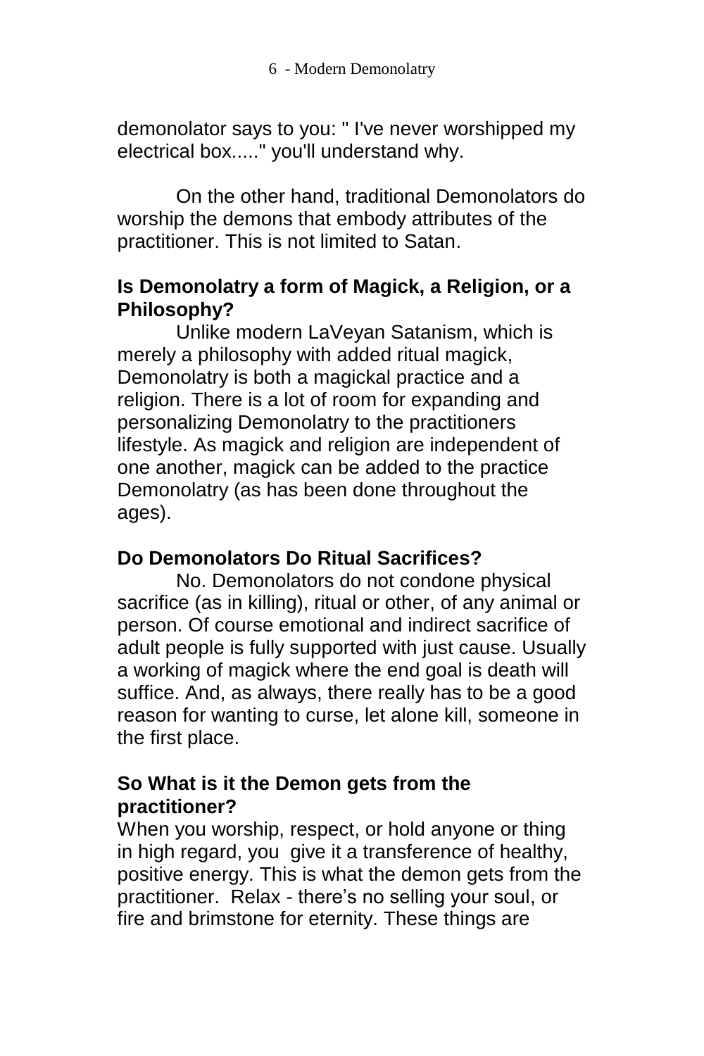demonolator says to you: " I've never worshipped my electrical box....." you'll understand why.

On the other hand, traditional Demonolators do worship the demons that embody attributes of the practitioner. This is not limited to Satan.

### Is Demonolatry a form of Magick, a Religion, or a Philosophy?

Unlike modern LaVeyan Satanism, which is merely a philosophy with added ritual magick, Demonolatry is both a magickal practice and a religion. There is a lot of room for expanding and personalizing Demonolatry to the practitioners lifestyle. As magick and religion are independent of one another, magick can be added to the practice Demonolatry (as has been done throughout the ages).

### Do Demonolators Do Ritual Sacrifices?

No. Demonolators do not condone physical sacrifice (as in killing), ritual or other, of any animal or person. Of course emotional and indirect sacrifice of adult people is fully supported with just cause. Usually a working of magick where the end goal is death will suffice. And, as always, there really has to be a good reason for wanting to curse, let alone kill, someone in the first place.

### So What is it the Demon gets from the practitioner?

When you worship, respect, or hold anyone or thing in high regard, you give it a transference of healthy, positive energy. This is what the demon gets from the practitioner. Relax - there's no selling your soul, or fire and brimstone for eternity. These things are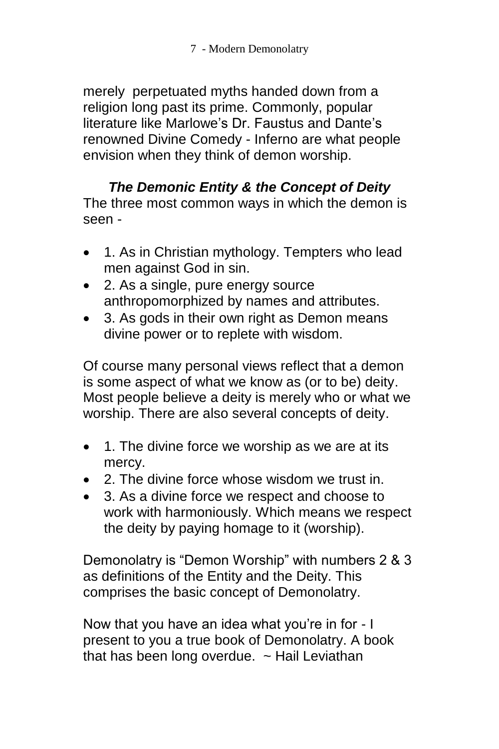merely perpetuated myths handed down from a religion long past its prime. Commonly, popular literature like Marlowe's Dr. Faustus and Dante's renowned Divine Comedy - Inferno are what people envision when they think of demon worship.

### *The Demonic Entity & the Concept of Deity*

The three most common ways in which the demon is seen -

- 1. As in Christian mythology. Tempters who lead men against God in sin.
- 2. As a single, pure energy source anthropomorphized by names and attributes.
- 3. As gods in their own right as Demon means divine power or to replete with wisdom.

Of course many personal views reflect that a demon is some aspect of what we know as (or to be) deity. Most people believe a deity is merely who or what we worship. There are also several concepts of deity.

- 1. The divine force we worship as we are at its mercy.
- 2. The divine force whose wisdom we trust in.
- 3. As a divine force we respect and choose to work with harmoniously. Which means we respect the deity by paying homage to it (worship).

Demonolatry is "Demon Worship" with numbers 2 & 3 as definitions of the Entity and the Deity. This comprises the basic concept of Demonolatry.

Now that you have an idea what you're in for - I present to you a true book of Demonolatry. A book that has been long overdue. ~ Hail Leviathan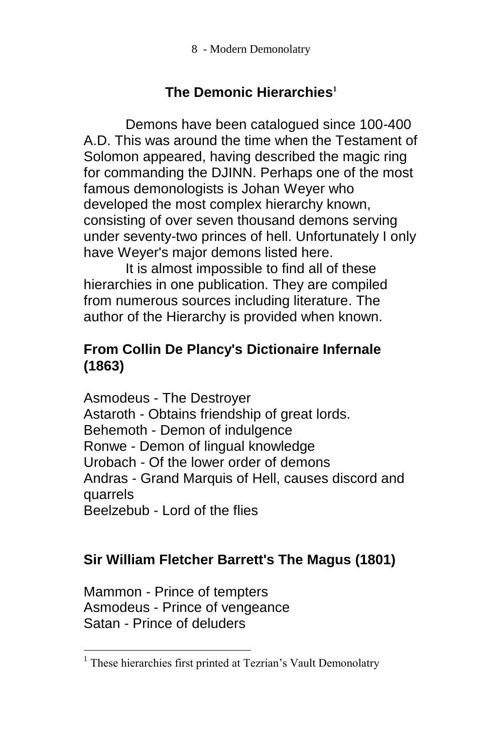## The Demonic Hierarchies[1]

Demons have been catalogued since 100-400 A.D. This was around the time when the Testament of Solomon appeared, having described the magic ring for commanding the DJINN. Perhaps one of the most famous demonologists is Johan Weyer who developed the most complex hierarchy known, consisting of over seven thousand demons serving under seventy-two princes of hell. Unfortunately I only have Weyer's major demons listed here.

It is almost impossible to find all of these hierarchies in one publication. They are compiled from numerous sources including literature. The author of the Hierarchy is provided when known.

### From Collin De Plancy's Dictionaire Infernale (1863)

Asmodeus - The Destroyer
Astaroth - Obtains friendship of great lords.
Behemoth - Demon of indulgence
Ronwe - Demon of lingual knowledge
Urobach - Of the lower order of demons
Andras - Grand Marquis of Hell, causes discord and quarrels
Beelzebub - Lord of the flies

### Sir William Fletcher Barrett's The Magus (1801)

Mammon - Prince of tempters
Asmodeus - Prince of vengeance
Satan - Prince of deluders

[1] These hierarchies first printed at Tezrian's Vault Demonolatry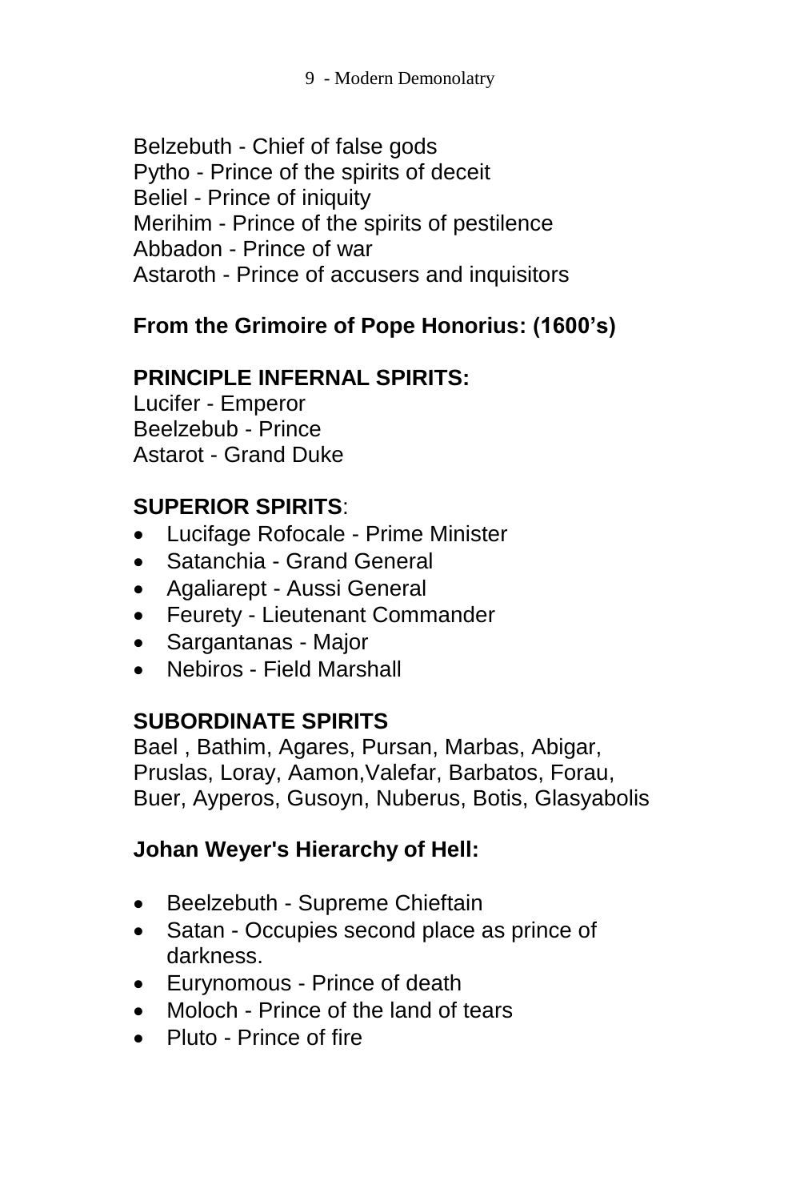Belzebuth - Chief of false gods
Pytho - Prince of the spirits of deceit
Beliel - Prince of iniquity
Merihim - Prince of the spirits of pestilence
Abbadon - Prince of war
Astaroth - Prince of accusers and inquisitors

**From the Grimoire of Pope Honorius: (1600's)**

**PRINCIPLE INFERNAL SPIRITS:**
Lucifer - Emperor
Beelzebub - Prince
Astarot - Grand Duke

**SUPERIOR SPIRITS**:

- Lucifage Rofocale - Prime Minister
- Satanchia - Grand General
- Agaliarept - Aussi General
- Feurety - Lieutenant Commander
- Sargantanas - Major
- Nebiros - Field Marshall

**SUBORDINATE SPIRITS**
Bael , Bathim, Agares, Pursan, Marbas, Abigar, Pruslas, Loray, Aamon,Valefar, Barbatos, Forau, Buer, Ayperos, Gusoyn, Nuberus, Botis, Glasyabolis

**Johan Weyer's Hierarchy of Hell:**

- Beelzebuth - Supreme Chieftain
- Satan - Occupies second place as prince of darkness.
- Eurynomous - Prince of death
- Moloch - Prince of the land of tears
- Pluto - Prince of fire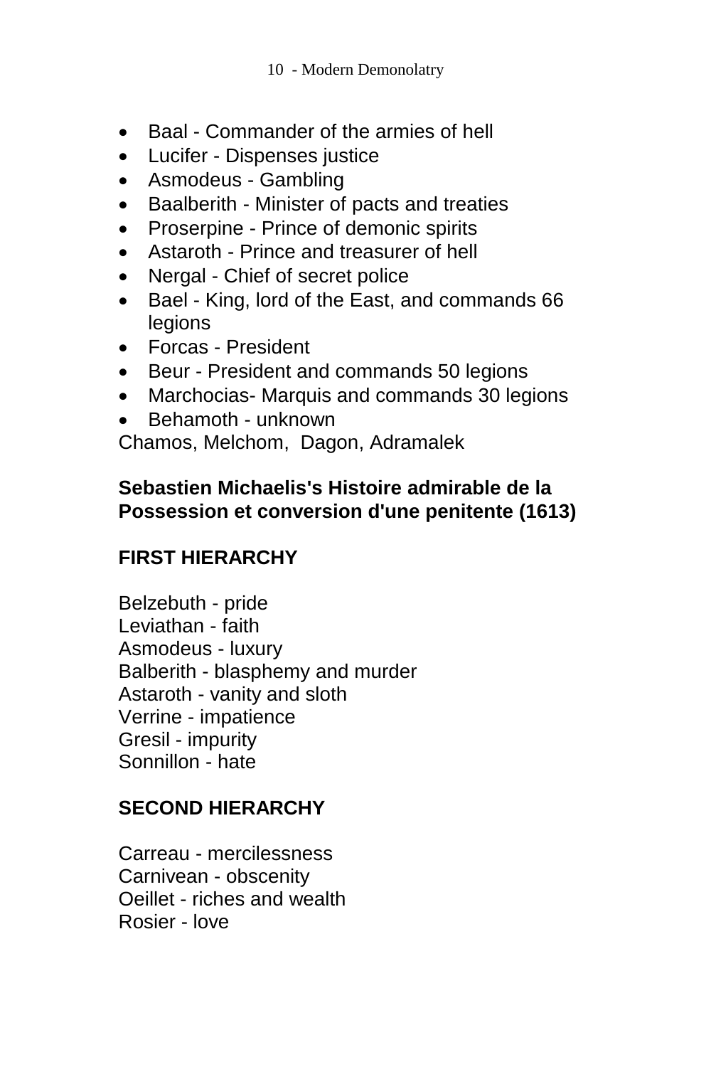- Baal - Commander of the armies of hell
- Lucifer - Dispenses justice
- Asmodeus - Gambling
- Baalberith - Minister of pacts and treaties
- Proserpine - Prince of demonic spirits
- Astaroth - Prince and treasurer of hell
- Nergal - Chief of secret police
- Bael - King, lord of the East, and commands 66 legions
- Forcas - President
- Beur - President and commands 50 legions
- Marchocias- Marquis and commands 30 legions
- Behamoth - unknown

Chamos, Melchom,  Dagon, Adramalek

**Sebastien Michaelis's Histoire admirable de la Possession et conversion d'une penitente (1613)**

**FIRST HIERARCHY**

Belzebuth - pride
Leviathan - faith
Asmodeus - luxury
Balberith - blasphemy and murder
Astaroth - vanity and sloth
Verrine - impatience
Gresil - impurity
Sonnillon - hate

**SECOND HIERARCHY**

Carreau - mercilessness
Carnivean - obscenity
Oeillet - riches and wealth
Rosier - love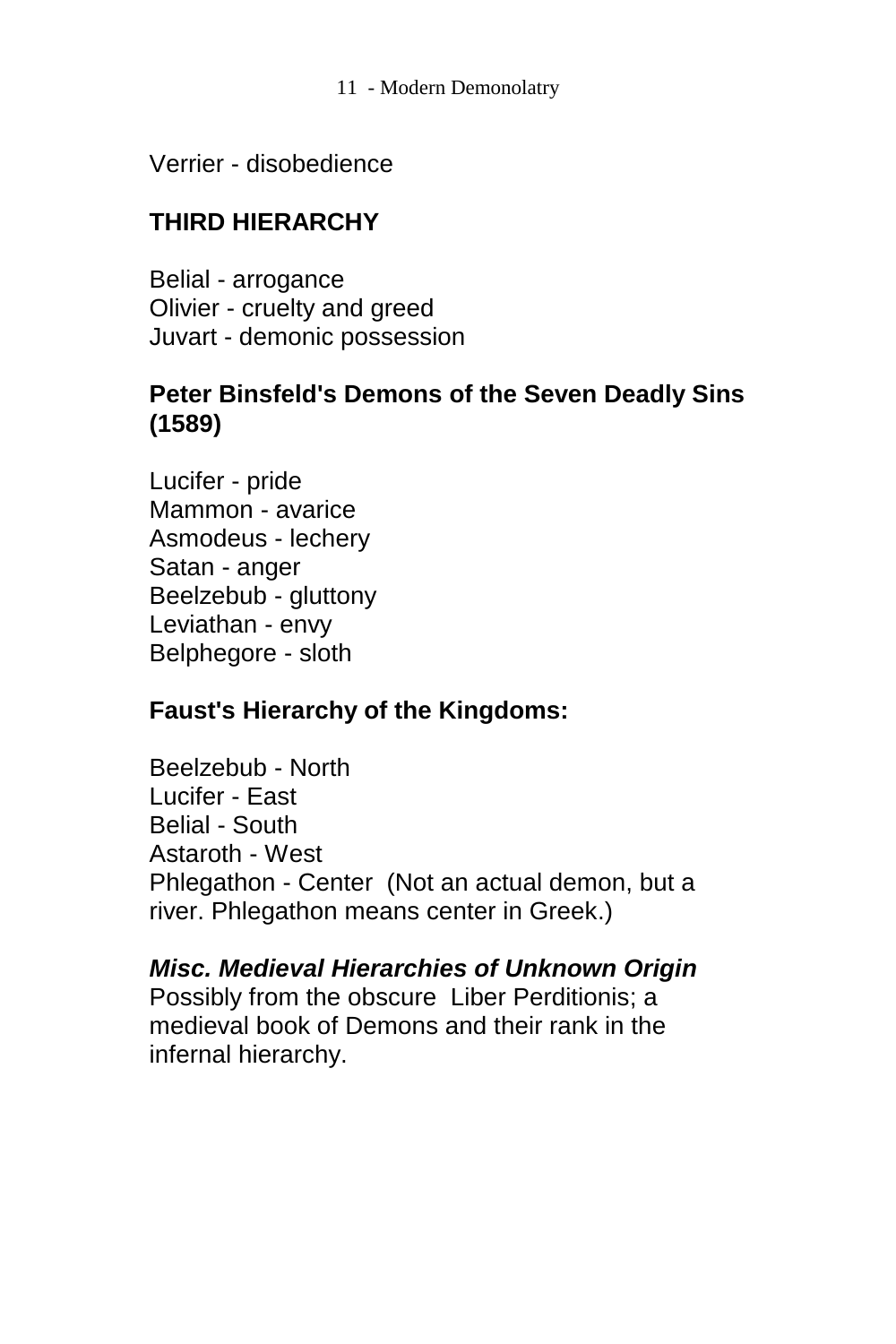Verrier - disobedience

**THIRD HIERARCHY**

Belial - arrogance
Olivier - cruelty and greed
Juvart - demonic possession

**Peter Binsfeld's Demons of the Seven Deadly Sins (1589)**

Lucifer - pride
Mammon - avarice
Asmodeus - lechery
Satan - anger
Beelzebub - gluttony
Leviathan - envy
Belphegore - sloth

**Faust's Hierarchy of the Kingdoms:**

Beelzebub - North
Lucifer - East
Belial - South
Astaroth - West
Phlegathon - Center (Not an actual demon, but a river. Phlegathon means center in Greek.)

***Misc. Medieval Hierarchies of Unknown Origin***
Possibly from the obscure Liber Perditionis; a medieval book of Demons and their rank in the infernal hierarchy.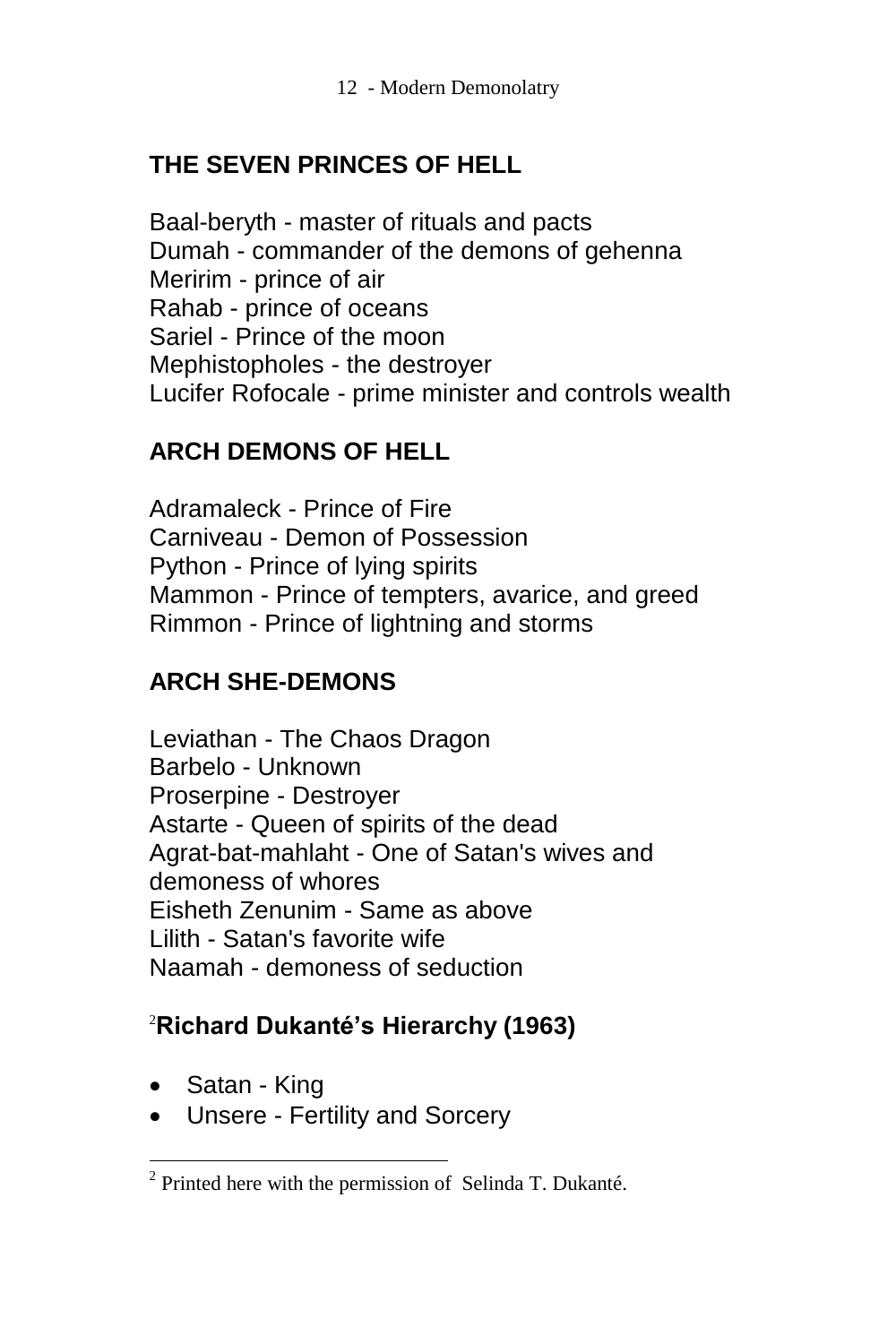## THE SEVEN PRINCES OF HELL

Baal-beryth - master of rituals and pacts
Dumah - commander of the demons of gehenna
Meririm - prince of air
Rahab - prince of oceans
Sariel - Prince of the moon
Mephistopholes - the destroyer
Lucifer Rofocale - prime minister and controls wealth

## ARCH DEMONS OF HELL

Adramaleck - Prince of Fire
Carniveau - Demon of Possession
Python - Prince of lying spirits
Mammon - Prince of tempters, avarice, and greed
Rimmon - Prince of lightning and storms

## ARCH SHE-DEMONS

Leviathan - The Chaos Dragon
Barbelo - Unknown
Proserpine - Destroyer
Astarte - Queen of spirits of the dead
Agrat-bat-mahlaht - One of Satan's wives and demoness of whores
Eisheth Zenunim - Same as above
Lilith - Satan's favorite wife
Naamah - demoness of seduction

## [2]Richard Dukanté's Hierarchy (1963)

- Satan - King
- Unsere - Fertility and Sorcery

---

[2] Printed here with the permission of Selinda T. Dukanté.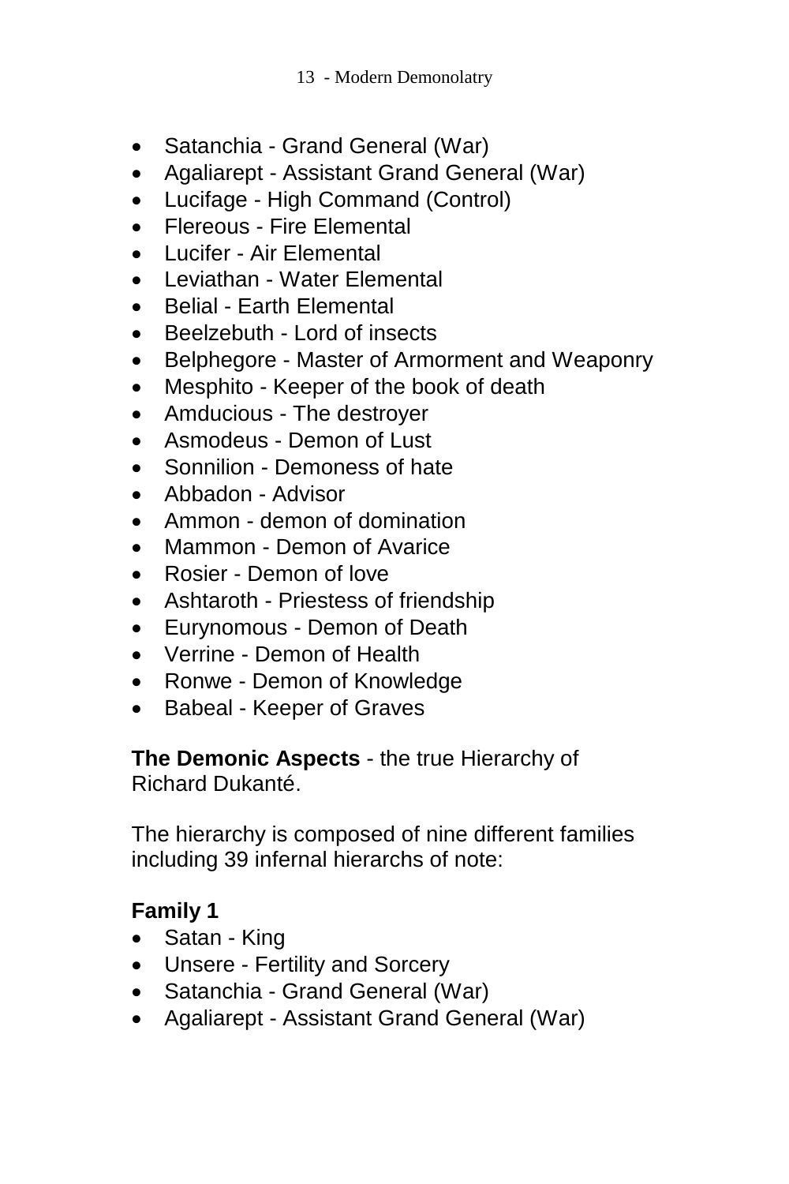- Satanchia - Grand General (War)
- Agaliarept - Assistant Grand General (War)
- Lucifage - High Command (Control)
- Flereous - Fire Elemental
- Lucifer - Air Elemental
- Leviathan - Water Elemental
- Belial - Earth Elemental
- Beelzebuth - Lord of insects
- Belphegore - Master of Armorment and Weaponry
- Mesphito - Keeper of the book of death
- Amducious - The destroyer
- Asmodeus - Demon of Lust
- Sonnilion - Demoness of hate
- Abbadon - Advisor
- Ammon - demon of domination
- Mammon - Demon of Avarice
- Rosier - Demon of love
- Ashtaroth - Priestess of friendship
- Eurynomous - Demon of Death
- Verrine - Demon of Health
- Ronwe - Demon of Knowledge
- Babeal - Keeper of Graves

**The Demonic Aspects** - the true Hierarchy of Richard Dukanté.

The hierarchy is composed of nine different families including 39 infernal hierarchs of note:

**Family 1**

- Satan - King
- Unsere - Fertility and Sorcery
- Satanchia - Grand General (War)
- Agaliarept - Assistant Grand General (War)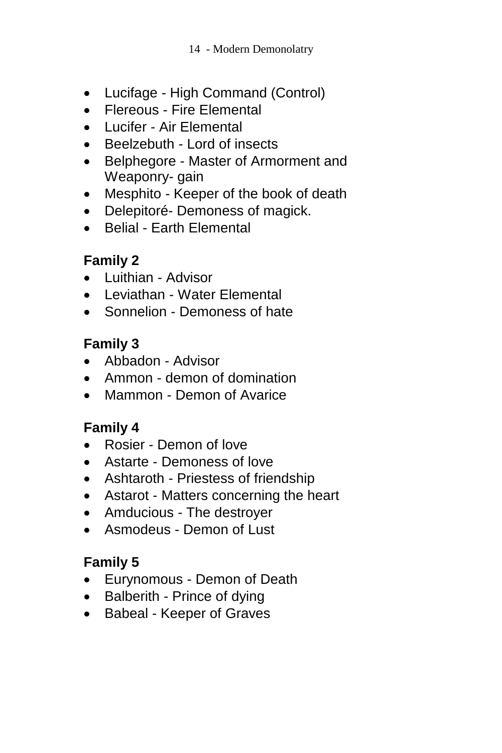- Lucifage - High Command (Control)
- Flereous - Fire Elemental
- Lucifer - Air Elemental
- Beelzebuth - Lord of insects
- Belphegore - Master of Armorment and Weaponry- gain
- Mesphito - Keeper of the book of death
- Delepitoré- Demoness of magick.
- Belial - Earth Elemental

**Family 2**

- Luithian - Advisor
- Leviathan - Water Elemental
- Sonnelion - Demoness of hate

**Family 3**

- Abbadon - Advisor
- Ammon - demon of domination
- Mammon - Demon of Avarice

**Family 4**

- Rosier - Demon of love
- Astarte - Demoness of love
- Ashtaroth - Priestess of friendship
- Astarot - Matters concerning the heart
- Amducious - The destroyer
- Asmodeus - Demon of Lust

**Family 5**

- Eurynomous - Demon of Death
- Balberith - Prince of dying
- Babeal - Keeper of Graves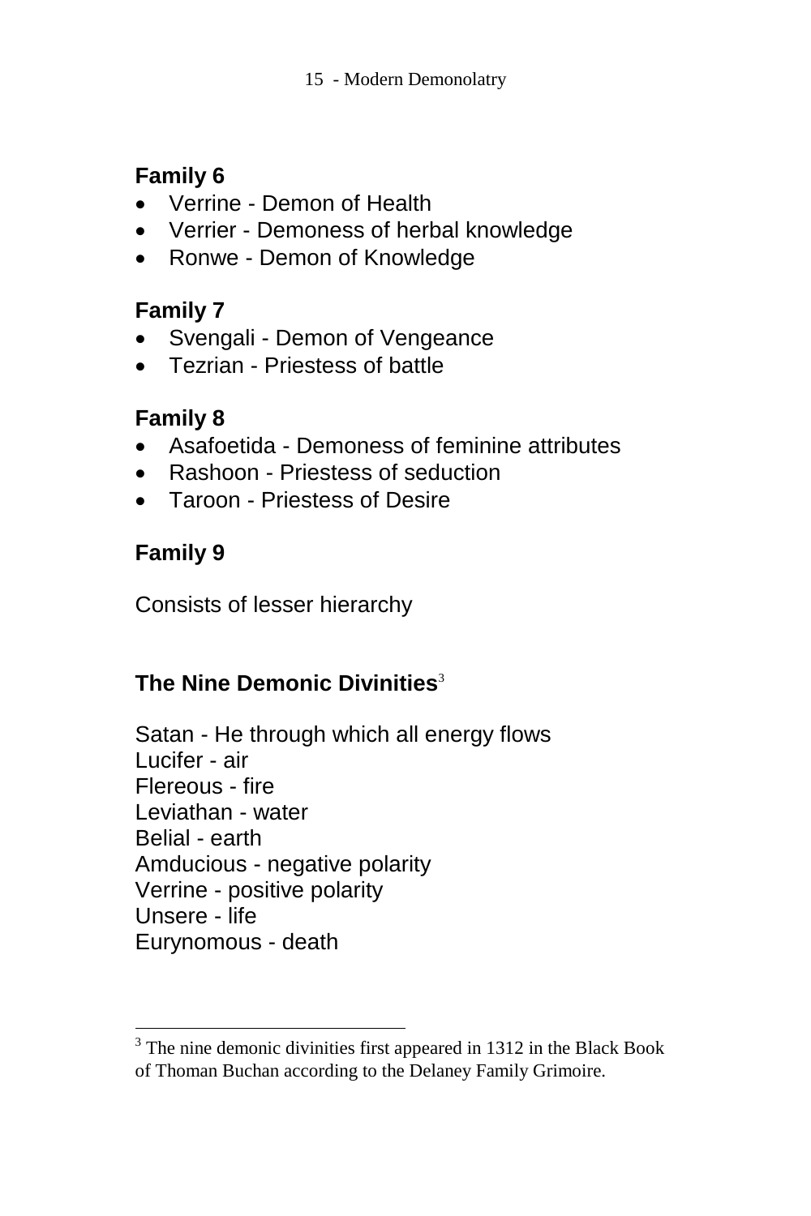**Family 6**

- Verrine - Demon of Health
- Verrier - Demoness of herbal knowledge
- Ronwe - Demon of Knowledge

**Family 7**

- Svengali - Demon of Vengeance
- Tezrian - Priestess of battle

**Family 8**

- Asafoetida - Demoness of feminine attributes
- Rashoon - Priestess of seduction
- Taroon - Priestess of Desire

**Family 9**

Consists of lesser hierarchy

**The Nine Demonic Divinities**[3]

Satan - He through which all energy flows
Lucifer - air
Flereous - fire
Leviathan - water
Belial - earth
Amducious - negative polarity
Verrine - positive polarity
Unsere - life
Eurynomous - death

---

[3] The nine demonic divinities first appeared in 1312 in the Black Book of Thoman Buchan according to the Delaney Family Grimoire.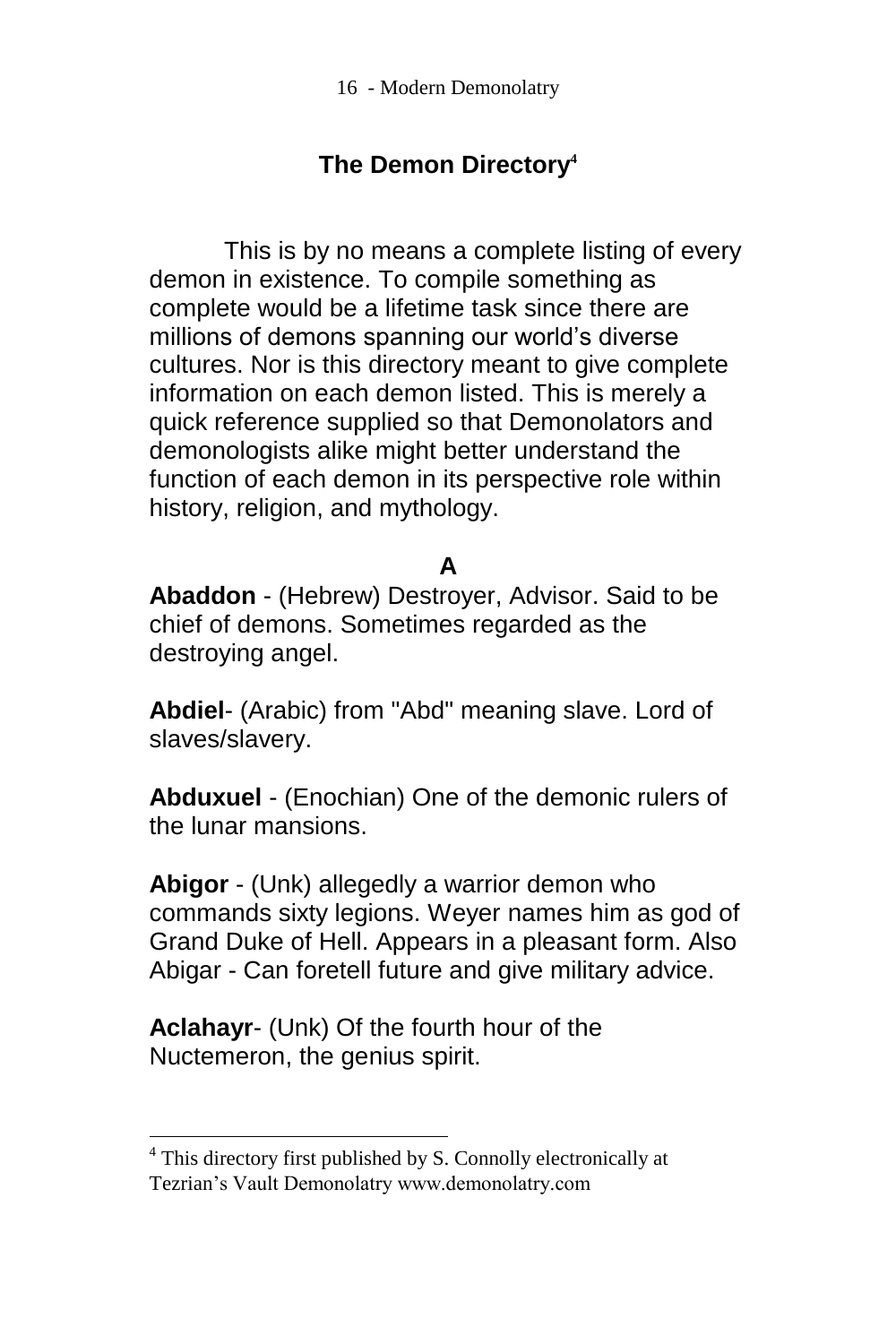## The Demon Directory[4]

This is by no means a complete listing of every demon in existence. To compile something as complete would be a lifetime task since there are millions of demons spanning our world's diverse cultures. Nor is this directory meant to give complete information on each demon listed. This is merely a quick reference supplied so that Demonolators and demonologists alike might better understand the function of each demon in its perspective role within history, religion, and mythology.

### A

**Abaddon** - (Hebrew) Destroyer, Advisor. Said to be chief of demons. Sometimes regarded as the destroying angel.

**Abdiel**- (Arabic) from "Abd" meaning slave. Lord of slaves/slavery.

**Abduxuel** - (Enochian) One of the demonic rulers of the lunar mansions.

**Abigor** - (Unk) allegedly a warrior demon who commands sixty legions. Weyer names him as god of Grand Duke of Hell. Appears in a pleasant form. Also Abigar - Can foretell future and give military advice.

**Aclahayr**- (Unk) Of the fourth hour of the Nuctemeron, the genius spirit.

---

[4] This directory first published by S. Connolly electronically at Tezrian's Vault Demonolatry www.demonolatry.com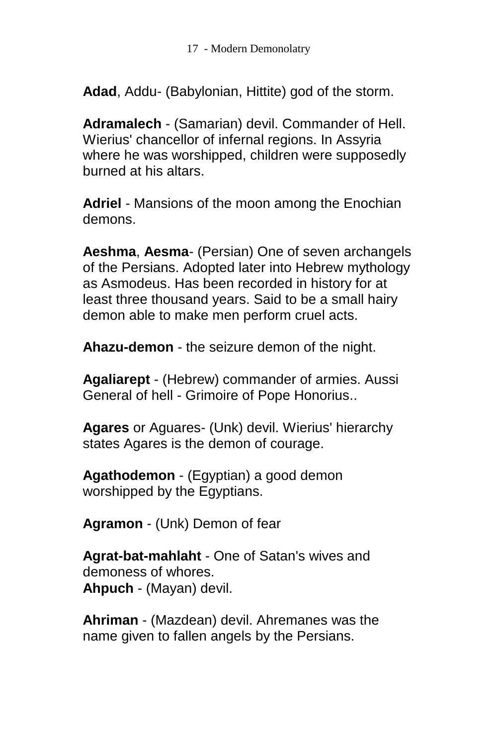**Adad**, Addu- (Babylonian, Hittite) god of the storm.

**Adramalech** - (Samarian) devil. Commander of Hell. Wierius' chancellor of infernal regions. In Assyria where he was worshipped, children were supposedly burned at his altars.

**Adriel** - Mansions of the moon among the Enochian demons.

**Aeshma**, **Aesma**- (Persian) One of seven archangels of the Persians. Adopted later into Hebrew mythology as Asmodeus. Has been recorded in history for at least three thousand years. Said to be a small hairy demon able to make men perform cruel acts.

**Ahazu-demon** - the seizure demon of the night.

**Agaliarept** - (Hebrew) commander of armies. Aussi General of hell - Grimoire of Pope Honorius..

**Agares** or Aguares- (Unk) devil. Wierius' hierarchy states Agares is the demon of courage.

**Agathodemon** - (Egyptian) a good demon worshipped by the Egyptians.

**Agramon** - (Unk) Demon of fear

**Agrat-bat-mahlaht** - One of Satan's wives and demoness of whores.
**Ahpuch** - (Mayan) devil.

**Ahriman** - (Mazdean) devil. Ahremanes was the name given to fallen angels by the Persians.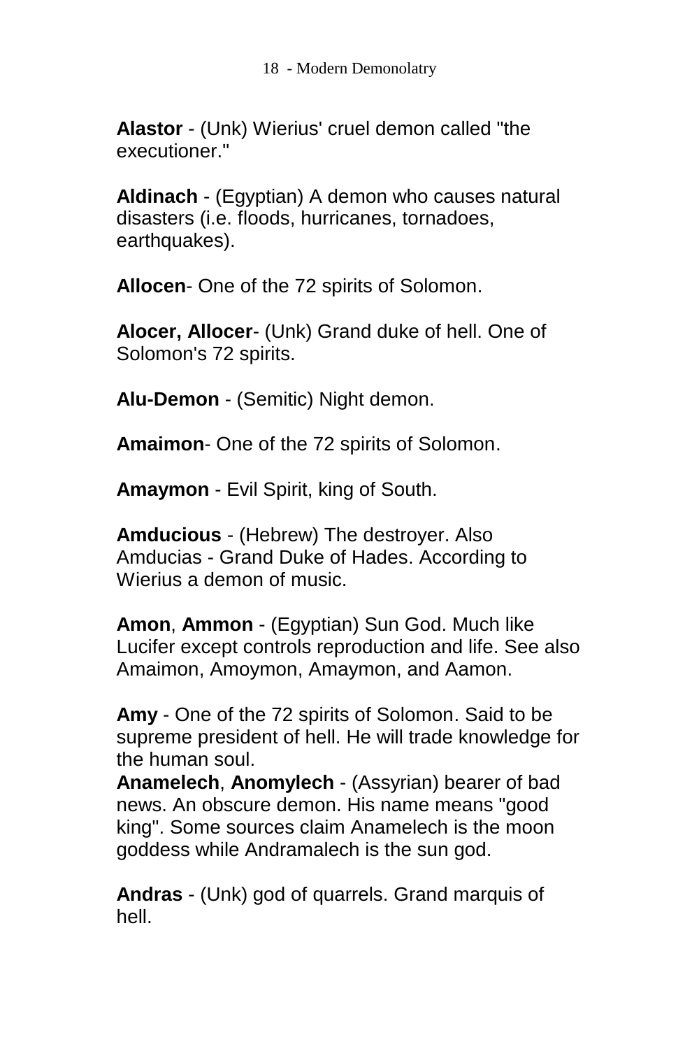**Alastor** - (Unk) Wierius' cruel demon called "the executioner."

**Aldinach** - (Egyptian) A demon who causes natural disasters (i.e. floods, hurricanes, tornadoes, earthquakes).

**Allocen**- One of the 72 spirits of Solomon.

**Alocer, Allocer**- (Unk) Grand duke of hell. One of Solomon's 72 spirits.

**Alu-Demon** - (Semitic) Night demon.

**Amaimon**- One of the 72 spirits of Solomon.

**Amaymon** - Evil Spirit, king of South.

**Amducious** - (Hebrew) The destroyer. Also Amducias - Grand Duke of Hades. According to Wierius a demon of music.

**Amon**, **Ammon** - (Egyptian) Sun God. Much like Lucifer except controls reproduction and life. See also Amaimon, Amoymon, Amaymon, and Aamon.

**Amy** - One of the 72 spirits of Solomon. Said to be supreme president of hell. He will trade knowledge for the human soul.

**Anamelech**, **Anomylech** - (Assyrian) bearer of bad news. An obscure demon. His name means "good king". Some sources claim Anamelech is the moon goddess while Andramalech is the sun god.

**Andras** - (Unk) god of quarrels. Grand marquis of hell.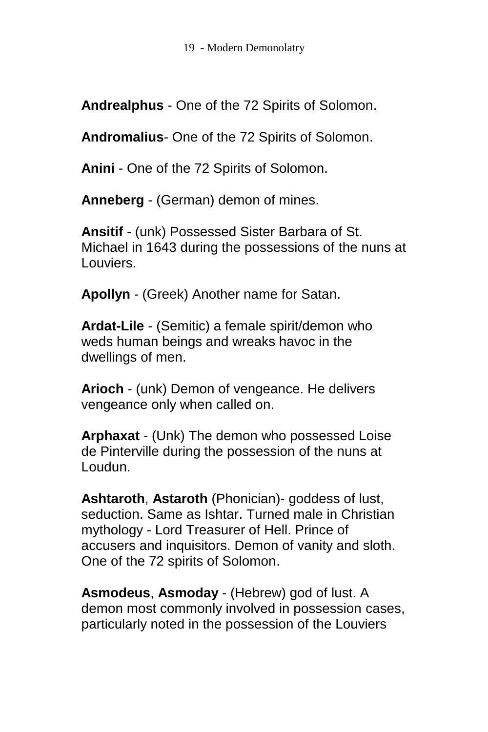**Andrealphus** - One of the 72 Spirits of Solomon.

**Andromalius**- One of the 72 Spirits of Solomon.

**Anini** - One of the 72 Spirits of Solomon.

**Anneberg** - (German) demon of mines.

**Ansitif** - (unk) Possessed Sister Barbara of St. Michael in 1643 during the possessions of the nuns at Louviers.

**Apollyn** - (Greek) Another name for Satan.

**Ardat-Lile** - (Semitic) a female spirit/demon who weds human beings and wreaks havoc in the dwellings of men.

**Arioch** - (unk) Demon of vengeance. He delivers vengeance only when called on.

**Arphaxat** - (Unk) The demon who possessed Loise de Pinterville during the possession of the nuns at Loudun.

**Ashtaroth**, **Astaroth** (Phonician)- goddess of lust, seduction. Same as Ishtar. Turned male in Christian mythology - Lord Treasurer of Hell. Prince of accusers and inquisitors. Demon of vanity and sloth. One of the 72 spirits of Solomon.

**Asmodeus**, **Asmoday** - (Hebrew) god of lust. A demon most commonly involved in possession cases, particularly noted in the possession of the Louviers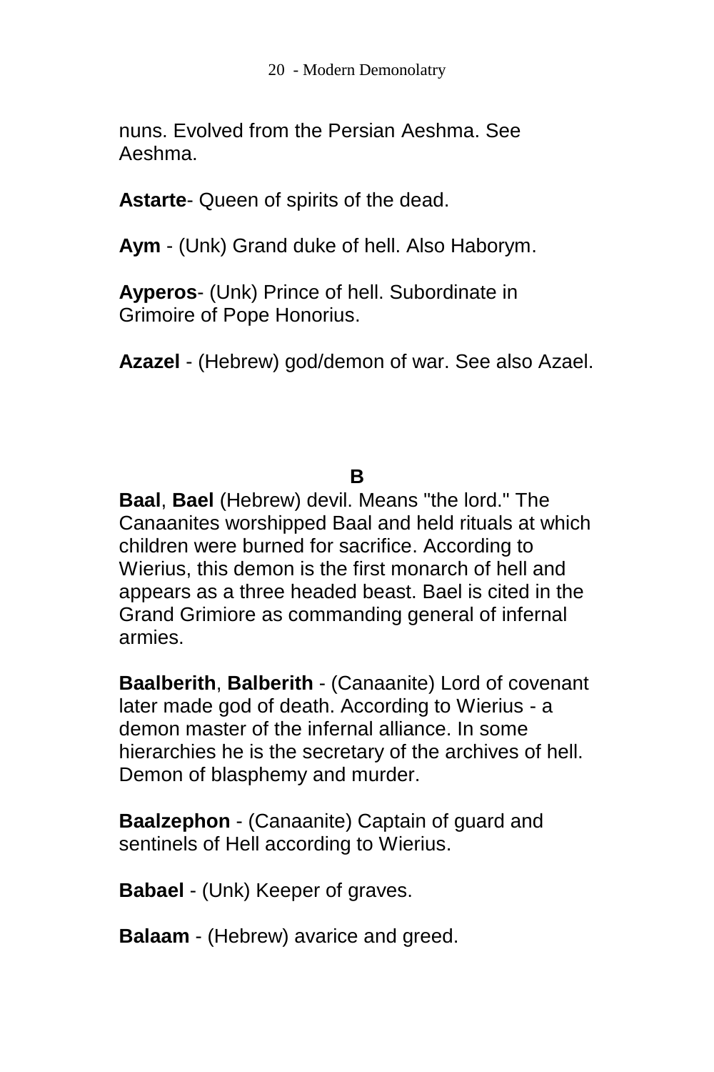nuns. Evolved from the Persian Aeshma. See Aeshma.

**Astarte**- Queen of spirits of the dead.

**Aym** - (Unk) Grand duke of hell. Also Haborym.

**Ayperos**- (Unk) Prince of hell. Subordinate in Grimoire of Pope Honorius.

**Azazel** - (Hebrew) god/demon of war. See also Azael.

## B

**Baal**, **Bael** (Hebrew) devil. Means "the lord." The Canaanites worshipped Baal and held rituals at which children were burned for sacrifice. According to Wierius, this demon is the first monarch of hell and appears as a three headed beast. Bael is cited in the Grand Grimiore as commanding general of infernal armies.

**Baalberith**, **Balberith** - (Canaanite) Lord of covenant later made god of death. According to Wierius - a demon master of the infernal alliance. In some hierarchies he is the secretary of the archives of hell. Demon of blasphemy and murder.

**Baalzephon** - (Canaanite) Captain of guard and sentinels of Hell according to Wierius.

**Babael** - (Unk) Keeper of graves.

**Balaam** - (Hebrew) avarice and greed.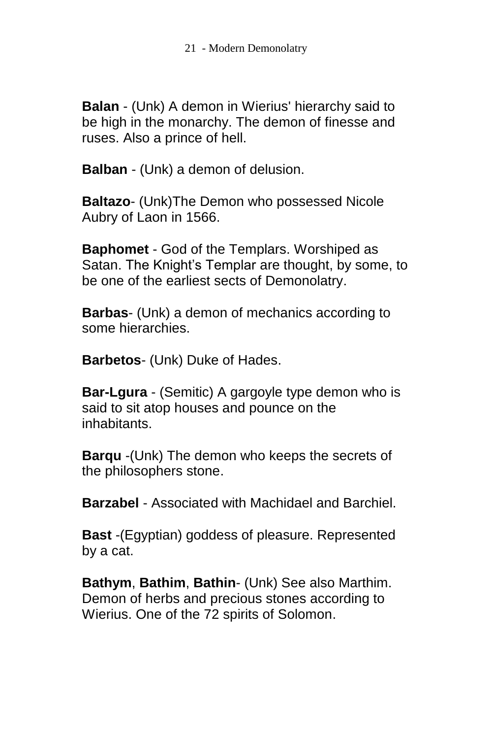**Balan** - (Unk) A demon in Wierius' hierarchy said to be high in the monarchy. The demon of finesse and ruses. Also a prince of hell.

**Balban** - (Unk) a demon of delusion.

**Baltazo**- (Unk)The Demon who possessed Nicole Aubry of Laon in 1566.

**Baphomet** - God of the Templars. Worshiped as Satan. The Knight's Templar are thought, by some, to be one of the earliest sects of Demonolatry.

**Barbas**- (Unk) a demon of mechanics according to some hierarchies.

**Barbetos**- (Unk) Duke of Hades.

**Bar-Lgura** - (Semitic) A gargoyle type demon who is said to sit atop houses and pounce on the inhabitants.

**Barqu** -(Unk) The demon who keeps the secrets of the philosophers stone.

**Barzabel** - Associated with Machidael and Barchiel.

**Bast** -(Egyptian) goddess of pleasure. Represented by a cat.

**Bathym**, **Bathim**, **Bathin**- (Unk) See also Marthim. Demon of herbs and precious stones according to Wierius. One of the 72 spirits of Solomon.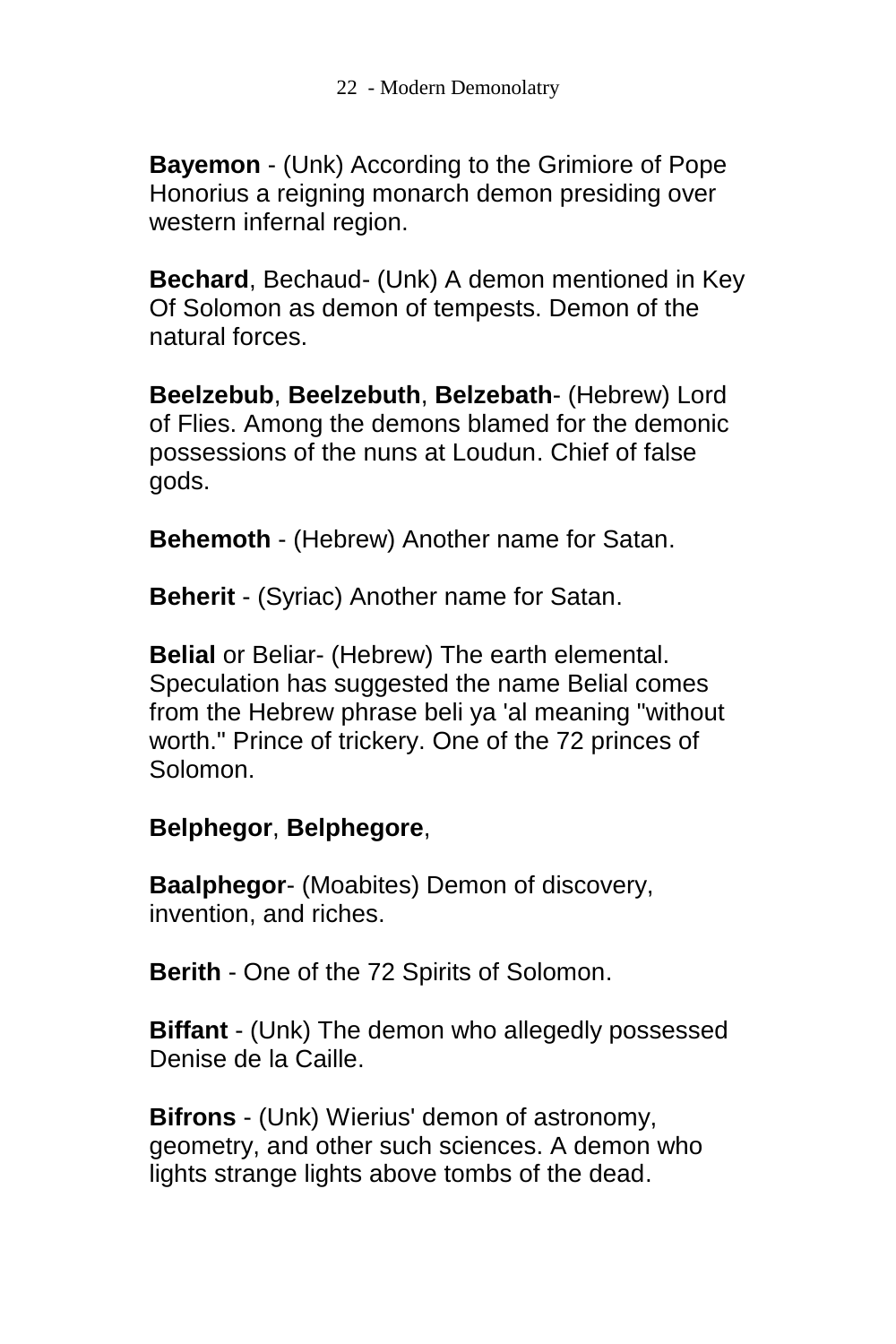**Bayemon** - (Unk) According to the Grimiore of Pope Honorius a reigning monarch demon presiding over western infernal region.

**Bechard**, Bechaud- (Unk) A demon mentioned in Key Of Solomon as demon of tempests. Demon of the natural forces.

**Beelzebub**, **Beelzebuth**, **Belzebath**- (Hebrew) Lord of Flies. Among the demons blamed for the demonic possessions of the nuns at Loudun. Chief of false gods.

**Behemoth** - (Hebrew) Another name for Satan.

**Beherit** - (Syriac) Another name for Satan.

**Belial** or Beliar- (Hebrew) The earth elemental. Speculation has suggested the name Belial comes from the Hebrew phrase beli ya 'al meaning "without worth." Prince of trickery. One of the 72 princes of Solomon.

**Belphegor**, **Belphegore**,

**Baalphegor**- (Moabites) Demon of discovery, invention, and riches.

**Berith** - One of the 72 Spirits of Solomon.

**Biffant** - (Unk) The demon who allegedly possessed Denise de la Caille.

**Bifrons** - (Unk) Wierius' demon of astronomy, geometry, and other such sciences. A demon who lights strange lights above tombs of the dead.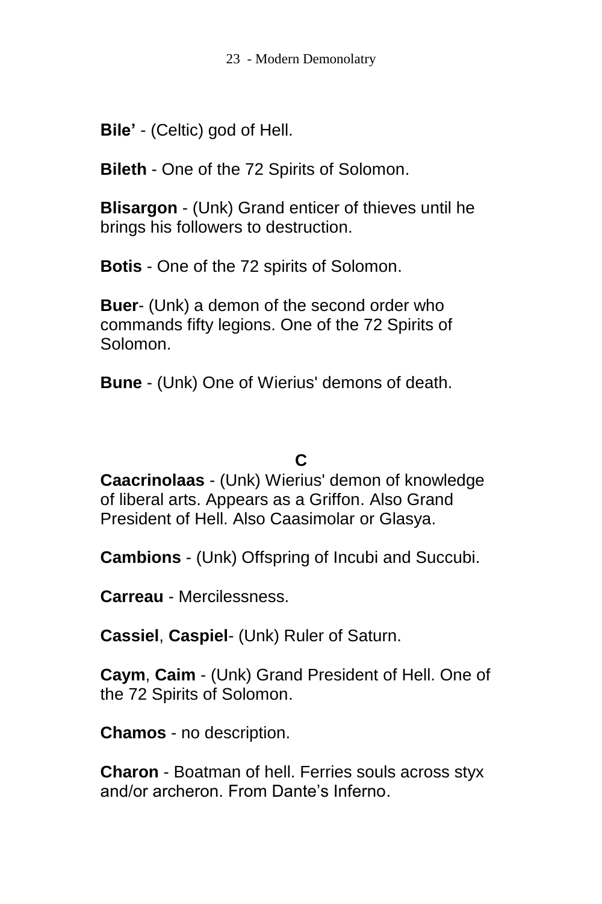**Bile'** - (Celtic) god of Hell.

**Bileth** - One of the 72 Spirits of Solomon.

**Blisargon** - (Unk) Grand enticer of thieves until he brings his followers to destruction.

**Botis** - One of the 72 spirits of Solomon.

**Buer**- (Unk) a demon of the second order who commands fifty legions. One of the 72 Spirits of Solomon.

**Bune** - (Unk) One of Wierius' demons of death.

## C

**Caacrinolaas** - (Unk) Wierius' demon of knowledge of liberal arts. Appears as a Griffon. Also Grand President of Hell. Also Caasimolar or Glasya.

**Cambions** - (Unk) Offspring of Incubi and Succubi.

**Carreau** - Mercilessness.

**Cassiel**, **Caspiel**- (Unk) Ruler of Saturn.

**Caym**, **Caim** - (Unk) Grand President of Hell. One of the 72 Spirits of Solomon.

**Chamos** - no description.

**Charon** - Boatman of hell. Ferries souls across styx and/or archeron. From Dante's Inferno.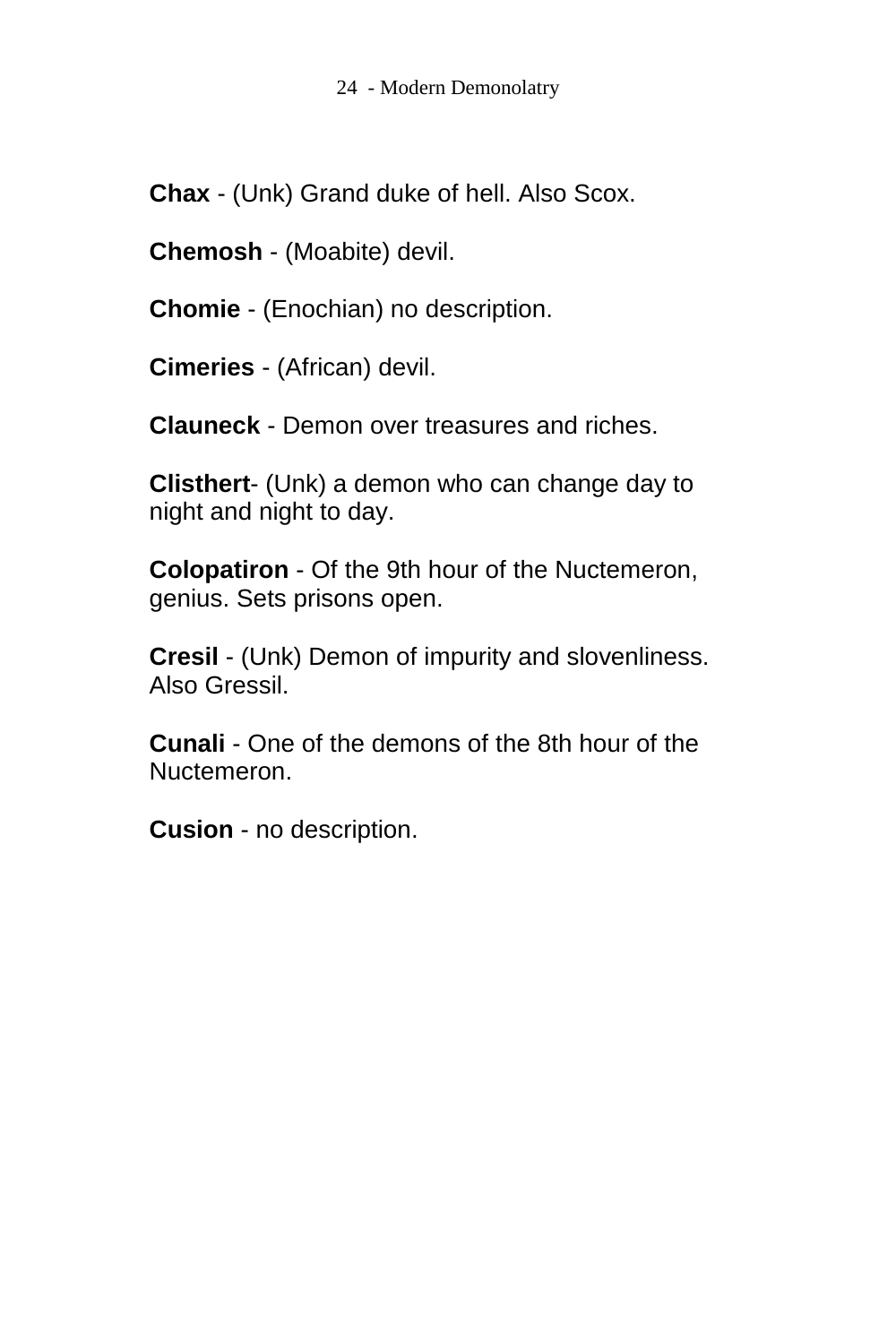**Chax** - (Unk) Grand duke of hell. Also Scox.

**Chemosh** - (Moabite) devil.

**Chomie** - (Enochian) no description.

**Cimeries** - (African) devil.

**Clauneck** - Demon over treasures and riches.

**Clisthert**- (Unk) a demon who can change day to night and night to day.

**Colopatiron** - Of the 9th hour of the Nuctemeron, genius. Sets prisons open.

**Cresil** - (Unk) Demon of impurity and slovenliness. Also Gressil.

**Cunali** - One of the demons of the 8th hour of the Nuctemeron.

**Cusion** - no description.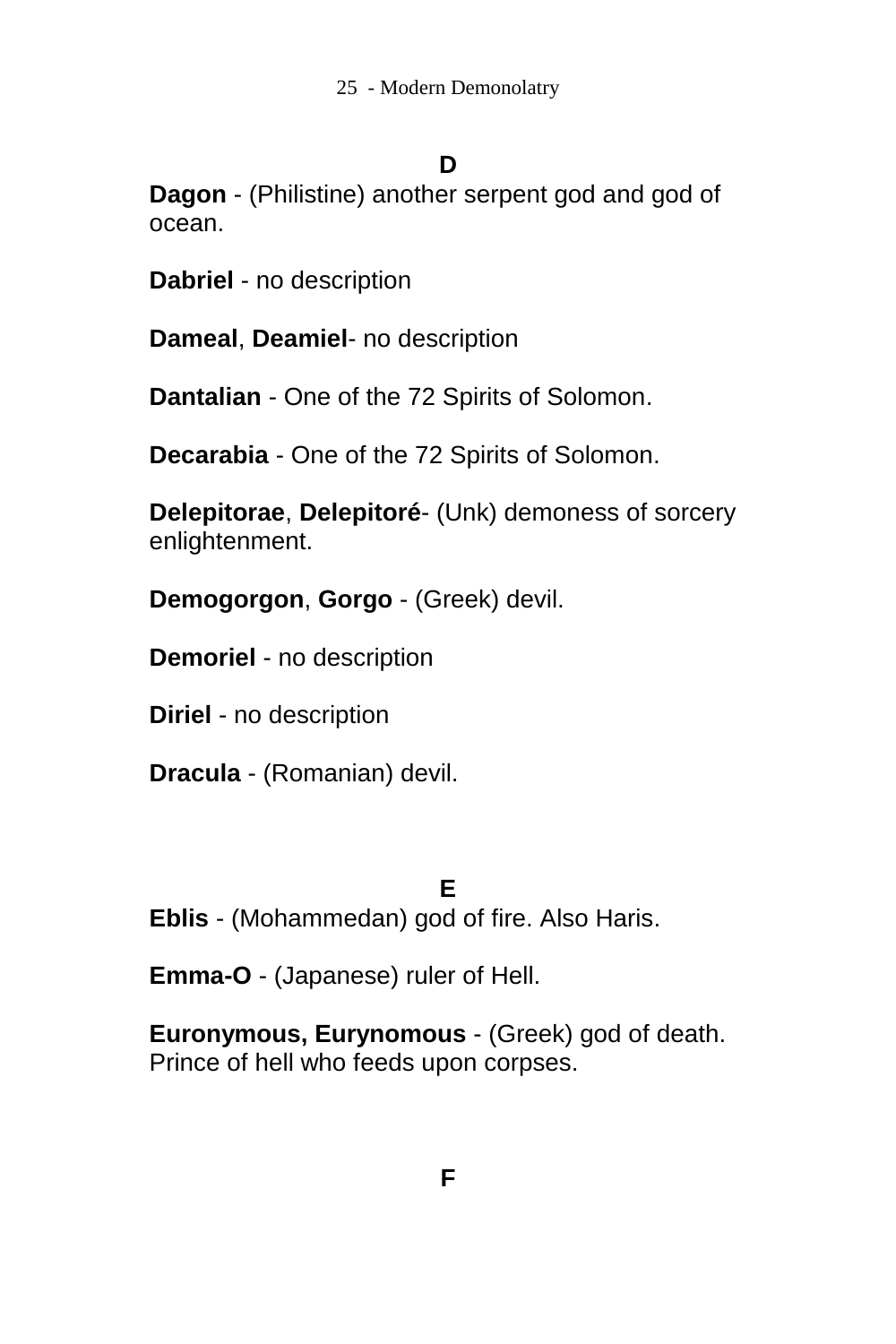## D

**Dagon** - (Philistine) another serpent god and god of ocean.

**Dabriel** - no description

**Dameal**, **Deamiel**- no description

**Dantalian** - One of the 72 Spirits of Solomon.

**Decarabia** - One of the 72 Spirits of Solomon.

**Delepitorae**, **Delepitoré**- (Unk) demoness of sorcery enlightenment.

**Demogorgon**, **Gorgo** - (Greek) devil.

**Demoriel** - no description

**Diriel** - no description

**Dracula** - (Romanian) devil.

## E

**Eblis** - (Mohammedan) god of fire. Also Haris.

**Emma-O** - (Japanese) ruler of Hell.

**Euronymous, Eurynomous** - (Greek) god of death. Prince of hell who feeds upon corpses.

## F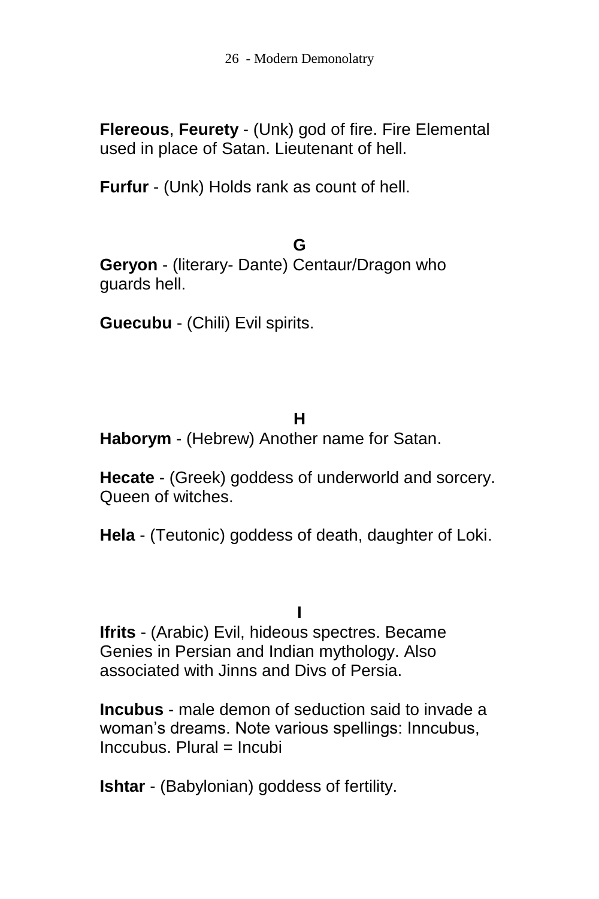**Flereous**, **Feurety** - (Unk) god of fire. Fire Elemental used in place of Satan. Lieutenant of hell.

**Furfur** - (Unk) Holds rank as count of hell.

## G

**Geryon** - (literary- Dante) Centaur/Dragon who guards hell.

**Guecubu** - (Chili) Evil spirits.

## H

**Haborym** - (Hebrew) Another name for Satan.

**Hecate** - (Greek) goddess of underworld and sorcery. Queen of witches.

**Hela** - (Teutonic) goddess of death, daughter of Loki.

## I

**Ifrits** - (Arabic) Evil, hideous spectres. Became Genies in Persian and Indian mythology. Also associated with Jinns and Divs of Persia.

**Incubus** - male demon of seduction said to invade a woman's dreams. Note various spellings: Inncubus, Inccubus. Plural = Incubi

**Ishtar** - (Babylonian) goddess of fertility.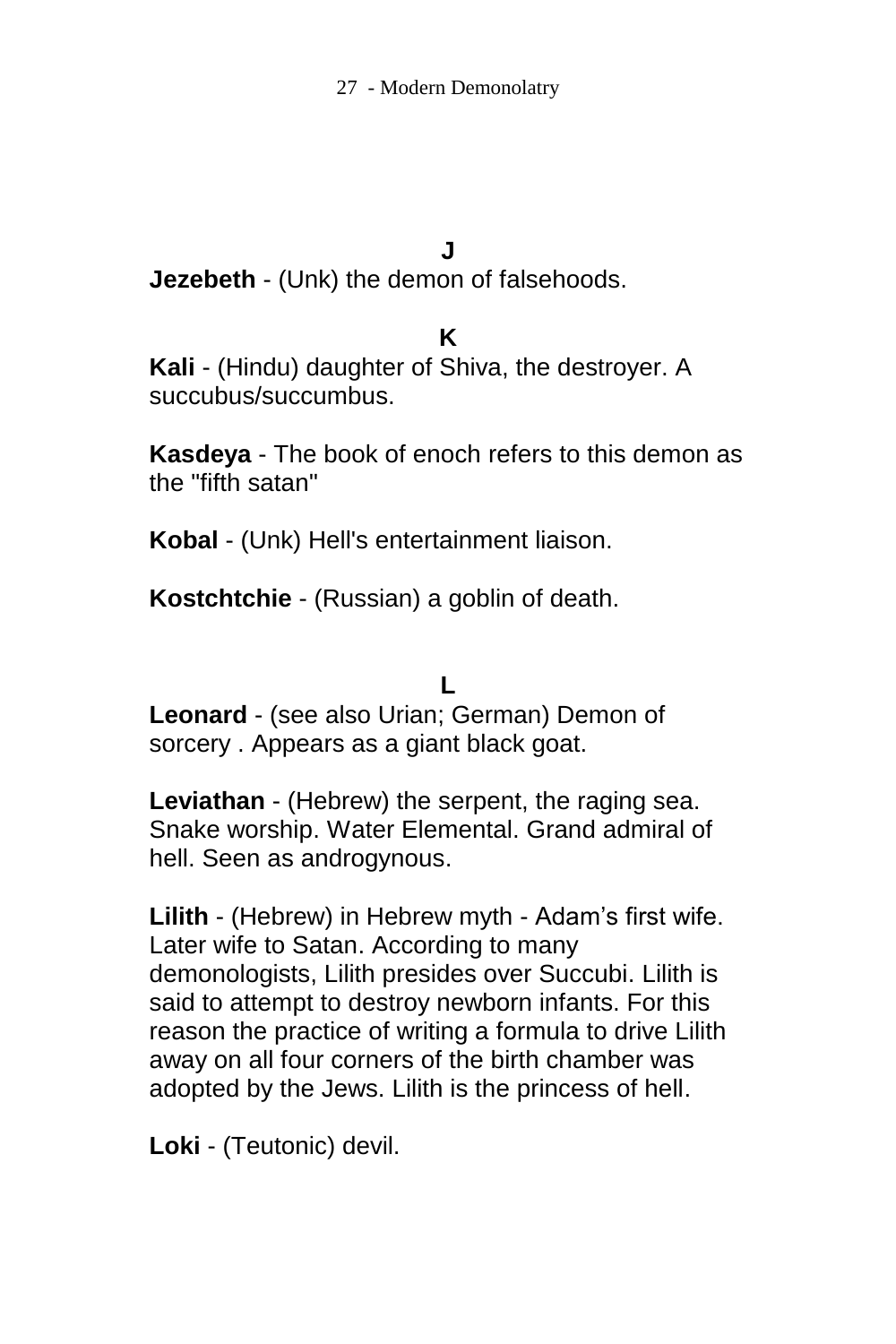## J

**Jezebeth** - (Unk) the demon of falsehoods.

## K

**Kali** - (Hindu) daughter of Shiva, the destroyer. A succubus/succumbus.

**Kasdeya** - The book of enoch refers to this demon as the "fifth satan"

**Kobal** - (Unk) Hell's entertainment liaison.

**Kostchtchie** - (Russian) a goblin of death.

## L

**Leonard** - (see also Urian; German) Demon of sorcery . Appears as a giant black goat.

**Leviathan** - (Hebrew) the serpent, the raging sea. Snake worship. Water Elemental. Grand admiral of hell. Seen as androgynous.

**Lilith** - (Hebrew) in Hebrew myth - Adam's first wife. Later wife to Satan. According to many demonologists, Lilith presides over Succubi. Lilith is said to attempt to destroy newborn infants. For this reason the practice of writing a formula to drive Lilith away on all four corners of the birth chamber was adopted by the Jews. Lilith is the princess of hell.

**Loki** - (Teutonic) devil.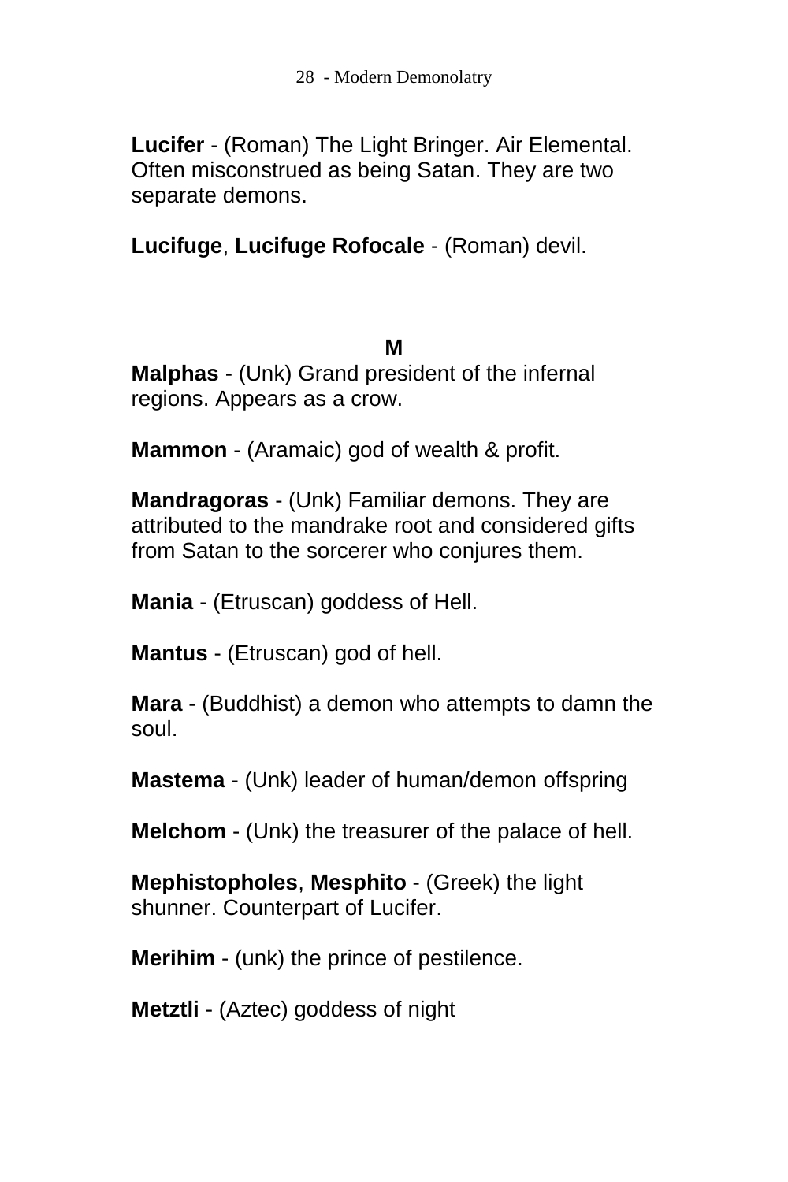**Lucifer** - (Roman) The Light Bringer. Air Elemental. Often misconstrued as being Satan. They are two separate demons.

**Lucifuge**, **Lucifuge Rofocale** - (Roman) devil.

## M

**Malphas** - (Unk) Grand president of the infernal regions. Appears as a crow.

**Mammon** - (Aramaic) god of wealth & profit.

**Mandragoras** - (Unk) Familiar demons. They are attributed to the mandrake root and considered gifts from Satan to the sorcerer who conjures them.

**Mania** - (Etruscan) goddess of Hell.

**Mantus** - (Etruscan) god of hell.

**Mara** - (Buddhist) a demon who attempts to damn the soul.

**Mastema** - (Unk) leader of human/demon offspring

**Melchom** - (Unk) the treasurer of the palace of hell.

**Mephistopholes**, **Mesphito** - (Greek) the light shunner. Counterpart of Lucifer.

**Merihim** - (unk) the prince of pestilence.

**Metztli** - (Aztec) goddess of night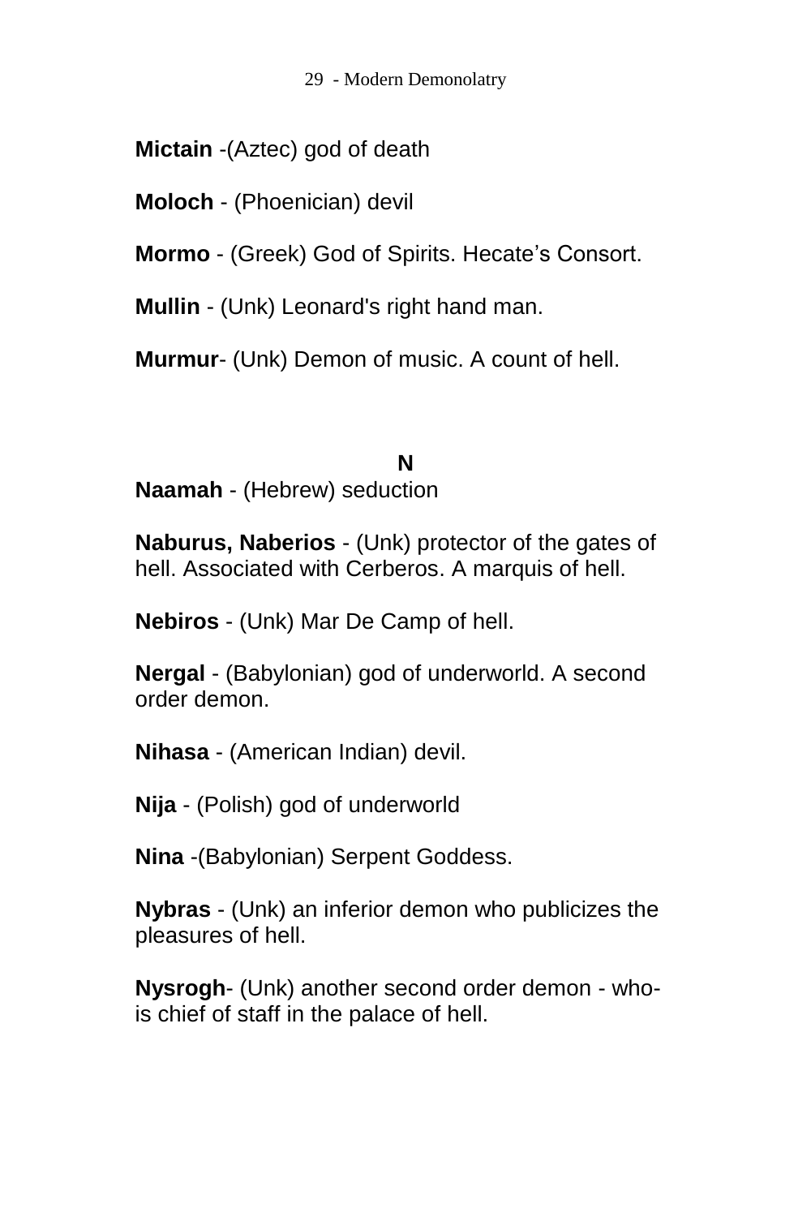**Mictain** -(Aztec) god of death

**Moloch** - (Phoenician) devil

**Mormo** - (Greek) God of Spirits. Hecate's Consort.

**Mullin** - (Unk) Leonard's right hand man.

**Murmur**- (Unk) Demon of music. A count of hell.

## N

**Naamah** - (Hebrew) seduction

**Naburus, Naberios** - (Unk) protector of the gates of hell. Associated with Cerberos. A marquis of hell.

**Nebiros** - (Unk) Mar De Camp of hell.

**Nergal** - (Babylonian) god of underworld. A second order demon.

**Nihasa** - (American Indian) devil.

**Nija** - (Polish) god of underworld

**Nina** -(Babylonian) Serpent Goddess.

**Nybras** - (Unk) an inferior demon who publicizes the pleasures of hell.

**Nysrogh**- (Unk) another second order demon - who-is chief of staff in the palace of hell.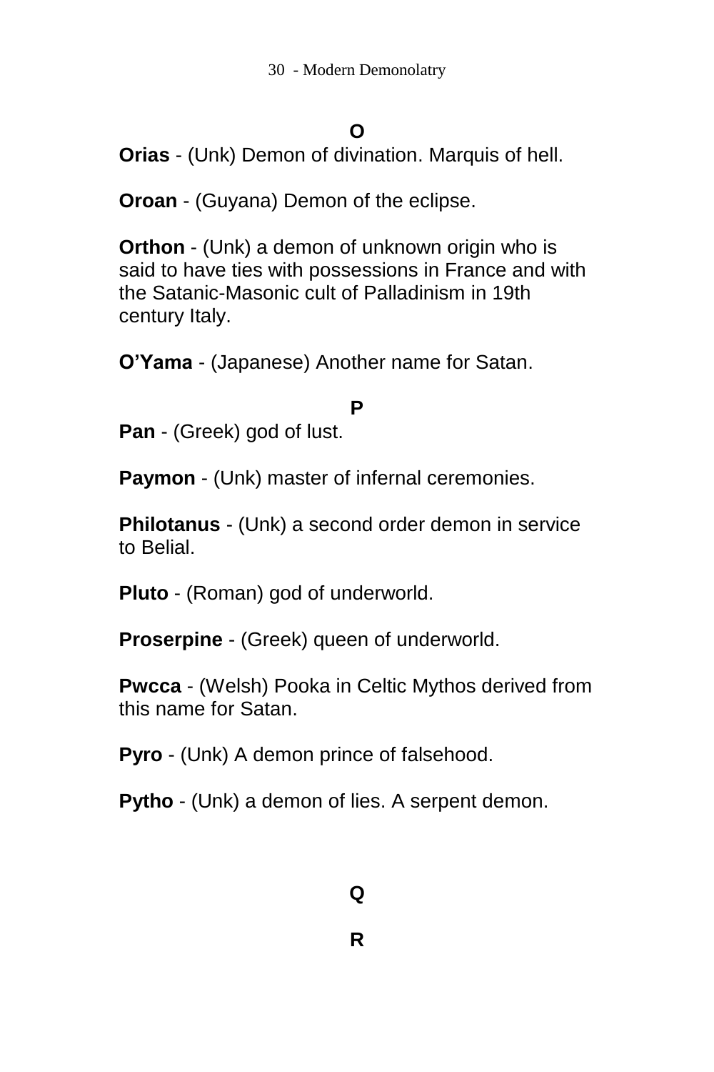## O

**Orias** - (Unk) Demon of divination. Marquis of hell.

**Oroan** - (Guyana) Demon of the eclipse.

**Orthon** - (Unk) a demon of unknown origin who is said to have ties with possessions in France and with the Satanic-Masonic cult of Palladinism in 19th century Italy.

**O'Yama** - (Japanese) Another name for Satan.

## P

**Pan** - (Greek) god of lust.

**Paymon** - (Unk) master of infernal ceremonies.

**Philotanus** - (Unk) a second order demon in service to Belial.

**Pluto** - (Roman) god of underworld.

**Proserpine** - (Greek) queen of underworld.

**Pwcca** - (Welsh) Pooka in Celtic Mythos derived from this name for Satan.

**Pyro** - (Unk) A demon prince of falsehood.

**Pytho** - (Unk) a demon of lies. A serpent demon.

## Q

## R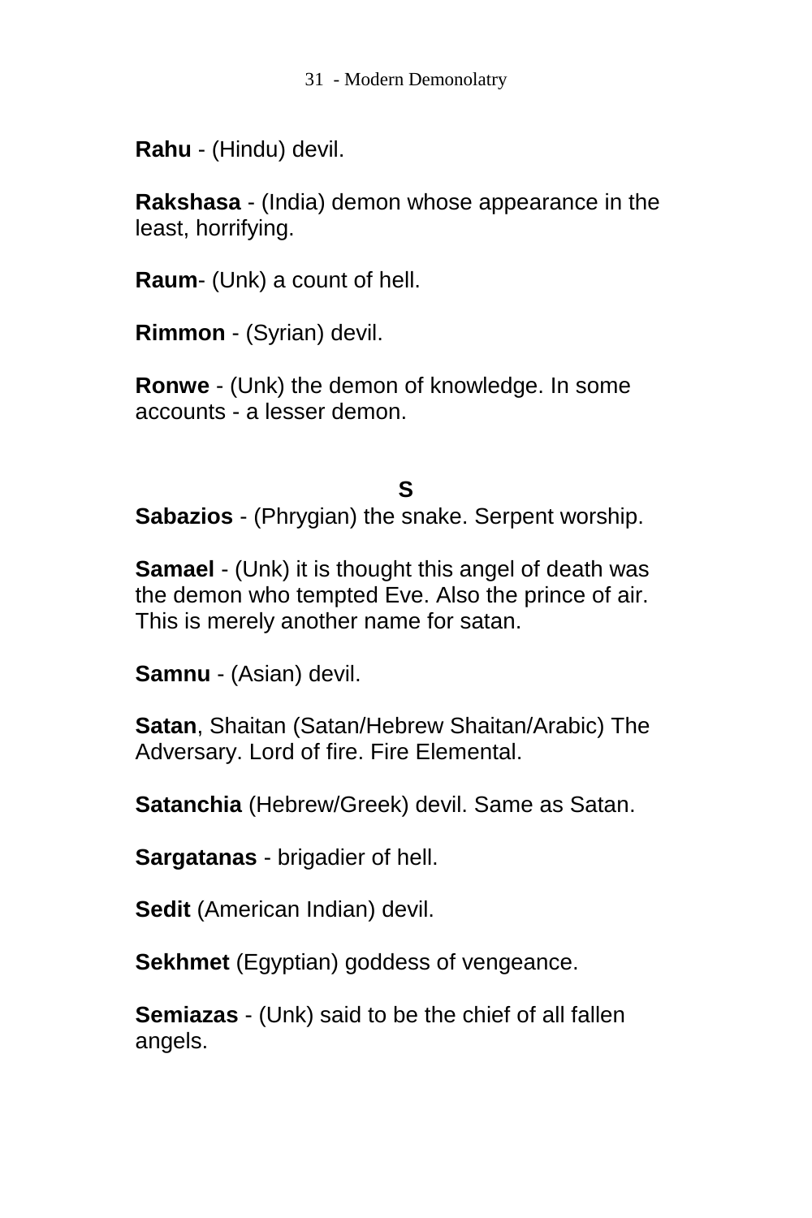**Rahu** - (Hindu) devil.

**Rakshasa** - (India) demon whose appearance in the least, horrifying.

**Raum**- (Unk) a count of hell.

**Rimmon** - (Syrian) devil.

**Ronwe** - (Unk) the demon of knowledge. In some accounts - a lesser demon.

## S

**Sabazios** - (Phrygian) the snake. Serpent worship.

**Samael** - (Unk) it is thought this angel of death was the demon who tempted Eve. Also the prince of air. This is merely another name for satan.

**Samnu** - (Asian) devil.

**Satan**, Shaitan (Satan/Hebrew Shaitan/Arabic) The Adversary. Lord of fire. Fire Elemental.

**Satanchia** (Hebrew/Greek) devil. Same as Satan.

**Sargatanas** - brigadier of hell.

**Sedit** (American Indian) devil.

**Sekhmet** (Egyptian) goddess of vengeance.

**Semiazas** - (Unk) said to be the chief of all fallen angels.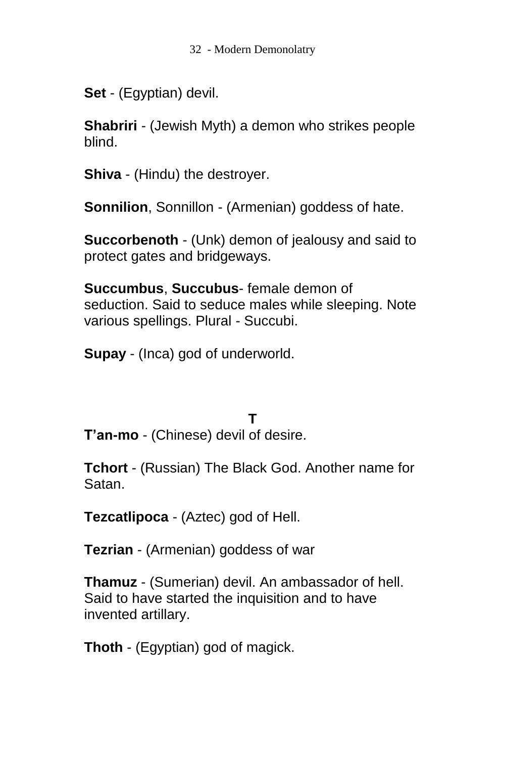**Set** - (Egyptian) devil.

**Shabriri** - (Jewish Myth) a demon who strikes people blind.

**Shiva** - (Hindu) the destroyer.

**Sonnilion**, Sonnillon - (Armenian) goddess of hate.

**Succorbenoth** - (Unk) demon of jealousy and said to protect gates and bridgeways.

**Succumbus**, **Succubus**- female demon of seduction. Said to seduce males while sleeping. Note various spellings. Plural - Succubi.

**Supay** - (Inca) god of underworld.

## T

**T'an-mo** - (Chinese) devil of desire.

**Tchort** - (Russian) The Black God. Another name for Satan.

**Tezcatlipoca** - (Aztec) god of Hell.

**Tezrian** - (Armenian) goddess of war

**Thamuz** - (Sumerian) devil. An ambassador of hell. Said to have started the inquisition and to have invented artillary.

**Thoth** - (Egyptian) god of magick.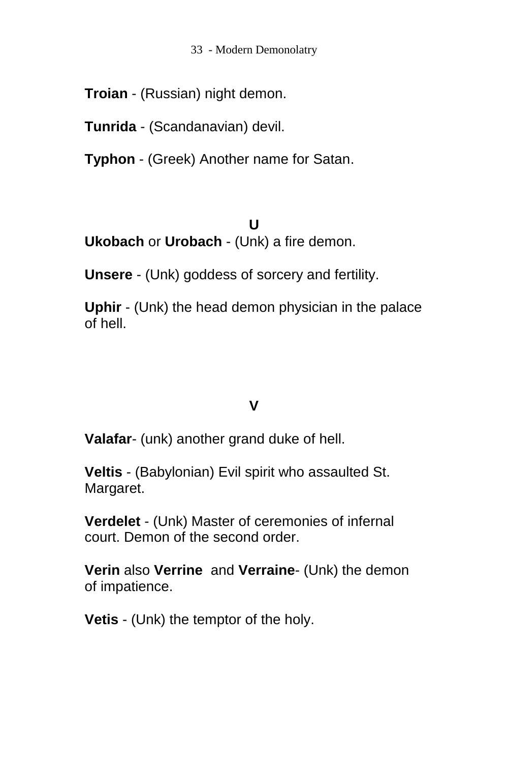**Troian** - (Russian) night demon.

**Tunrida** - (Scandanavian) devil.

**Typhon** - (Greek) Another name for Satan.

### U

**Ukobach** or **Urobach** - (Unk) a fire demon.

**Unsere** - (Unk) goddess of sorcery and fertility.

**Uphir** - (Unk) the head demon physician in the palace of hell.

### V

**Valafar**- (unk) another grand duke of hell.

**Veltis** - (Babylonian) Evil spirit who assaulted St. Margaret.

**Verdelet** - (Unk) Master of ceremonies of infernal court. Demon of the second order.

**Verin** also **Verrine** and **Verraine**- (Unk) the demon of impatience.

**Vetis** - (Unk) the temptor of the holy.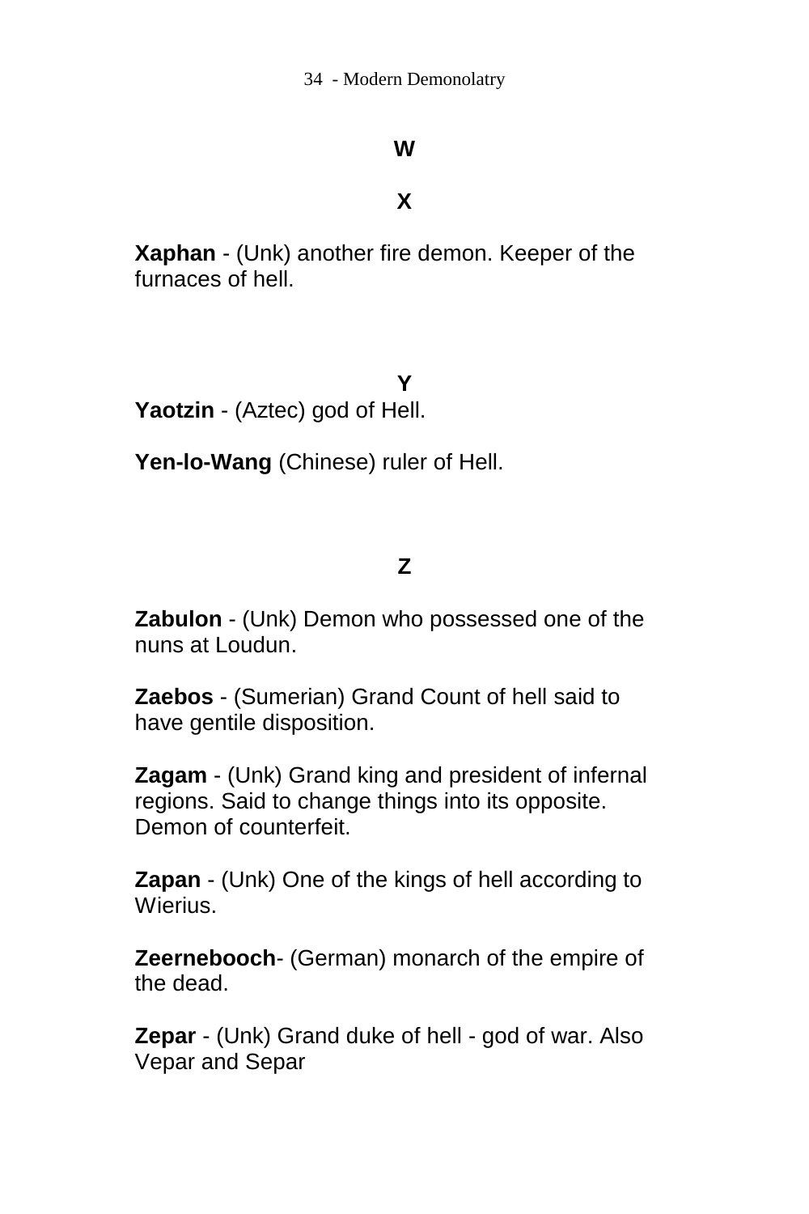## W

## X

**Xaphan** - (Unk) another fire demon. Keeper of the furnaces of hell.

## Y

**Yaotzin** - (Aztec) god of Hell.

**Yen-lo-Wang** (Chinese) ruler of Hell.

## Z

**Zabulon** - (Unk) Demon who possessed one of the nuns at Loudun.

**Zaebos** - (Sumerian) Grand Count of hell said to have gentile disposition.

**Zagam** - (Unk) Grand king and president of infernal regions. Said to change things into its opposite. Demon of counterfeit.

**Zapan** - (Unk) One of the kings of hell according to Wierius.

**Zeernebooch**- (German) monarch of the empire of the dead.

**Zepar** - (Unk) Grand duke of hell - god of war. Also Vepar and Separ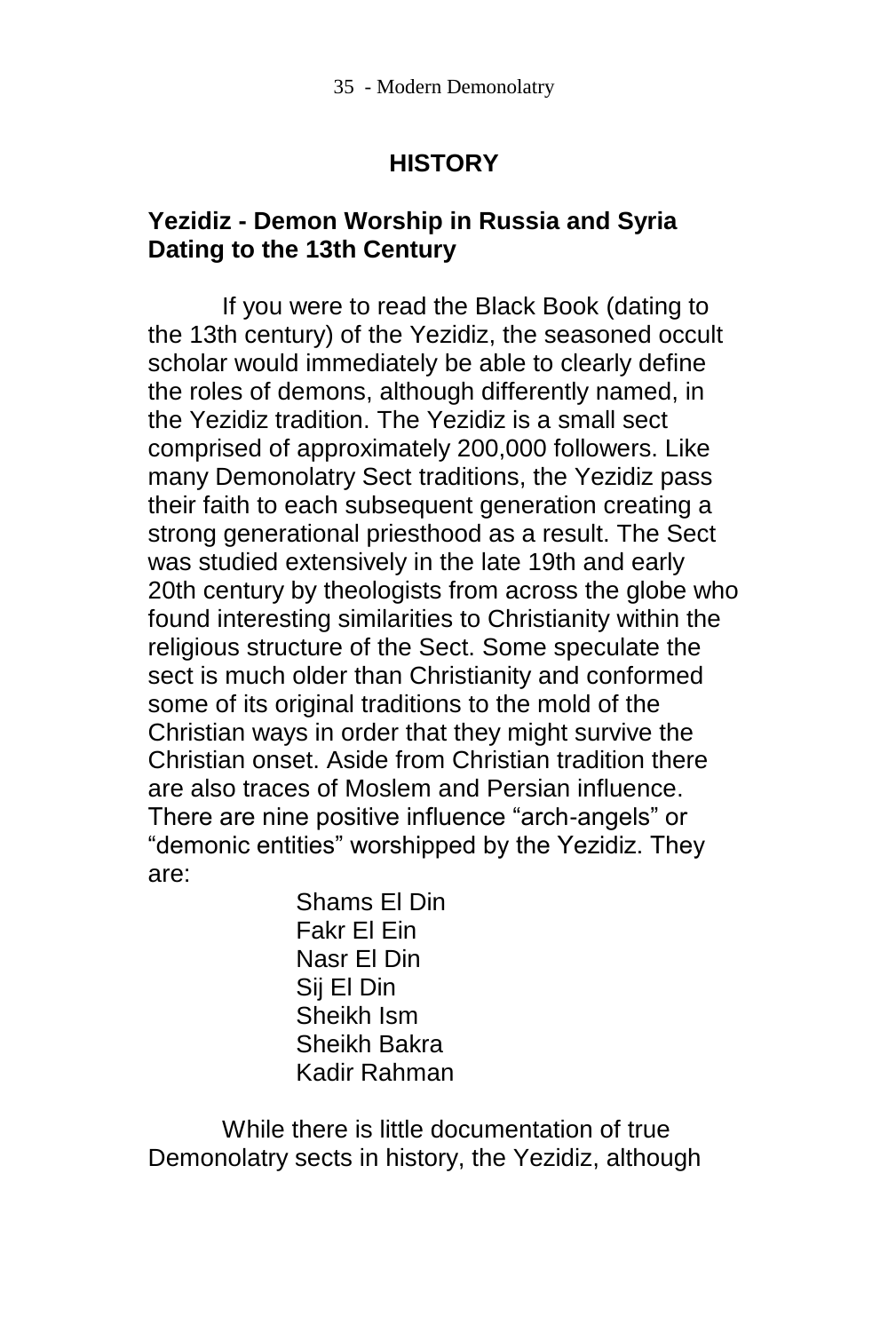# HISTORY

## Yezidiz - Demon Worship in Russia and Syria Dating to the 13th Century

If you were to read the Black Book (dating to the 13th century) of the Yezidiz, the seasoned occult scholar would immediately be able to clearly define the roles of demons, although differently named, in the Yezidiz tradition. The Yezidiz is a small sect comprised of approximately 200,000 followers. Like many Demonolatry Sect traditions, the Yezidiz pass their faith to each subsequent generation creating a strong generational priesthood as a result. The Sect was studied extensively in the late 19th and early 20th century by theologists from across the globe who found interesting similarities to Christianity within the religious structure of the Sect. Some speculate the sect is much older than Christianity and conformed some of its original traditions to the mold of the Christian ways in order that they might survive the Christian onset. Aside from Christian tradition there are also traces of Moslem and Persian influence. There are nine positive influence “arch-angels” or “demonic entities” worshipped by the Yezidiz. They are:

Shams El Din
Fakr El Ein
Nasr El Din
Sij El Din
Sheikh Ism
Sheikh Bakra
Kadir Rahman

While there is little documentation of true Demonolatry sects in history, the Yezidiz, although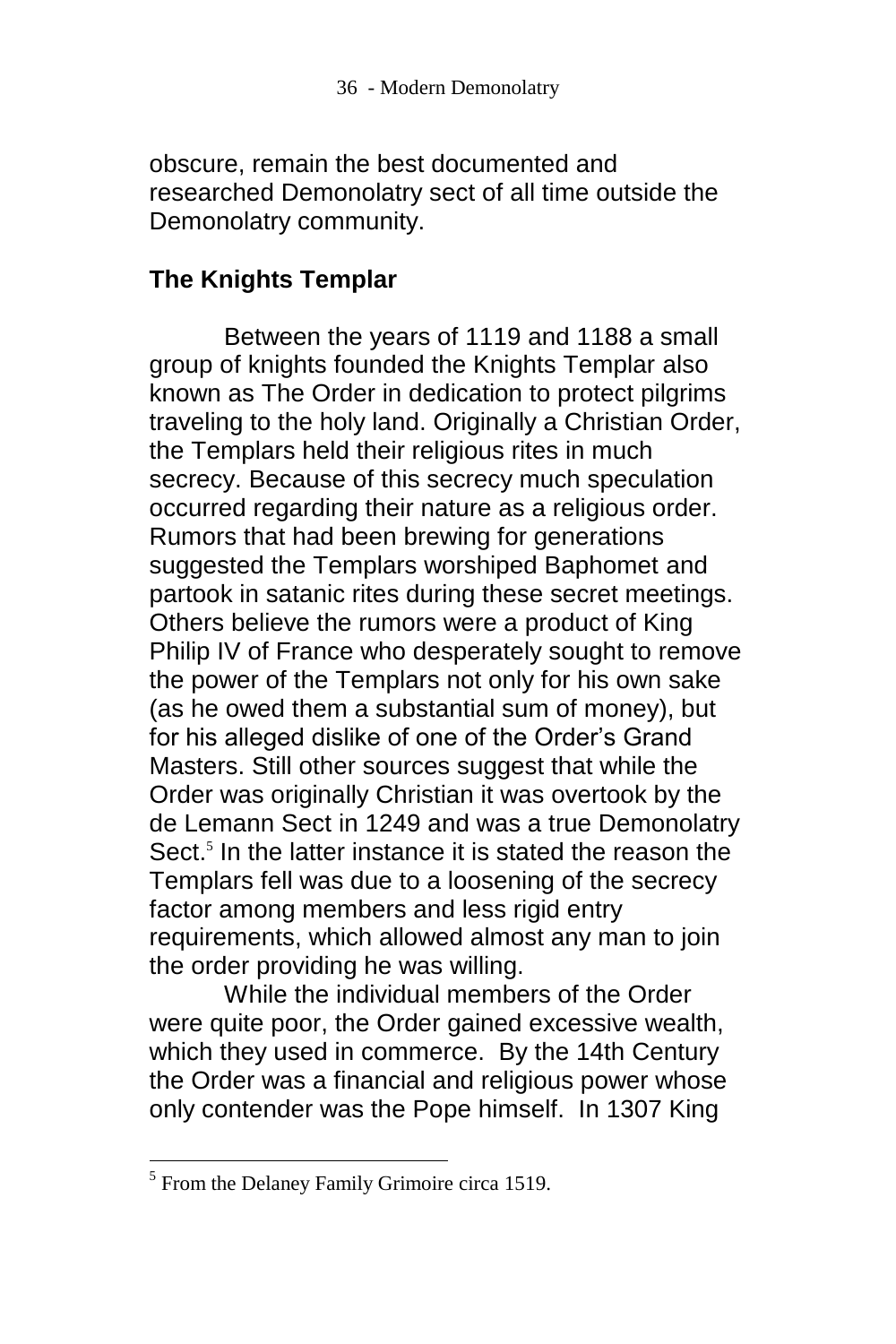obscure, remain the best documented and researched Demonolatry sect of all time outside the Demonolatry community.

## The Knights Templar

Between the years of 1119 and 1188 a small group of knights founded the Knights Templar also known as The Order in dedication to protect pilgrims traveling to the holy land. Originally a Christian Order, the Templars held their religious rites in much secrecy. Because of this secrecy much speculation occurred regarding their nature as a religious order. Rumors that had been brewing for generations suggested the Templars worshiped Baphomet and partook in satanic rites during these secret meetings. Others believe the rumors were a product of King Philip IV of France who desperately sought to remove the power of the Templars not only for his own sake (as he owed them a substantial sum of money), but for his alleged dislike of one of the Order's Grand Masters. Still other sources suggest that while the Order was originally Christian it was overtook by the de Lemann Sect in 1249 and was a true Demonolatry Sect.[5] In the latter instance it is stated the reason the Templars fell was due to a loosening of the secrecy factor among members and less rigid entry requirements, which allowed almost any man to join the order providing he was willing.

While the individual members of the Order were quite poor, the Order gained excessive wealth, which they used in commerce. By the 14th Century the Order was a financial and religious power whose only contender was the Pope himself. In 1307 King

[5] From the Delaney Family Grimoire circa 1519.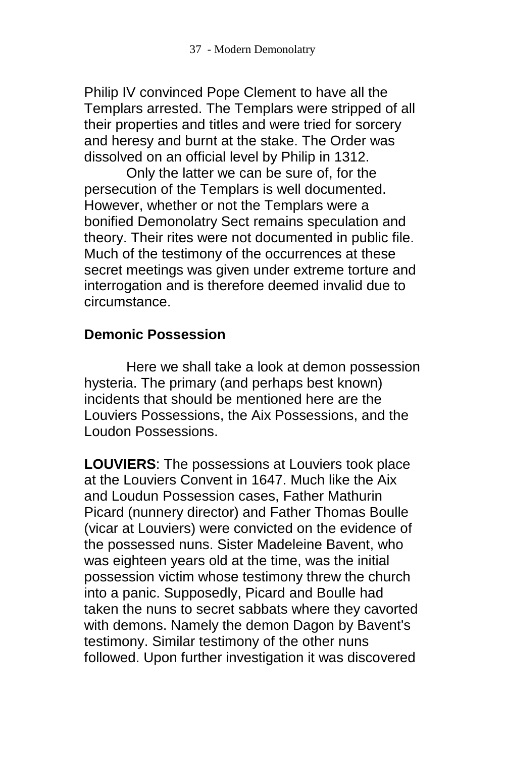Philip IV convinced Pope Clement to have all the Templars arrested. The Templars were stripped of all their properties and titles and were tried for sorcery and heresy and burnt at the stake. The Order was dissolved on an official level by Philip in 1312.

Only the latter we can be sure of, for the persecution of the Templars is well documented. However, whether or not the Templars were a bonified Demonolatry Sect remains speculation and theory. Their rites were not documented in public file. Much of the testimony of the occurrences at these secret meetings was given under extreme torture and interrogation and is therefore deemed invalid due to circumstance.

## Demonic Possession

Here we shall take a look at demon possession hysteria. The primary (and perhaps best known) incidents that should be mentioned here are the Louviers Possessions, the Aix Possessions, and the Loudon Possessions.

**LOUVIERS**: The possessions at Louviers took place at the Louviers Convent in 1647. Much like the Aix and Loudun Possession cases, Father Mathurin Picard (nunnery director) and Father Thomas Boulle (vicar at Louviers) were convicted on the evidence of the possessed nuns. Sister Madeleine Bavent, who was eighteen years old at the time, was the initial possession victim whose testimony threw the church into a panic. Supposedly, Picard and Boulle had taken the nuns to secret sabbats where they cavorted with demons. Namely the demon Dagon by Bavent's testimony. Similar testimony of the other nuns followed. Upon further investigation it was discovered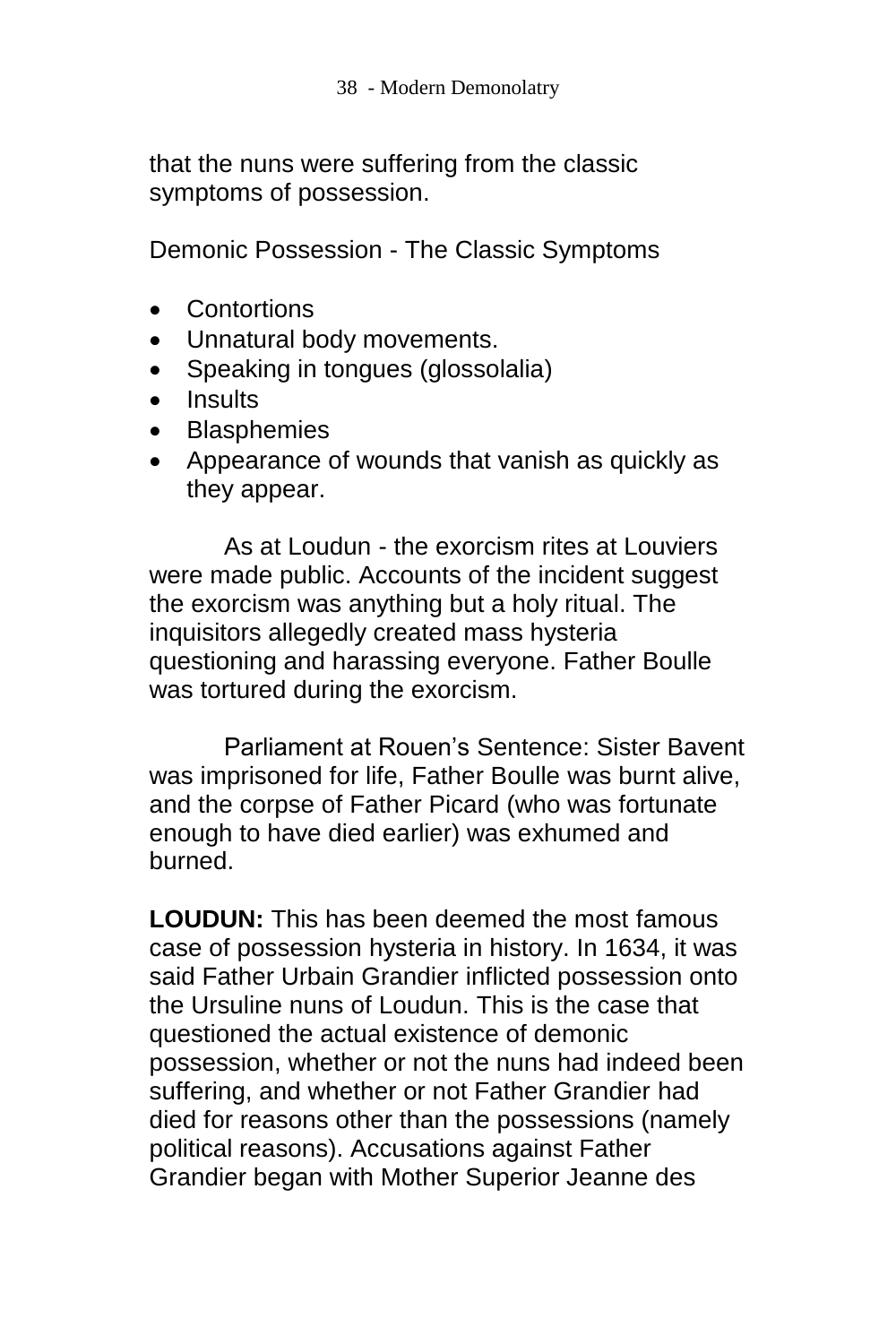that the nuns were suffering from the classic symptoms of possession.

Demonic Possession - The Classic Symptoms

- Contortions
- Unnatural body movements.
- Speaking in tongues (glossolalia)
- Insults
- Blasphemies
- Appearance of wounds that vanish as quickly as they appear.

As at Loudun - the exorcism rites at Louviers were made public. Accounts of the incident suggest the exorcism was anything but a holy ritual. The inquisitors allegedly created mass hysteria questioning and harassing everyone. Father Boulle was tortured during the exorcism.

Parliament at Rouen's Sentence: Sister Bavent was imprisoned for life, Father Boulle was burnt alive, and the corpse of Father Picard (who was fortunate enough to have died earlier) was exhumed and burned.

**LOUDUN:** This has been deemed the most famous case of possession hysteria in history. In 1634, it was said Father Urbain Grandier inflicted possession onto the Ursuline nuns of Loudun. This is the case that questioned the actual existence of demonic possession, whether or not the nuns had indeed been suffering, and whether or not Father Grandier had died for reasons other than the possessions (namely political reasons). Accusations against Father Grandier began with Mother Superior Jeanne des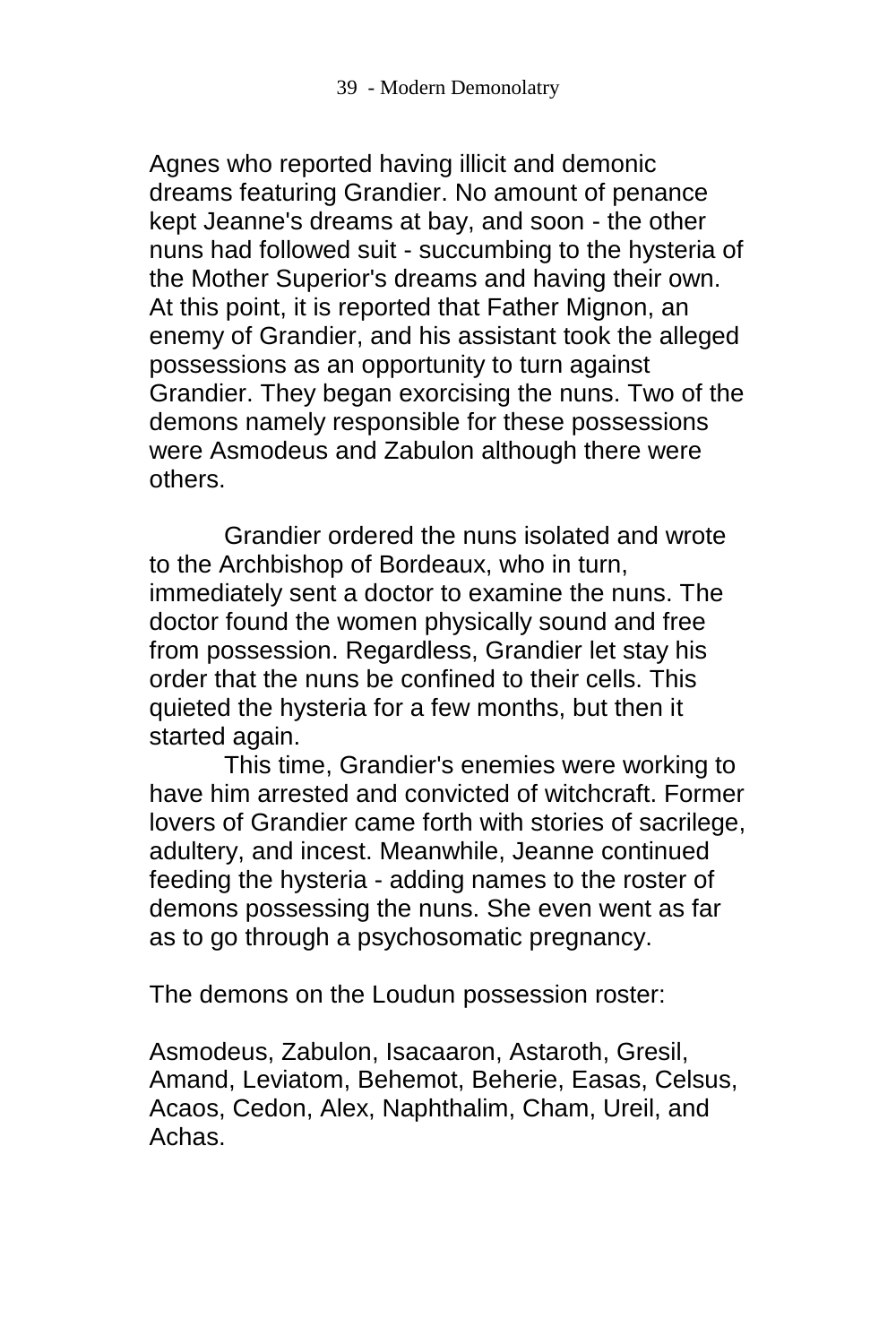Agnes who reported having illicit and demonic dreams featuring Grandier. No amount of penance kept Jeanne's dreams at bay, and soon - the other nuns had followed suit - succumbing to the hysteria of the Mother Superior's dreams and having their own. At this point, it is reported that Father Mignon, an enemy of Grandier, and his assistant took the alleged possessions as an opportunity to turn against Grandier. They began exorcising the nuns. Two of the demons namely responsible for these possessions were Asmodeus and Zabulon although there were others.

Grandier ordered the nuns isolated and wrote to the Archbishop of Bordeaux, who in turn, immediately sent a doctor to examine the nuns. The doctor found the women physically sound and free from possession. Regardless, Grandier let stay his order that the nuns be confined to their cells. This quieted the hysteria for a few months, but then it started again.

This time, Grandier's enemies were working to have him arrested and convicted of witchcraft. Former lovers of Grandier came forth with stories of sacrilege, adultery, and incest. Meanwhile, Jeanne continued feeding the hysteria - adding names to the roster of demons possessing the nuns. She even went as far as to go through a psychosomatic pregnancy.

The demons on the Loudun possession roster:

Asmodeus, Zabulon, Isacaaron, Astaroth, Gresil, Amand, Leviatom, Behemot, Beherie, Easas, Celsus, Acaos, Cedon, Alex, Naphthalim, Cham, Ureil, and Achas.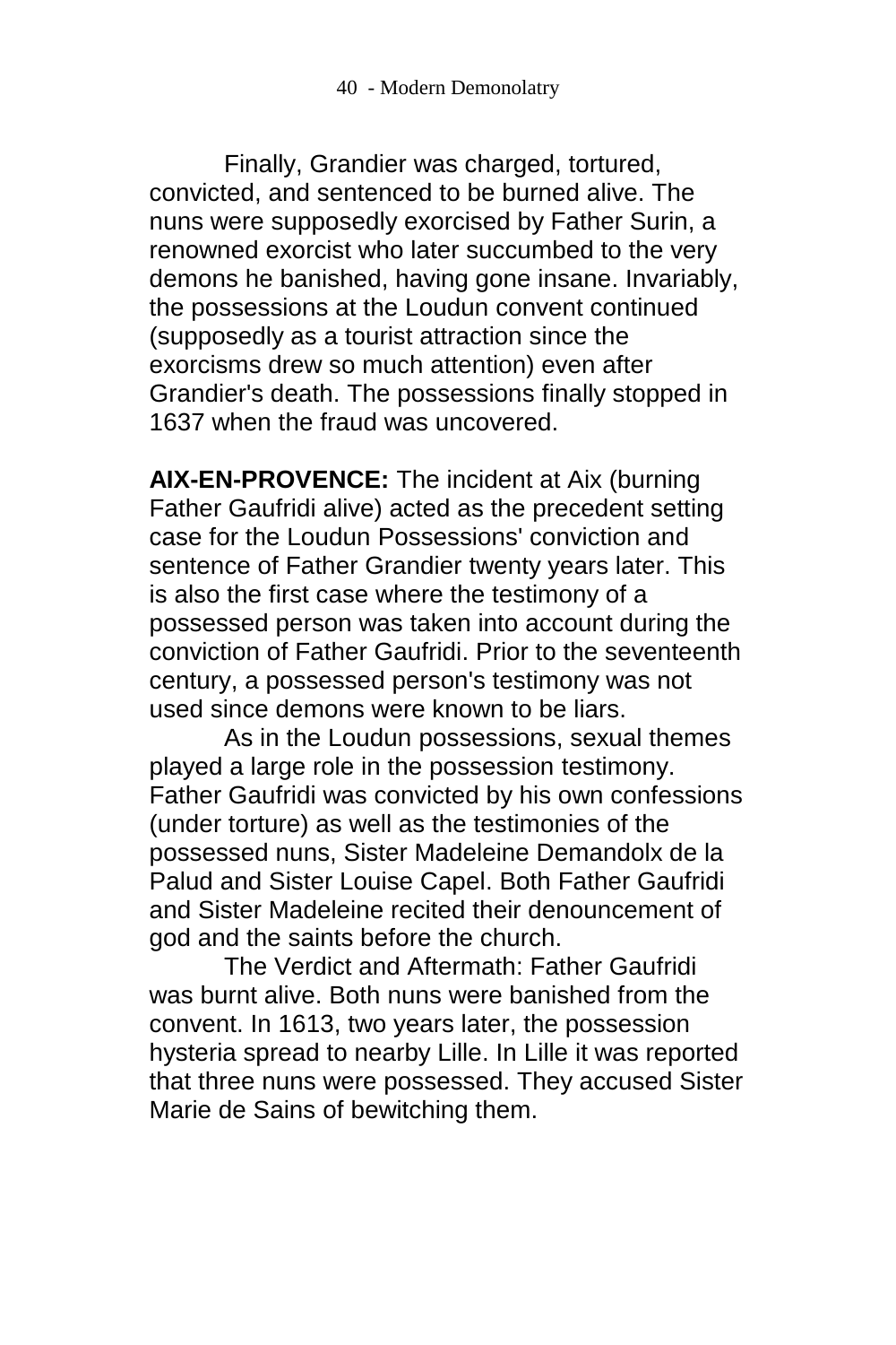Finally, Grandier was charged, tortured, convicted, and sentenced to be burned alive. The nuns were supposedly exorcised by Father Surin, a renowned exorcist who later succumbed to the very demons he banished, having gone insane. Invariably, the possessions at the Loudun convent continued (supposedly as a tourist attraction since the exorcisms drew so much attention) even after Grandier's death. The possessions finally stopped in 1637 when the fraud was uncovered.

**AIX-EN-PROVENCE:** The incident at Aix (burning Father Gaufridi alive) acted as the precedent setting case for the Loudun Possessions' conviction and sentence of Father Grandier twenty years later. This is also the first case where the testimony of a possessed person was taken into account during the conviction of Father Gaufridi. Prior to the seventeenth century, a possessed person's testimony was not used since demons were known to be liars.

As in the Loudun possessions, sexual themes played a large role in the possession testimony. Father Gaufridi was convicted by his own confessions (under torture) as well as the testimonies of the possessed nuns, Sister Madeleine Demandolx de la Palud and Sister Louise Capel. Both Father Gaufridi and Sister Madeleine recited their denouncement of god and the saints before the church.

The Verdict and Aftermath: Father Gaufridi was burnt alive. Both nuns were banished from the convent. In 1613, two years later, the possession hysteria spread to nearby Lille. In Lille it was reported that three nuns were possessed. They accused Sister Marie de Sains of bewitching them.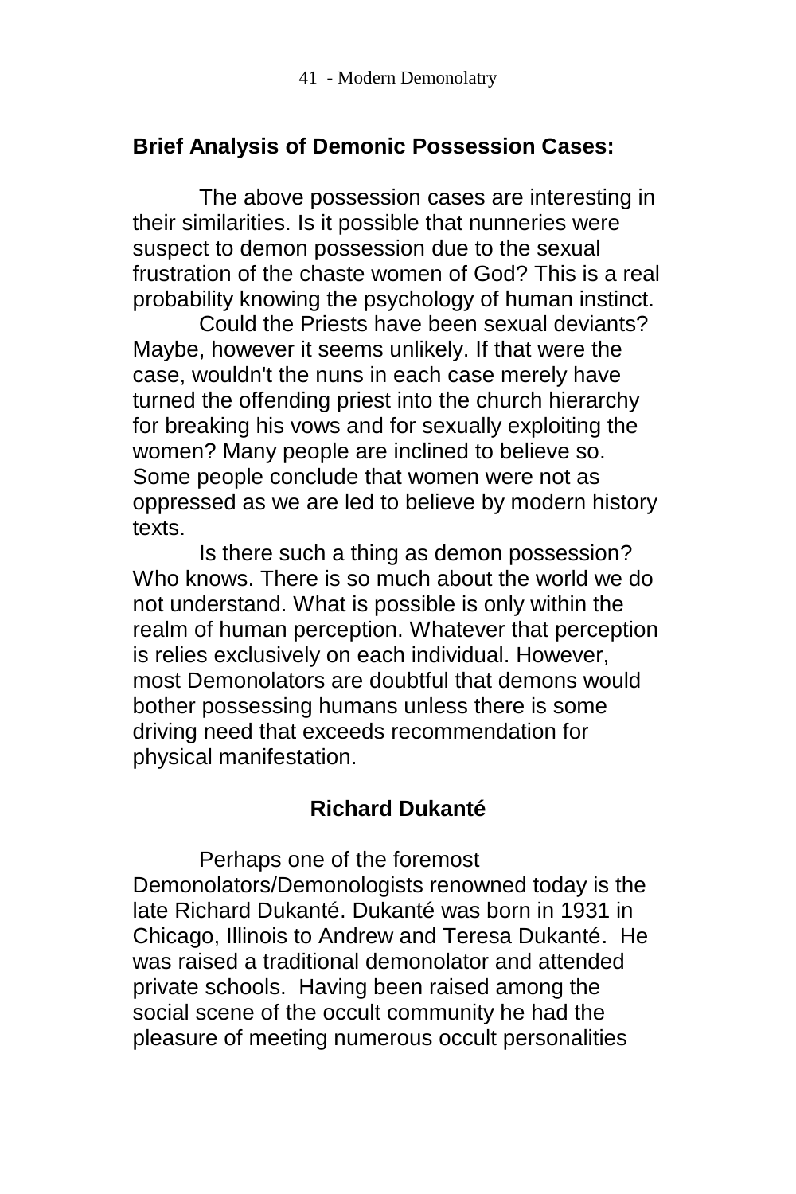## Brief Analysis of Demonic Possession Cases:

The above possession cases are interesting in their similarities. Is it possible that nunneries were suspect to demon possession due to the sexual frustration of the chaste women of God? This is a real probability knowing the psychology of human instinct.

Could the Priests have been sexual deviants? Maybe, however it seems unlikely. If that were the case, wouldn't the nuns in each case merely have turned the offending priest into the church hierarchy for breaking his vows and for sexually exploiting the women? Many people are inclined to believe so. Some people conclude that women were not as oppressed as we are led to believe by modern history texts.

Is there such a thing as demon possession? Who knows. There is so much about the world we do not understand. What is possible is only within the realm of human perception. Whatever that perception is relies exclusively on each individual. However, most Demonolators are doubtful that demons would bother possessing humans unless there is some driving need that exceeds recommendation for physical manifestation.

## Richard Dukanté

Perhaps one of the foremost Demonolators/Demonologists renowned today is the late Richard Dukanté. Dukanté was born in 1931 in Chicago, Illinois to Andrew and Teresa Dukanté. He was raised a traditional demonolator and attended private schools. Having been raised among the social scene of the occult community he had the pleasure of meeting numerous occult personalities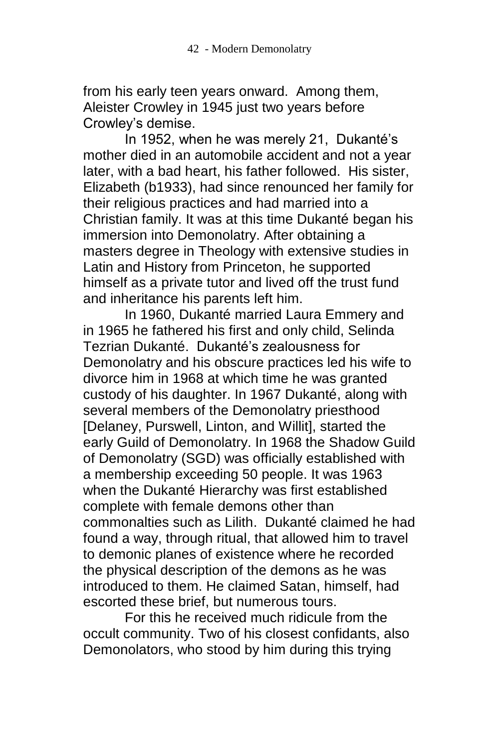from his early teen years onward. Among them, Aleister Crowley in 1945 just two years before Crowley's demise.

In 1952, when he was merely 21, Dukanté's mother died in an automobile accident and not a year later, with a bad heart, his father followed. His sister, Elizabeth (b1933), had since renounced her family for their religious practices and had married into a Christian family. It was at this time Dukanté began his immersion into Demonolatry. After obtaining a masters degree in Theology with extensive studies in Latin and History from Princeton, he supported himself as a private tutor and lived off the trust fund and inheritance his parents left him.

In 1960, Dukanté married Laura Emmery and in 1965 he fathered his first and only child, Selinda Tezrian Dukanté. Dukanté's zealousness for Demonolatry and his obscure practices led his wife to divorce him in 1968 at which time he was granted custody of his daughter. In 1967 Dukanté, along with several members of the Demonolatry priesthood [Delaney, Purswell, Linton, and Willit], started the early Guild of Demonolatry. In 1968 the Shadow Guild of Demonolatry (SGD) was officially established with a membership exceeding 50 people. It was 1963 when the Dukanté Hierarchy was first established complete with female demons other than commonalties such as Lilith. Dukanté claimed he had found a way, through ritual, that allowed him to travel to demonic planes of existence where he recorded the physical description of the demons as he was introduced to them. He claimed Satan, himself, had escorted these brief, but numerous tours.

For this he received much ridicule from the occult community. Two of his closest confidants, also Demonolaters, who stood by him during this trying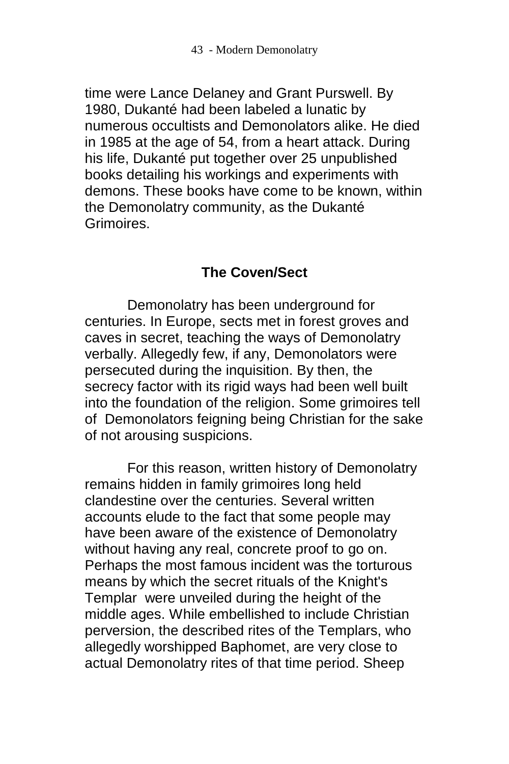time were Lance Delaney and Grant Purswell. By 1980, Dukanté had been labeled a lunatic by numerous occultists and Demonolators alike. He died in 1985 at the age of 54, from a heart attack. During his life, Dukanté put together over 25 unpublished books detailing his workings and experiments with demons. These books have come to be known, within the Demonolatry community, as the Dukanté Grimoires.

## The Coven/Sect

Demonolatry has been underground for centuries. In Europe, sects met in forest groves and caves in secret, teaching the ways of Demonolatry verbally. Allegedly few, if any, Demonolators were persecuted during the inquisition. By then, the secrecy factor with its rigid ways had been well built into the foundation of the religion. Some grimoires tell of Demonolators feigning being Christian for the sake of not arousing suspicions.

For this reason, written history of Demonolatry remains hidden in family grimoires long held clandestine over the centuries. Several written accounts elude to the fact that some people may have been aware of the existence of Demonolatry without having any real, concrete proof to go on. Perhaps the most famous incident was the torturous means by which the secret rituals of the Knight's Templar were unveiled during the height of the middle ages. While embellished to include Christian perversion, the described rites of the Templars, who allegedly worshipped Baphomet, are very close to actual Demonolatry rites of that time period. Sheep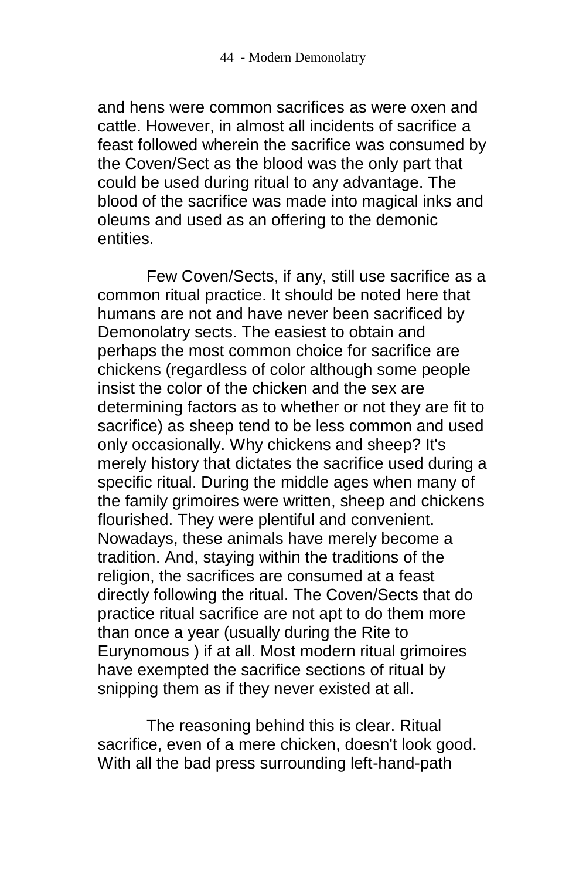and hens were common sacrifices as were oxen and cattle. However, in almost all incidents of sacrifice a feast followed wherein the sacrifice was consumed by the Coven/Sect as the blood was the only part that could be used during ritual to any advantage. The blood of the sacrifice was made into magical inks and oleums and used as an offering to the demonic entities.

Few Coven/Sects, if any, still use sacrifice as a common ritual practice. It should be noted here that humans are not and have never been sacrificed by Demonolatry sects. The easiest to obtain and perhaps the most common choice for sacrifice are chickens (regardless of color although some people insist the color of the chicken and the sex are determining factors as to whether or not they are fit to sacrifice) as sheep tend to be less common and used only occasionally. Why chickens and sheep? It's merely history that dictates the sacrifice used during a specific ritual. During the middle ages when many of the family grimoires were written, sheep and chickens flourished. They were plentiful and convenient. Nowadays, these animals have merely become a tradition. And, staying within the traditions of the religion, the sacrifices are consumed at a feast directly following the ritual. The Coven/Sects that do practice ritual sacrifice are not apt to do them more than once a year (usually during the Rite to Eurynomous ) if at all. Most modern ritual grimoires have exempted the sacrifice sections of ritual by snipping them as if they never existed at all.

The reasoning behind this is clear. Ritual sacrifice, even of a mere chicken, doesn't look good. With all the bad press surrounding left-hand-path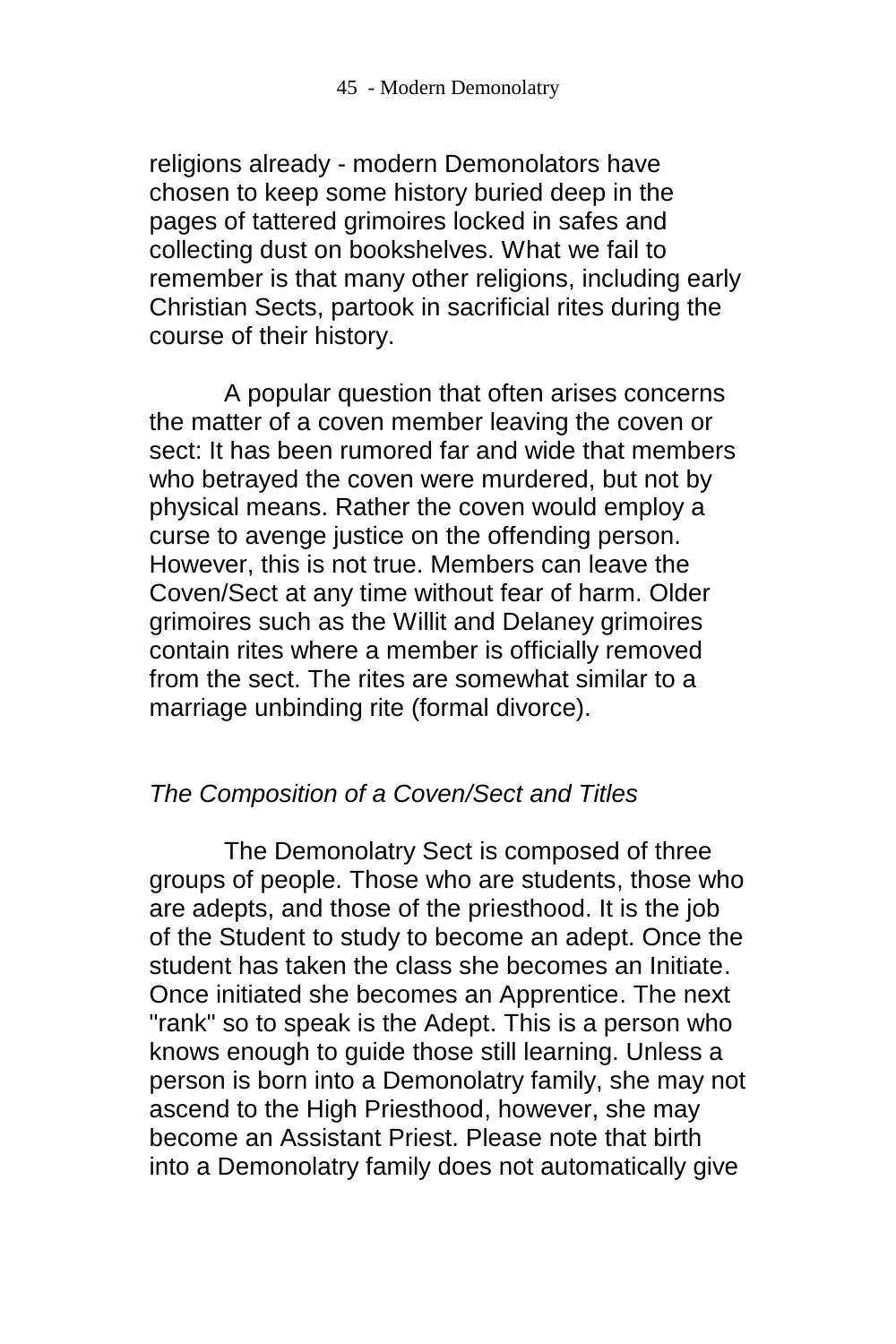religions already - modern Demonolators have chosen to keep some history buried deep in the pages of tattered grimoires locked in safes and collecting dust on bookshelves. What we fail to remember is that many other religions, including early Christian Sects, partook in sacrificial rites during the course of their history.

A popular question that often arises concerns the matter of a coven member leaving the coven or sect: It has been rumored far and wide that members who betrayed the coven were murdered, but not by physical means. Rather the coven would employ a curse to avenge justice on the offending person. However, this is not true. Members can leave the Coven/Sect at any time without fear of harm. Older grimoires such as the Willit and Delaney grimoires contain rites where a member is officially removed from the sect. The rites are somewhat similar to a marriage unbinding rite (formal divorce).

### *The Composition of a Coven/Sect and Titles*

The Demonolatry Sect is composed of three groups of people. Those who are students, those who are adepts, and those of the priesthood. It is the job of the Student to study to become an adept. Once the student has taken the class she becomes an Initiate. Once initiated she becomes an Apprentice. The next "rank" so to speak is the Adept. This is a person who knows enough to guide those still learning. Unless a person is born into a Demonolatry family, she may not ascend to the High Priesthood, however, she may become an Assistant Priest. Please note that birth into a Demonolatry family does not automatically give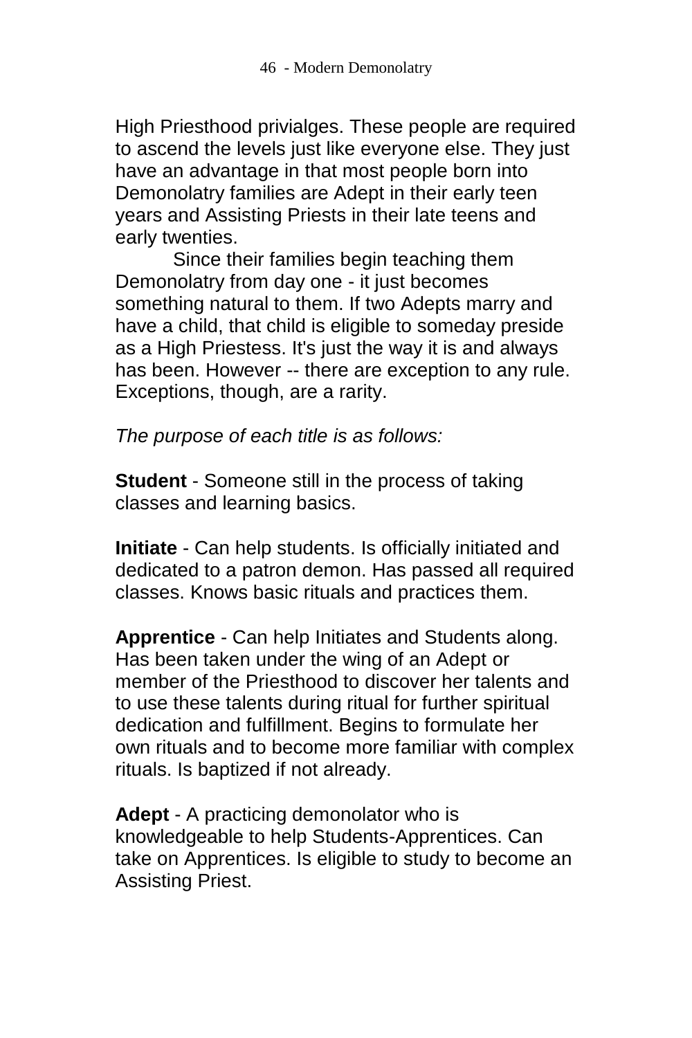High Priesthood privialges. These people are required to ascend the levels just like everyone else. They just have an advantage in that most people born into Demonolatry families are Adept in their early teen years and Assisting Priests in their late teens and early twenties.

Since their families begin teaching them Demonolatry from day one - it just becomes something natural to them. If two Adepts marry and have a child, that child is eligible to someday preside as a High Priestess. It's just the way it is and always has been. However -- there are exception to any rule. Exceptions, though, are a rarity.

*The purpose of each title is as follows:*

**Student** - Someone still in the process of taking classes and learning basics.

**Initiate** - Can help students. Is officially initiated and dedicated to a patron demon. Has passed all required classes. Knows basic rituals and practices them.

**Apprentice** - Can help Initiates and Students along. Has been taken under the wing of an Adept or member of the Priesthood to discover her talents and to use these talents during ritual for further spiritual dedication and fulfillment. Begins to formulate her own rituals and to become more familiar with complex rituals. Is baptized if not already.

**Adept** - A practicing demonolator who is knowledgeable to help Students-Apprentices. Can take on Apprentices. Is eligible to study to become an Assisting Priest.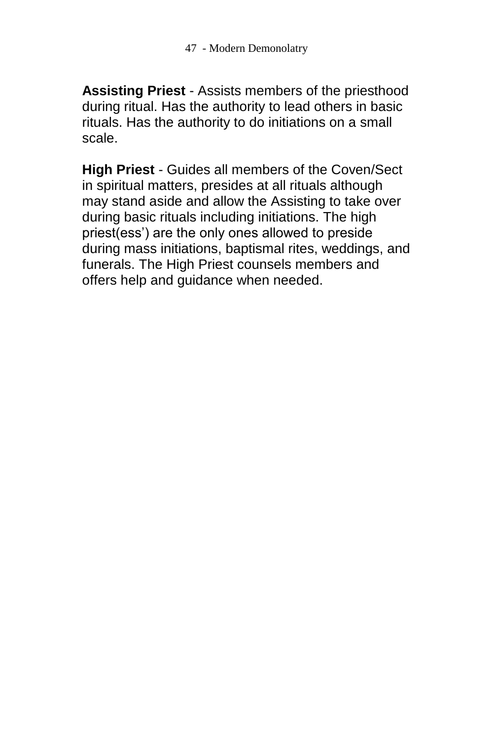**Assisting Priest** - Assists members of the priesthood during ritual. Has the authority to lead others in basic rituals. Has the authority to do initiations on a small scale.

**High Priest** - Guides all members of the Coven/Sect in spiritual matters, presides at all rituals although may stand aside and allow the Assisting to take over during basic rituals including initiations. The high priest(ess') are the only ones allowed to preside during mass initiations, baptismal rites, weddings, and funerals. The High Priest counsels members and offers help and guidance when needed.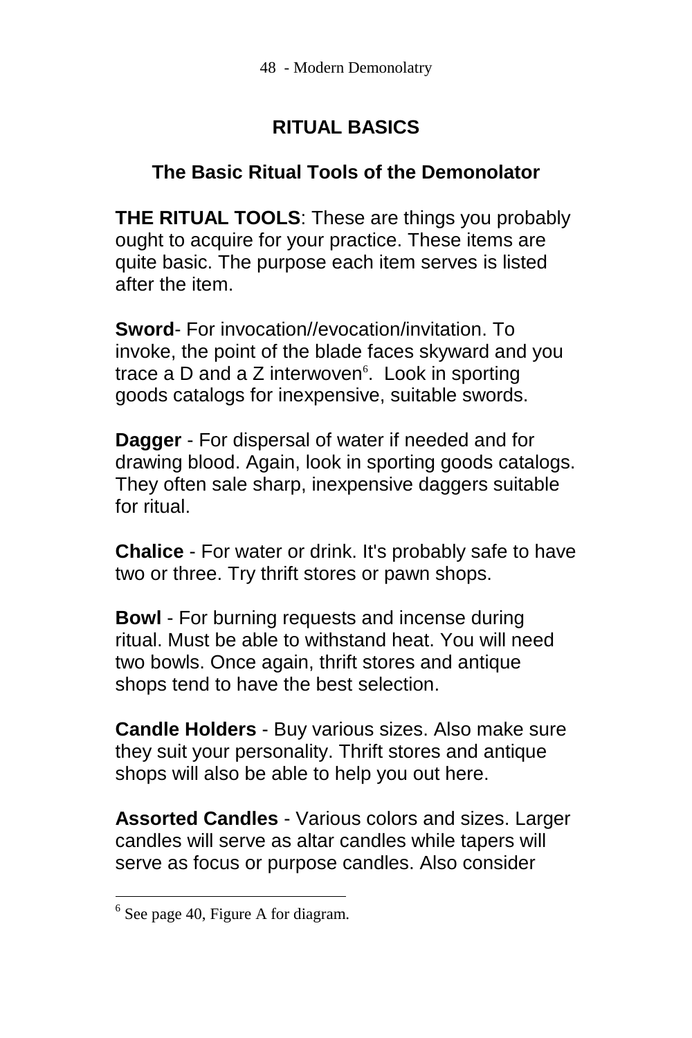## RITUAL BASICS

### The Basic Ritual Tools of the Demonolator

**THE RITUAL TOOLS**: These are things you probably ought to acquire for your practice. These items are quite basic. The purpose each item serves is listed after the item.

**Sword**- For invocation//evocation/invitation. To invoke, the point of the blade faces skyward and you trace a D and a Z interwoven[6]. Look in sporting goods catalogs for inexpensive, suitable swords.

**Dagger** - For dispersal of water if needed and for drawing blood. Again, look in sporting goods catalogs. They often sale sharp, inexpensive daggers suitable for ritual.

**Chalice** - For water or drink. It's probably safe to have two or three. Try thrift stores or pawn shops.

**Bowl** - For burning requests and incense during ritual. Must be able to withstand heat. You will need two bowls. Once again, thrift stores and antique shops tend to have the best selection.

**Candle Holders** - Buy various sizes. Also make sure they suit your personality. Thrift stores and antique shops will also be able to help you out here.

**Assorted Candles** - Various colors and sizes. Larger candles will serve as altar candles while tapers will serve as focus or purpose candles. Also consider

---

[6] See page 40, Figure A for diagram.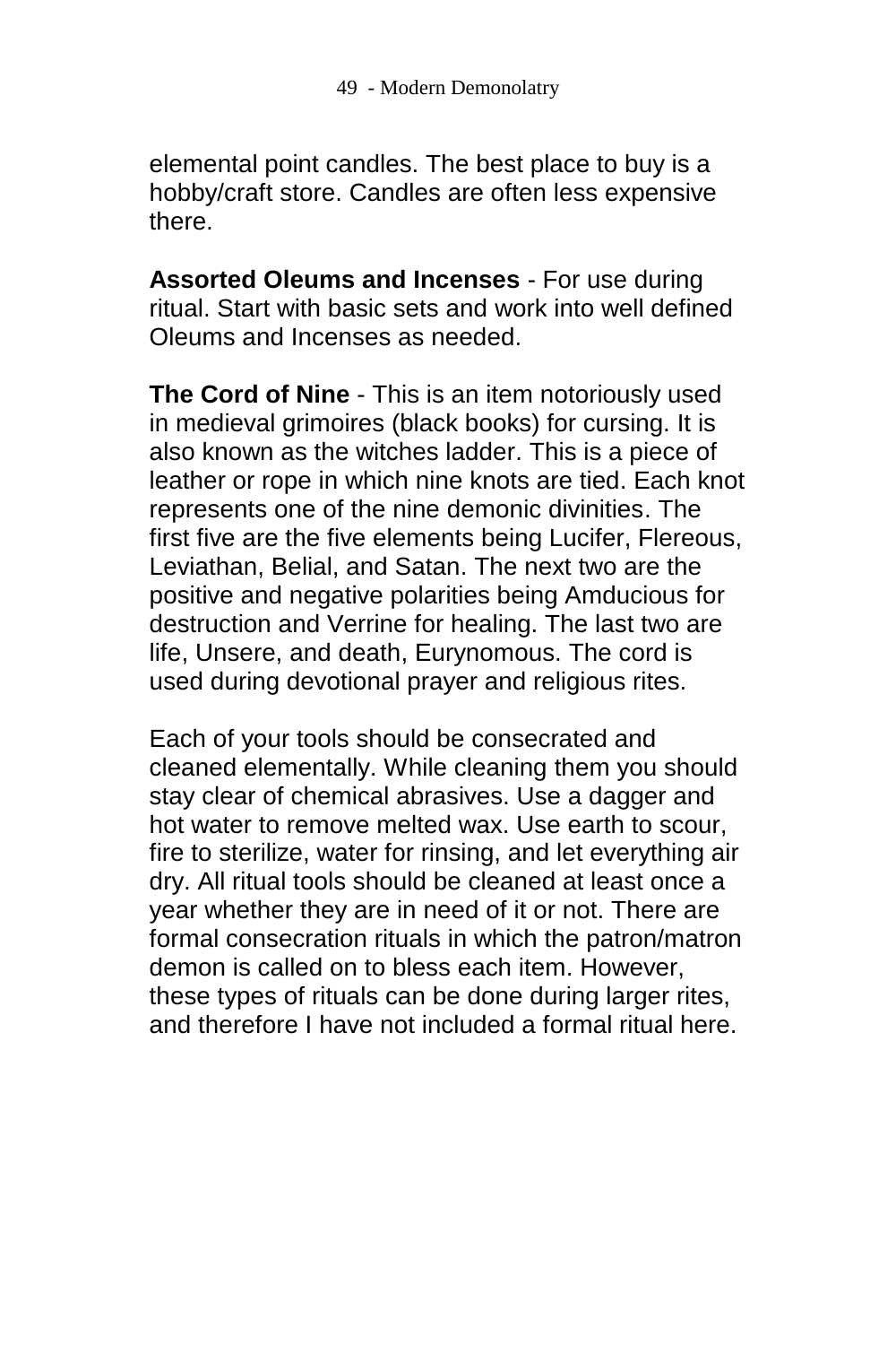elemental point candles. The best place to buy is a hobby/craft store. Candles are often less expensive there.

**Assorted Oleums and Incenses** - For use during ritual. Start with basic sets and work into well defined Oleums and Incenses as needed.

**The Cord of Nine** - This is an item notoriously used in medieval grimoires (black books) for cursing. It is also known as the witches ladder. This is a piece of leather or rope in which nine knots are tied. Each knot represents one of the nine demonic divinities. The first five are the five elements being Lucifer, Flereous, Leviathan, Belial, and Satan. The next two are the positive and negative polarities being Amducious for destruction and Verrine for healing. The last two are life, Unsere, and death, Eurynomous. The cord is used during devotional prayer and religious rites.

Each of your tools should be consecrated and cleaned elementally. While cleaning them you should stay clear of chemical abrasives. Use a dagger and hot water to remove melted wax. Use earth to scour, fire to sterilize, water for rinsing, and let everything air dry. All ritual tools should be cleaned at least once a year whether they are in need of it or not. There are formal consecration rituals in which the patron/matron demon is called on to bless each item. However, these types of rituals can be done during larger rites, and therefore I have not included a formal ritual here.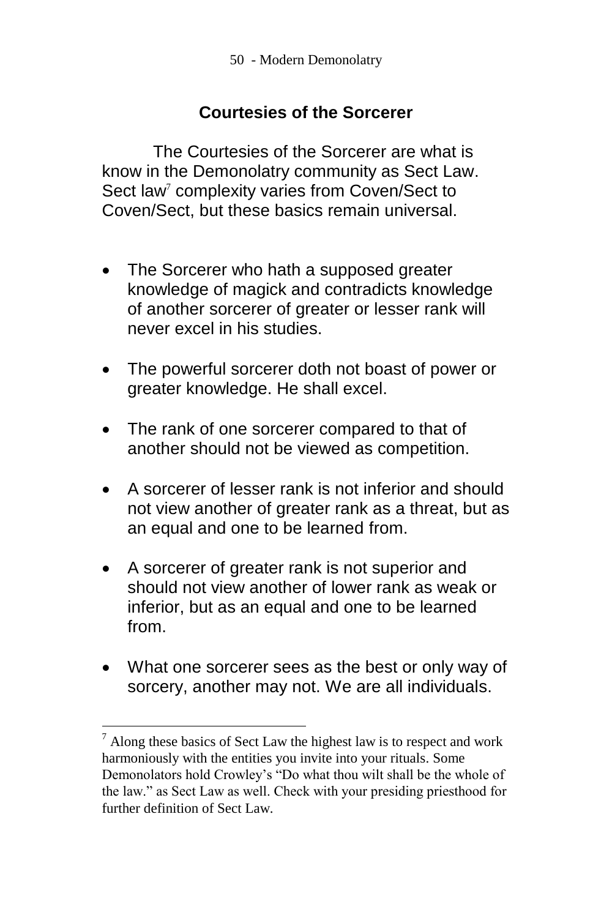## Courtesies of the Sorcerer

The Courtesies of the Sorcerer are what is know in the Demonolatry community as Sect Law. Sect law[7] complexity varies from Coven/Sect to Coven/Sect, but these basics remain universal.

- The Sorcerer who hath a supposed greater knowledge of magick and contradicts knowledge of another sorcerer of greater or lesser rank will never excel in his studies.

- The powerful sorcerer doth not boast of power or greater knowledge. He shall excel.

- The rank of one sorcerer compared to that of another should not be viewed as competition.

- A sorcerer of lesser rank is not inferior and should not view another of greater rank as a threat, but as an equal and one to be learned from.

- A sorcerer of greater rank is not superior and should not view another of lower rank as weak or inferior, but as an equal and one to be learned from.

- What one sorcerer sees as the best or only way of sorcery, another may not. We are all individuals.

---

[7] Along these basics of Sect Law the highest law is to respect and work harmoniously with the entities you invite into your rituals. Some Demonolators hold Crowley's "Do what thou wilt shall be the whole of the law." as Sect Law as well. Check with your presiding priesthood for further definition of Sect Law.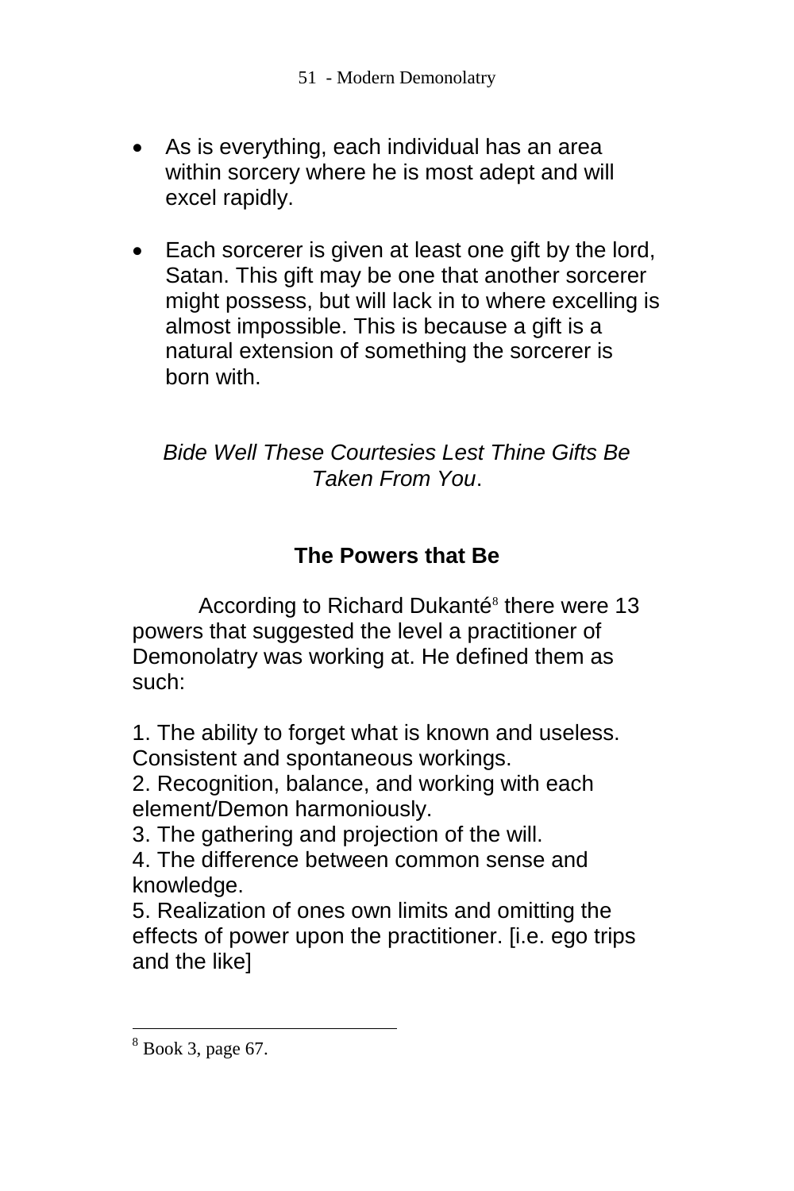- As is everything, each individual has an area within sorcery where he is most adept and will excel rapidly.

- Each sorcerer is given at least one gift by the lord, Satan. This gift may be one that another sorcerer might possess, but will lack in to where excelling is almost impossible. This is because a gift is a natural extension of something the sorcerer is born with.

*Bide Well These Courtesies Lest Thine Gifts Be Taken From You*.

### The Powers that Be

According to Richard Dukanté[8] there were 13 powers that suggested the level a practitioner of Demonolatry was working at. He defined them as such:

1. The ability to forget what is known and useless. Consistent and spontaneous workings.
2. Recognition, balance, and working with each element/Demon harmoniously.
3. The gathering and projection of the will.
4. The difference between common sense and knowledge.
5. Realization of ones own limits and omitting the effects of power upon the practitioner. [i.e. ego trips and the like]

---

[8] Book 3, page 67.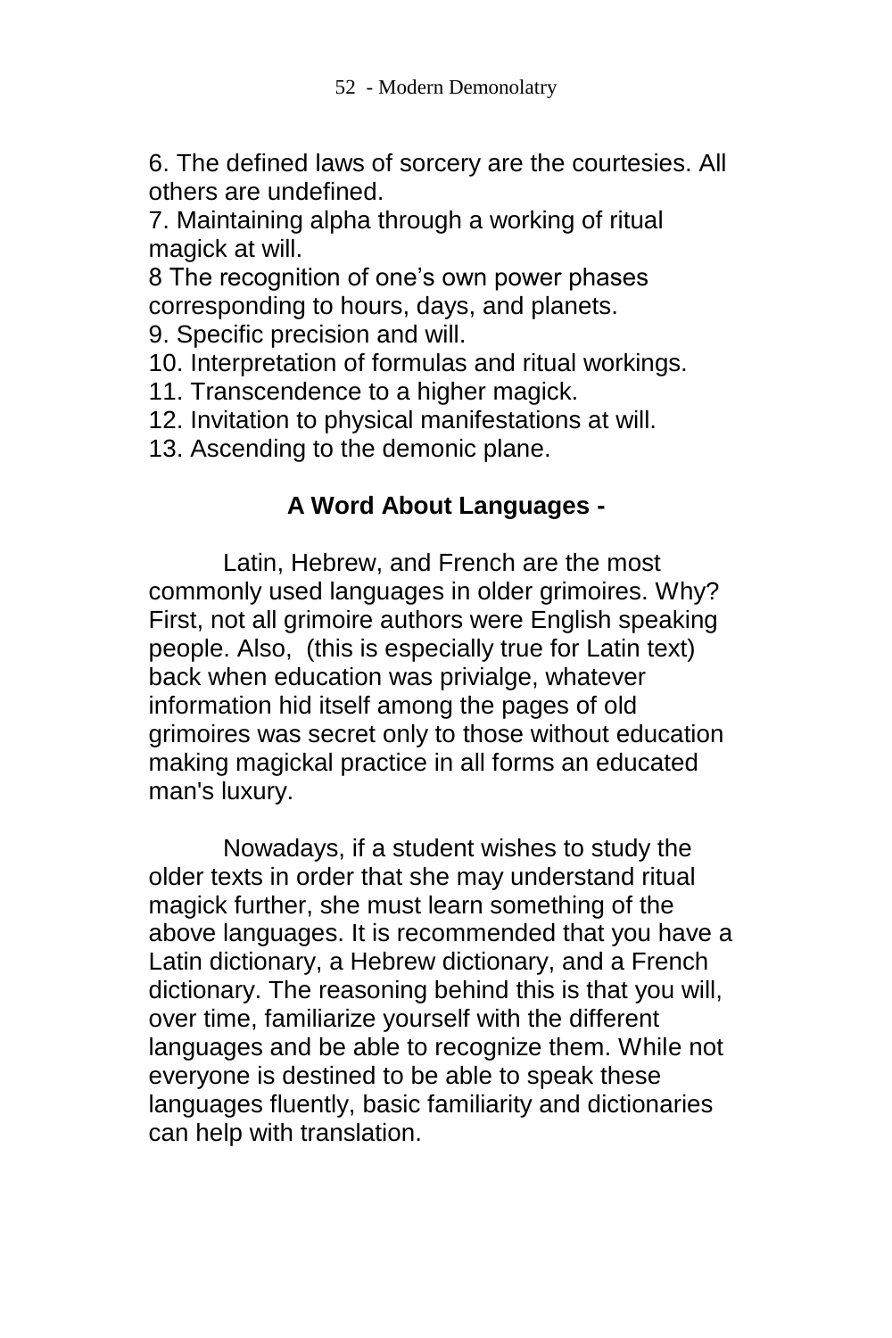6. The defined laws of sorcery are the courtesies. All others are undefined.
7. Maintaining alpha through a working of ritual magick at will.
8 The recognition of one's own power phases corresponding to hours, days, and planets.
9. Specific precision and will.
10. Interpretation of formulas and ritual workings.
11. Transcendence to a higher magick.
12. Invitation to physical manifestations at will.
13. Ascending to the demonic plane.

## A Word About Languages -

Latin, Hebrew, and French are the most commonly used languages in older grimoires. Why? First, not all grimoire authors were English speaking people. Also, (this is especially true for Latin text) back when education was privialge, whatever information hid itself among the pages of old grimoires was secret only to those without education making magickal practice in all forms an educated man's luxury.

Nowadays, if a student wishes to study the older texts in order that she may understand ritual magick further, she must learn something of the above languages. It is recommended that you have a Latin dictionary, a Hebrew dictionary, and a French dictionary. The reasoning behind this is that you will, over time, familiarize yourself with the different languages and be able to recognize them. While not everyone is destined to be able to speak these languages fluently, basic familiarity and dictionaries can help with translation.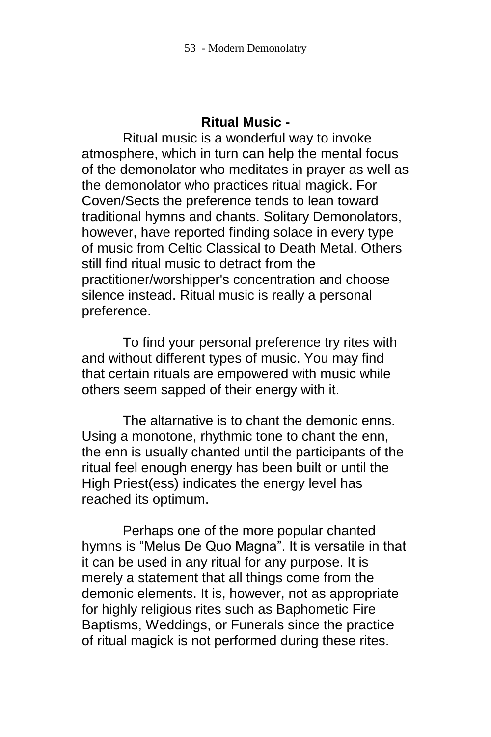## Ritual Music -

Ritual music is a wonderful way to invoke atmosphere, which in turn can help the mental focus of the demonolator who meditates in prayer as well as the demonolator who practices ritual magick. For Coven/Sects the preference tends to lean toward traditional hymns and chants. Solitary Demonolators, however, have reported finding solace in every type of music from Celtic Classical to Death Metal. Others still find ritual music to detract from the practitioner/worshipper's concentration and choose silence instead. Ritual music is really a personal preference.

To find your personal preference try rites with and without different types of music. You may find that certain rituals are empowered with music while others seem sapped of their energy with it.

The altarnative is to chant the demonic enns. Using a monotone, rhythmic tone to chant the enn, the enn is usually chanted until the participants of the ritual feel enough energy has been built or until the High Priest(ess) indicates the energy level has reached its optimum.

Perhaps one of the more popular chanted hymns is “Melus De Quo Magna”. It is versatile in that it can be used in any ritual for any purpose. It is merely a statement that all things come from the demonic elements. It is, however, not as appropriate for highly religious rites such as Baphometic Fire Baptisms, Weddings, or Funerals since the practice of ritual magick is not performed during these rites.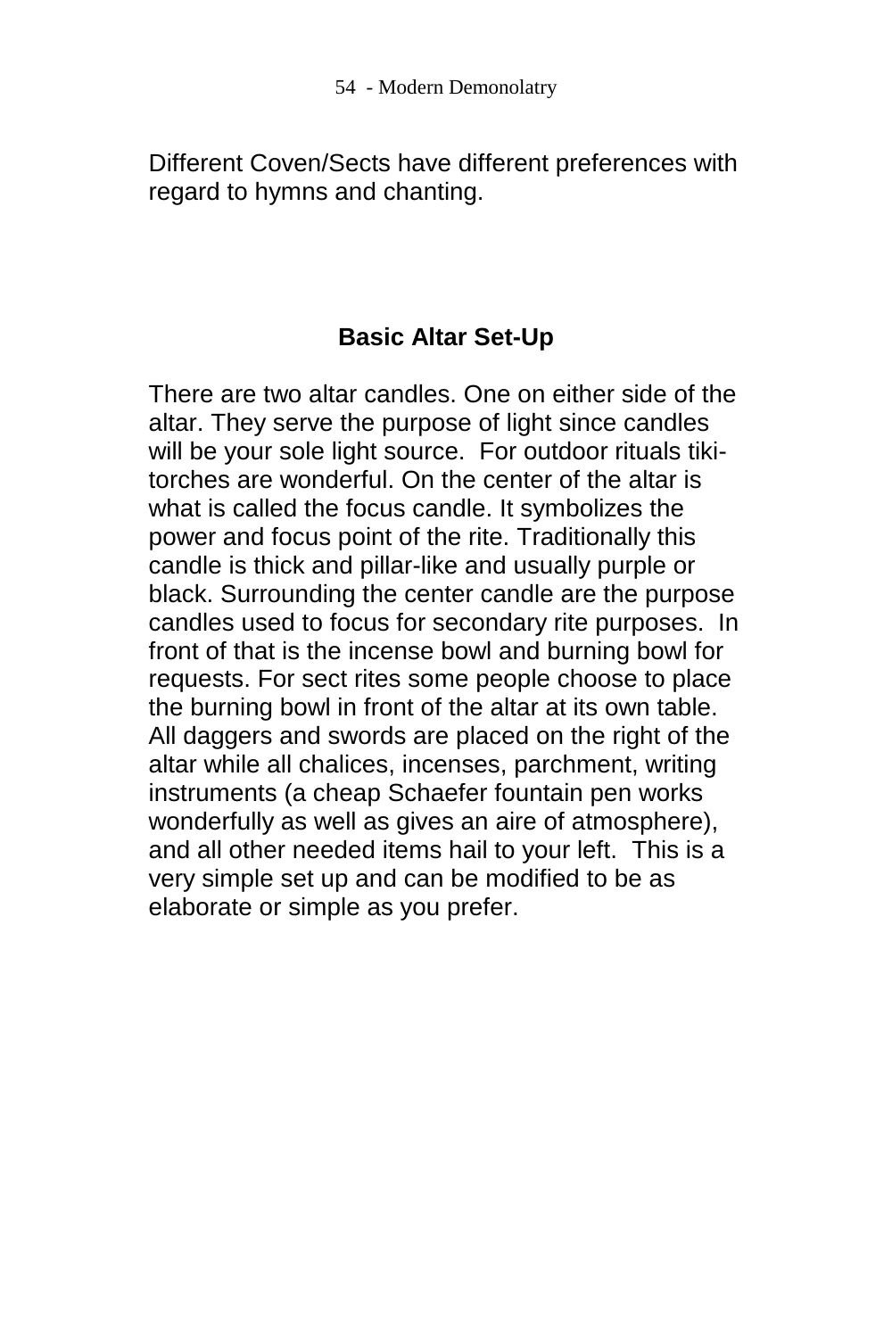Different Coven/Sects have different preferences with regard to hymns and chanting.

## Basic Altar Set-Up

There are two altar candles. One on either side of the altar. They serve the purpose of light since candles will be your sole light source.  For outdoor rituals tiki-torches are wonderful. On the center of the altar is what is called the focus candle. It symbolizes the power and focus point of the rite. Traditionally this candle is thick and pillar-like and usually purple or black. Surrounding the center candle are the purpose candles used to focus for secondary rite purposes.  In front of that is the incense bowl and burning bowl for requests. For sect rites some people choose to place the burning bowl in front of the altar at its own table. All daggers and swords are placed on the right of the altar while all chalices, incenses, parchment, writing instruments (a cheap Schaefer fountain pen works wonderfully as well as gives an aire of atmosphere), and all other needed items hail to your left.  This is a very simple set up and can be modified to be as elaborate or simple as you prefer.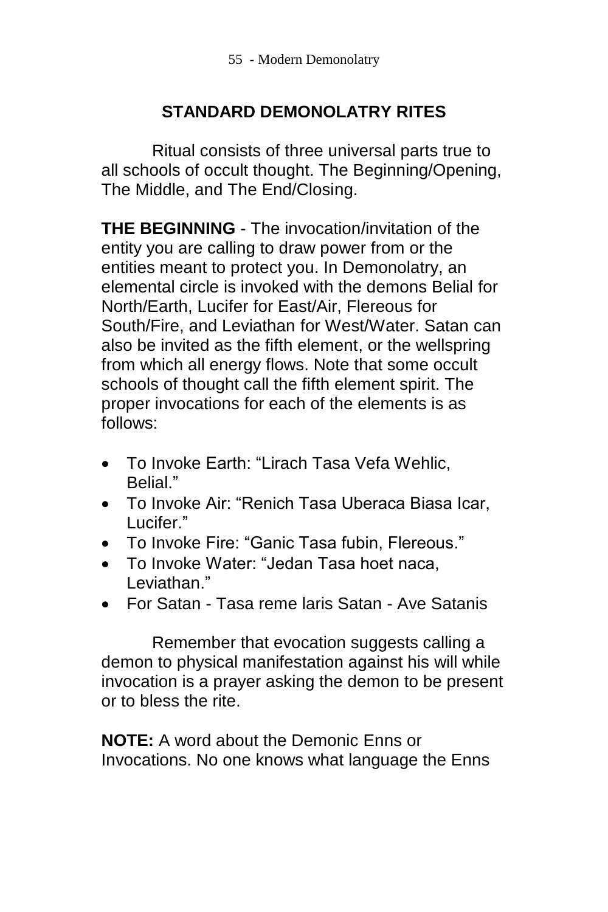## STANDARD DEMONOLATRY RITES

Ritual consists of three universal parts true to all schools of occult thought. The Beginning/Opening, The Middle, and The End/Closing.

**THE BEGINNING** - The invocation/invitation of the entity you are calling to draw power from or the entities meant to protect you. In Demonolatry, an elemental circle is invoked with the demons Belial for North/Earth, Lucifer for East/Air, Flereous for South/Fire, and Leviathan for West/Water. Satan can also be invited as the fifth element, or the wellspring from which all energy flows. Note that some occult schools of thought call the fifth element spirit. The proper invocations for each of the elements is as follows:

- To Invoke Earth: "Lirach Tasa Vefa Wehlic, Belial."
- To Invoke Air: "Renich Tasa Uberaca Biasa Icar, Lucifer."
- To Invoke Fire: "Ganic Tasa fubin, Flereous."
- To Invoke Water: "Jedan Tasa hoet naca, Leviathan."
- For Satan - Tasa reme laris Satan - Ave Satanis

Remember that evocation suggests calling a demon to physical manifestation against his will while invocation is a prayer asking the demon to be present or to bless the rite.

**NOTE:** A word about the Demonic Enns or Invocations. No one knows what language the Enns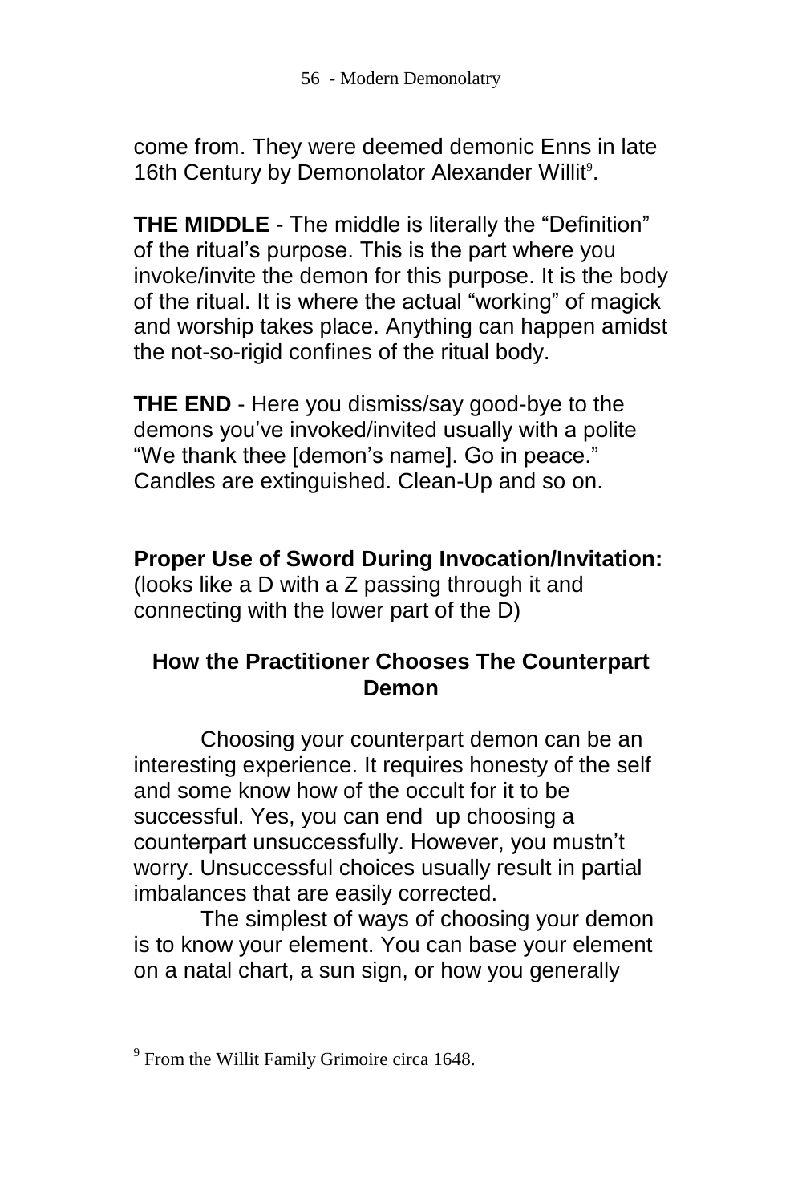come from. They were deemed demonic Enns in late 16th Century by Demonolator Alexander Willit[9].

**THE MIDDLE** - The middle is literally the "Definition" of the ritual's purpose. This is the part where you invoke/invite the demon for this purpose. It is the body of the ritual. It is where the actual "working" of magick and worship takes place. Anything can happen amidst the not-so-rigid confines of the ritual body.

**THE END** - Here you dismiss/say good-bye to the demons you've invoked/invited usually with a polite "We thank thee [demon's name]. Go in peace." Candles are extinguished. Clean-Up and so on.

**Proper Use of Sword During Invocation/Invitation:** (looks like a D with a Z passing through it and connecting with the lower part of the D)

### How the Practitioner Chooses The Counterpart Demon

Choosing your counterpart demon can be an interesting experience. It requires honesty of the self and some know how of the occult for it to be successful. Yes, you can end up choosing a counterpart unsuccessfully. However, you mustn't worry. Unsuccessful choices usually result in partial imbalances that are easily corrected.

The simplest of ways of choosing your demon is to know your element. You can base your element on a natal chart, a sun sign, or how you generally

---

[9] From the Willit Family Grimoire circa 1648.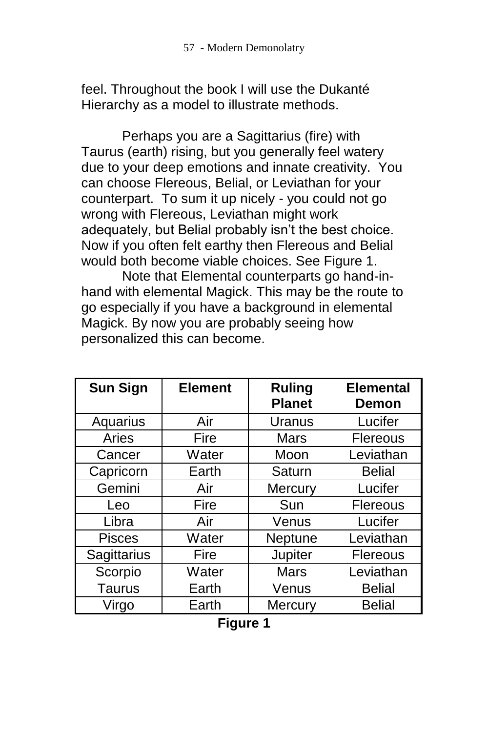feel. Throughout the book I will use the Dukanté Hierarchy as a model to illustrate methods.

Perhaps you are a Sagittarius (fire) with Taurus (earth) rising, but you generally feel watery due to your deep emotions and innate creativity. You can choose Flereous, Belial, or Leviathan for your counterpart. To sum it up nicely - you could not go wrong with Flereous, Leviathan might work adequately, but Belial probably isn't the best choice. Now if you often felt earthy then Flereous and Belial would both become viable choices. See Figure 1.

Note that Elemental counterparts go hand-in-hand with elemental Magick. This may be the route to go especially if you have a background in elemental Magick. By now you are probably seeing how personalized this can become.

| Sun Sign | Element | Ruling Planet | Elemental Demon |
|---|---|---|---|
| Aquarius | Air | Uranus | Lucifer |
| Aries | Fire | Mars | Flereous |
| Cancer | Water | Moon | Leviathan |
| Capricorn | Earth | Saturn | Belial |
| Gemini | Air | Mercury | Lucifer |
| Leo | Fire | Sun | Flereous |
| Libra | Air | Venus | Lucifer |
| Pisces | Water | Neptune | Leviathan |
| Sagittarius | Fire | Jupiter | Flereous |
| Scorpio | Water | Mars | Leviathan |
| Taurus | Earth | Venus | Belial |
| Virgo | Earth | Mercury | Belial |

**Figure 1**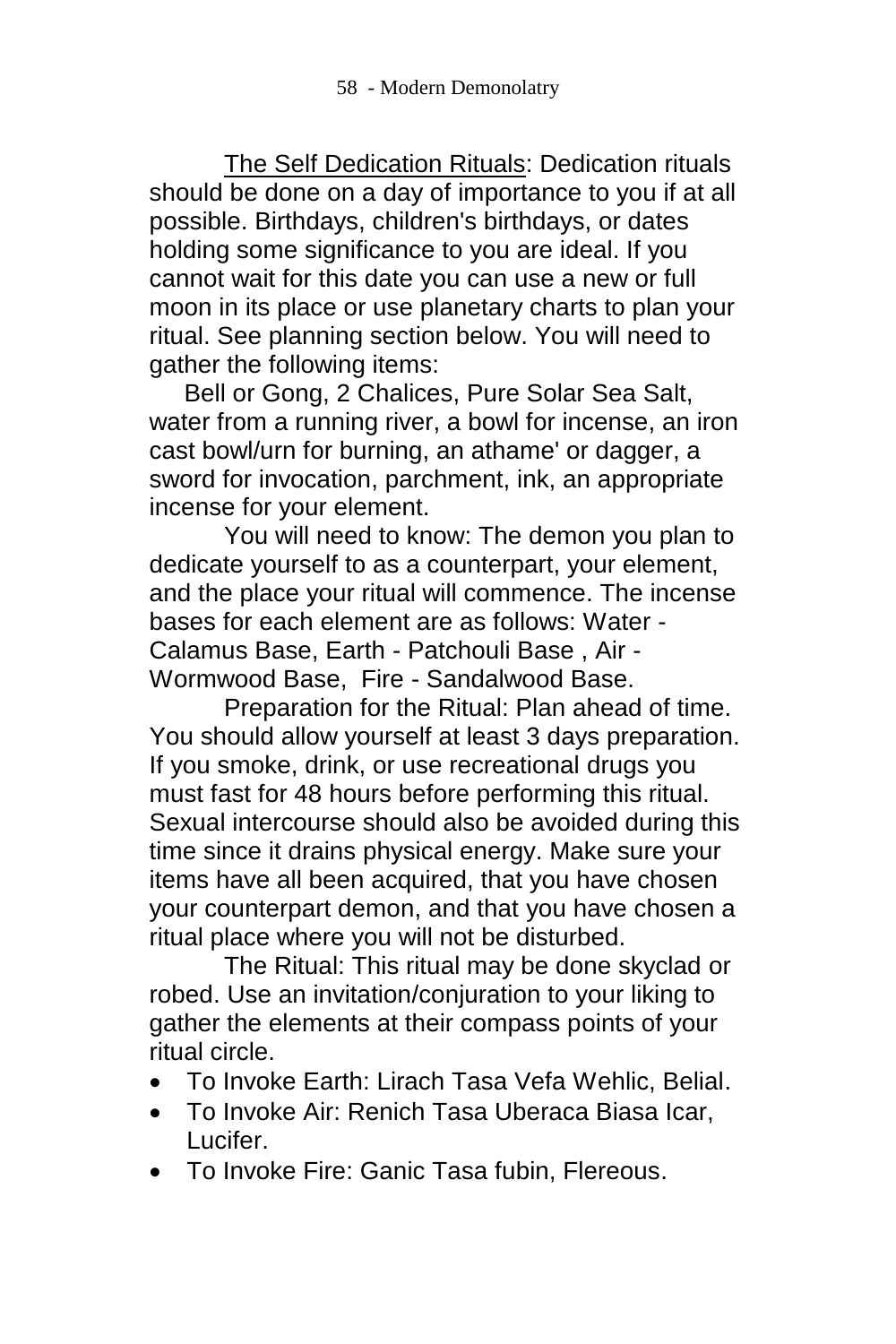The Self Dedication Rituals: Dedication rituals should be done on a day of importance to you if at all possible. Birthdays, children's birthdays, or dates holding some significance to you are ideal. If you cannot wait for this date you can use a new or full moon in its place or use planetary charts to plan your ritual. See planning section below. You will need to gather the following items:

Bell or Gong, 2 Chalices, Pure Solar Sea Salt, water from a running river, a bowl for incense, an iron cast bowl/urn for burning, an athame' or dagger, a sword for invocation, parchment, ink, an appropriate incense for your element.

You will need to know: The demon you plan to dedicate yourself to as a counterpart, your element, and the place your ritual will commence. The incense bases for each element are as follows: Water - Calamus Base, Earth - Patchouli Base , Air - Wormwood Base, Fire - Sandalwood Base.

Preparation for the Ritual: Plan ahead of time. You should allow yourself at least 3 days preparation. If you smoke, drink, or use recreational drugs you must fast for 48 hours before performing this ritual. Sexual intercourse should also be avoided during this time since it drains physical energy. Make sure your items have all been acquired, that you have chosen your counterpart demon, and that you have chosen a ritual place where you will not be disturbed.

The Ritual: This ritual may be done skyclad or robed. Use an invitation/conjuration to your liking to gather the elements at their compass points of your ritual circle.

- To Invoke Earth: Lirach Tasa Vefa Wehlic, Belial.
- To Invoke Air: Renich Tasa Uberaca Biasa Icar, Lucifer.
- To Invoke Fire: Ganic Tasa fubin, Flereous.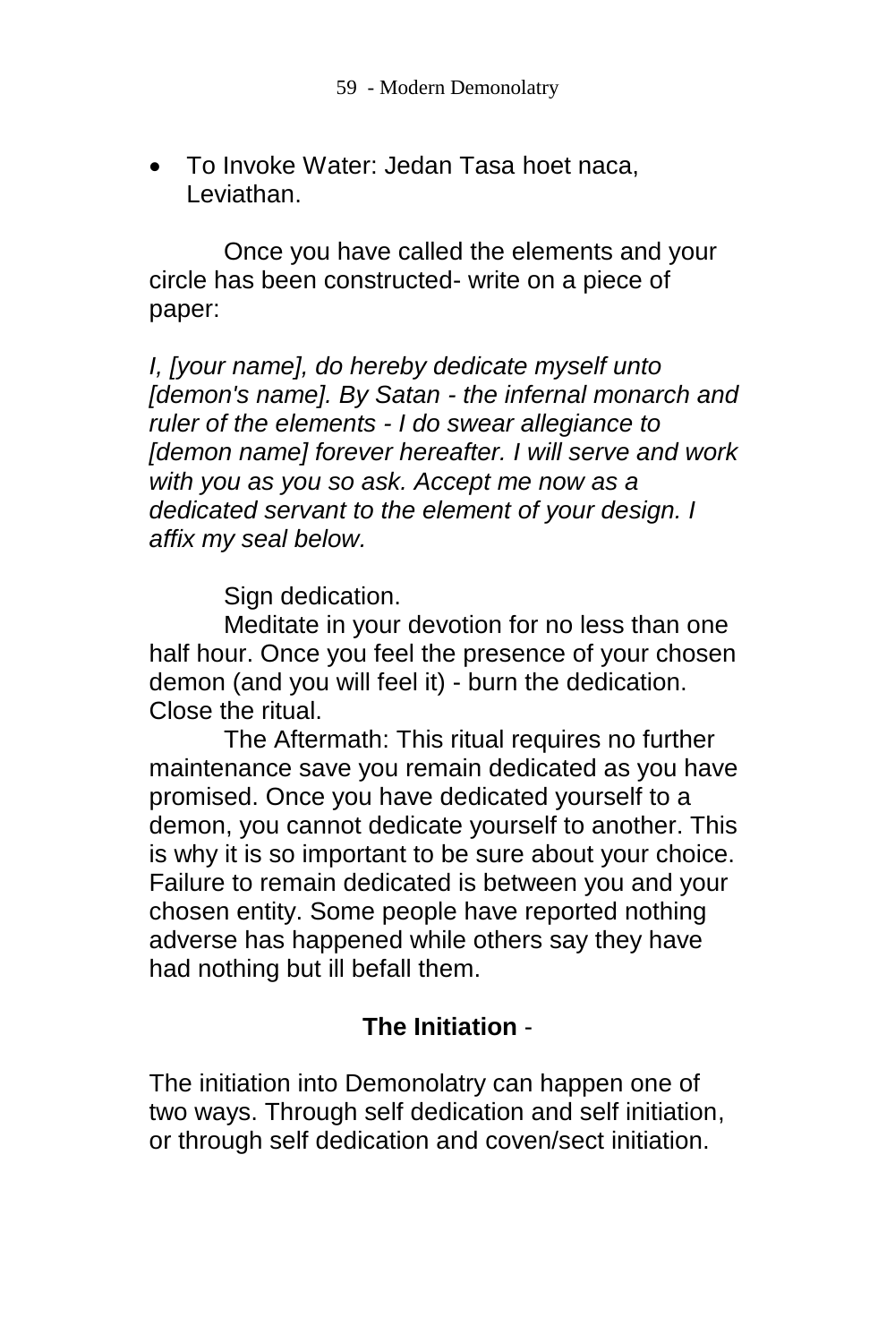- To Invoke Water: Jedan Tasa hoet naca, Leviathan.

Once you have called the elements and your circle has been constructed- write on a piece of paper:

*I, [your name], do hereby dedicate myself unto [demon's name]. By Satan - the infernal monarch and ruler of the elements - I do swear allegiance to [demon name] forever hereafter. I will serve and work with you as you so ask. Accept me now as a dedicated servant to the element of your design. I affix my seal below.*

Sign dedication.

Meditate in your devotion for no less than one half hour. Once you feel the presence of your chosen demon (and you will feel it) - burn the dedication. Close the ritual.

The Aftermath: This ritual requires no further maintenance save you remain dedicated as you have promised. Once you have dedicated yourself to a demon, you cannot dedicate yourself to another. This is why it is so important to be sure about your choice. Failure to remain dedicated is between you and your chosen entity. Some people have reported nothing adverse has happened while others say they have had nothing but ill befall them.

**The Initiation** -

The initiation into Demonolatry can happen one of two ways. Through self dedication and self initiation, or through self dedication and coven/sect initiation.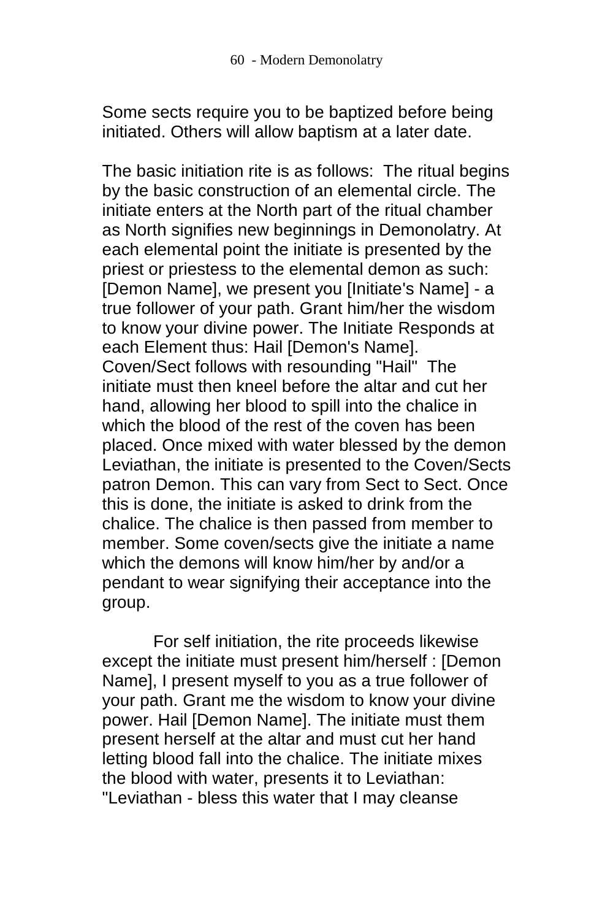Some sects require you to be baptized before being initiated. Others will allow baptism at a later date.

The basic initiation rite is as follows: The ritual begins by the basic construction of an elemental circle. The initiate enters at the North part of the ritual chamber as North signifies new beginnings in Demonolatry. At each elemental point the initiate is presented by the priest or priestess to the elemental demon as such: [Demon Name], we present you [Initiate's Name] - a true follower of your path. Grant him/her the wisdom to know your divine power. The Initiate Responds at each Element thus: Hail [Demon's Name]. Coven/Sect follows with resounding "Hail" The initiate must then kneel before the altar and cut her hand, allowing her blood to spill into the chalice in which the blood of the rest of the coven has been placed. Once mixed with water blessed by the demon Leviathan, the initiate is presented to the Coven/Sects patron Demon. This can vary from Sect to Sect. Once this is done, the initiate is asked to drink from the chalice. The chalice is then passed from member to member. Some coven/sects give the initiate a name which the demons will know him/her by and/or a pendant to wear signifying their acceptance into the group.

For self initiation, the rite proceeds likewise except the initiate must present him/herself : [Demon Name], I present myself to you as a true follower of your path. Grant me the wisdom to know your divine power. Hail [Demon Name]. The initiate must them present herself at the altar and must cut her hand letting blood fall into the chalice. The initiate mixes the blood with water, presents it to Leviathan: "Leviathan - bless this water that I may cleanse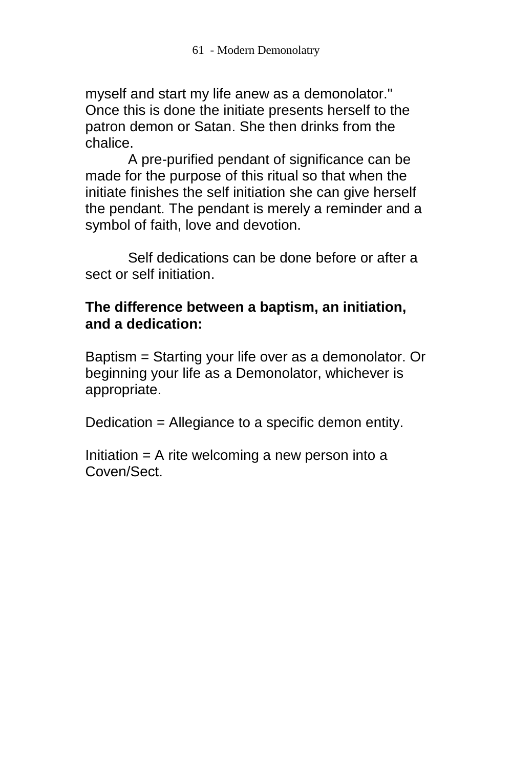myself and start my life anew as a demonolator." Once this is done the initiate presents herself to the patron demon or Satan. She then drinks from the chalice.

A pre-purified pendant of significance can be made for the purpose of this ritual so that when the initiate finishes the self initiation she can give herself the pendant. The pendant is merely a reminder and a symbol of faith, love and devotion.

Self dedications can be done before or after a sect or self initiation.

**The difference between a baptism, an initiation, and a dedication:**

Baptism = Starting your life over as a demonolator. Or beginning your life as a Demonolator, whichever is appropriate.

Dedication = Allegiance to a specific demon entity.

Initiation = A rite welcoming a new person into a Coven/Sect.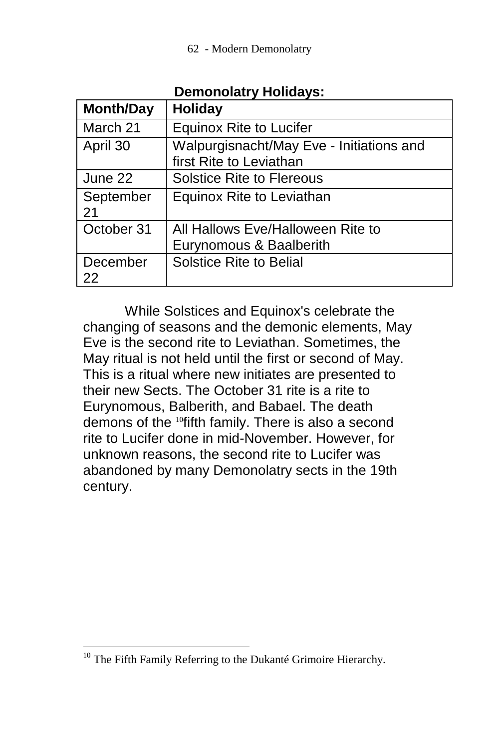**Demonolatry Holidays:**

| Month/Day | Holiday |
| --- | --- |
| March 21 | Equinox Rite to Lucifer |
| April 30 | Walpurgisnacht/May Eve - Initiations and first Rite to Leviathan |
| June 22 | Solstice Rite to Flereous |
| September 21 | Equinox Rite to Leviathan |
| October 31 | All Hallows Eve/Halloween Rite to Eurynomous & Baalberith |
| December 22 | Solstice Rite to Belial |

While Solstices and Equinox's celebrate the changing of seasons and the demonic elements, May Eve is the second rite to Leviathan. Sometimes, the May ritual is not held until the first or second of May. This is a ritual where new initiates are presented to their new Sects. The October 31 rite is a rite to Eurynomous, Balberith, and Babael. The death demons of the [10]fifth family. There is also a second rite to Lucifer done in mid-November. However, for unknown reasons, the second rite to Lucifer was abandoned by many Demonolatry sects in the 19th century.

---

[10] The Fifth Family Referring to the Dukanté Grimoire Hierarchy.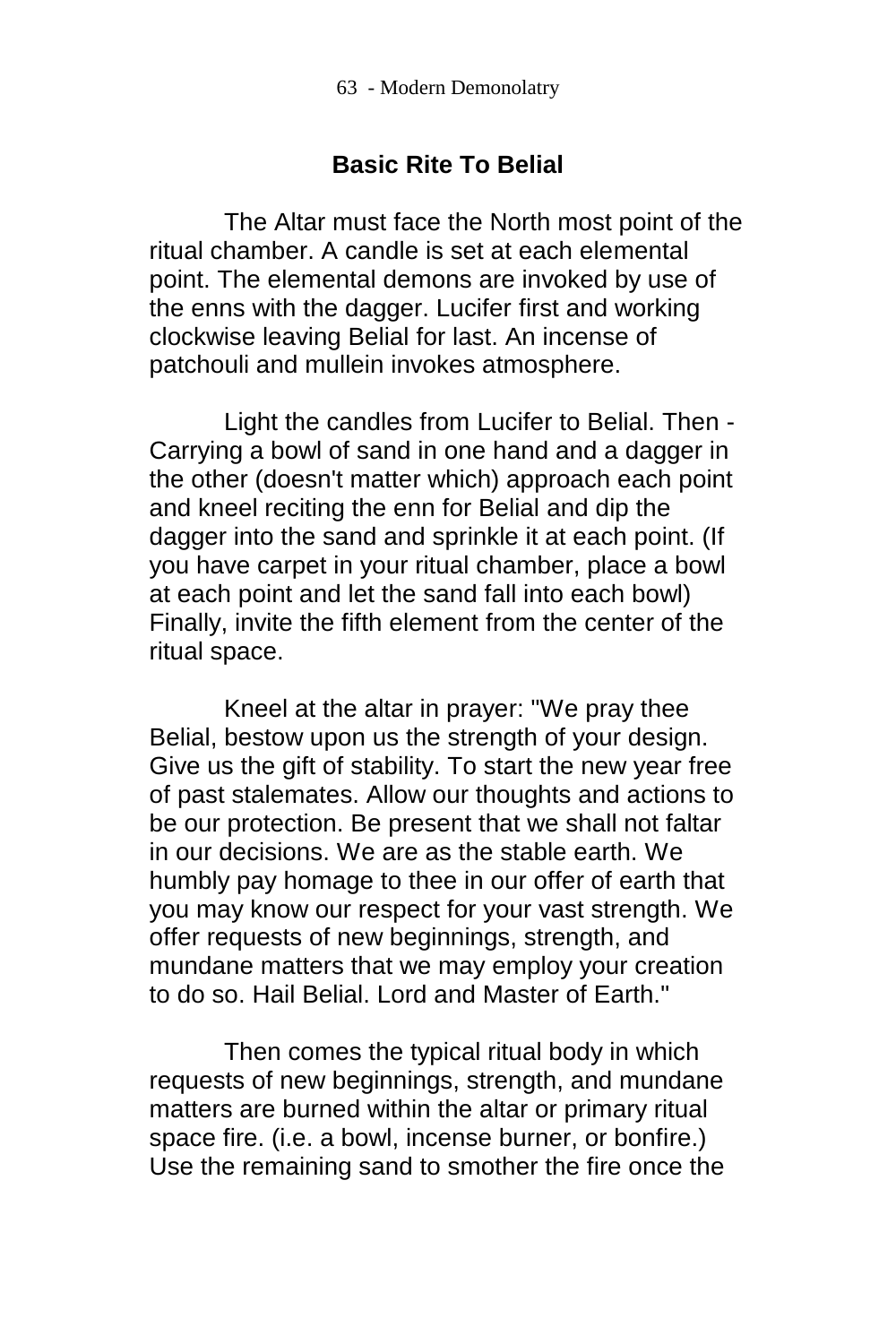## Basic Rite To Belial

The Altar must face the North most point of the ritual chamber. A candle is set at each elemental point. The elemental demons are invoked by use of the enns with the dagger. Lucifer first and working clockwise leaving Belial for last. An incense of patchouli and mullein invokes atmosphere.

Light the candles from Lucifer to Belial. Then - Carrying a bowl of sand in one hand and a dagger in the other (doesn't matter which) approach each point and kneel reciting the enn for Belial and dip the dagger into the sand and sprinkle it at each point. (If you have carpet in your ritual chamber, place a bowl at each point and let the sand fall into each bowl) Finally, invite the fifth element from the center of the ritual space.

Kneel at the altar in prayer: "We pray thee Belial, bestow upon us the strength of your design. Give us the gift of stability. To start the new year free of past stalemates. Allow our thoughts and actions to be our protection. Be present that we shall not faltar in our decisions. We are as the stable earth. We humbly pay homage to thee in our offer of earth that you may know our respect for your vast strength. We offer requests of new beginnings, strength, and mundane matters that we may employ your creation to do so. Hail Belial. Lord and Master of Earth."

Then comes the typical ritual body in which requests of new beginnings, strength, and mundane matters are burned within the altar or primary ritual space fire. (i.e. a bowl, incense burner, or bonfire.) Use the remaining sand to smother the fire once the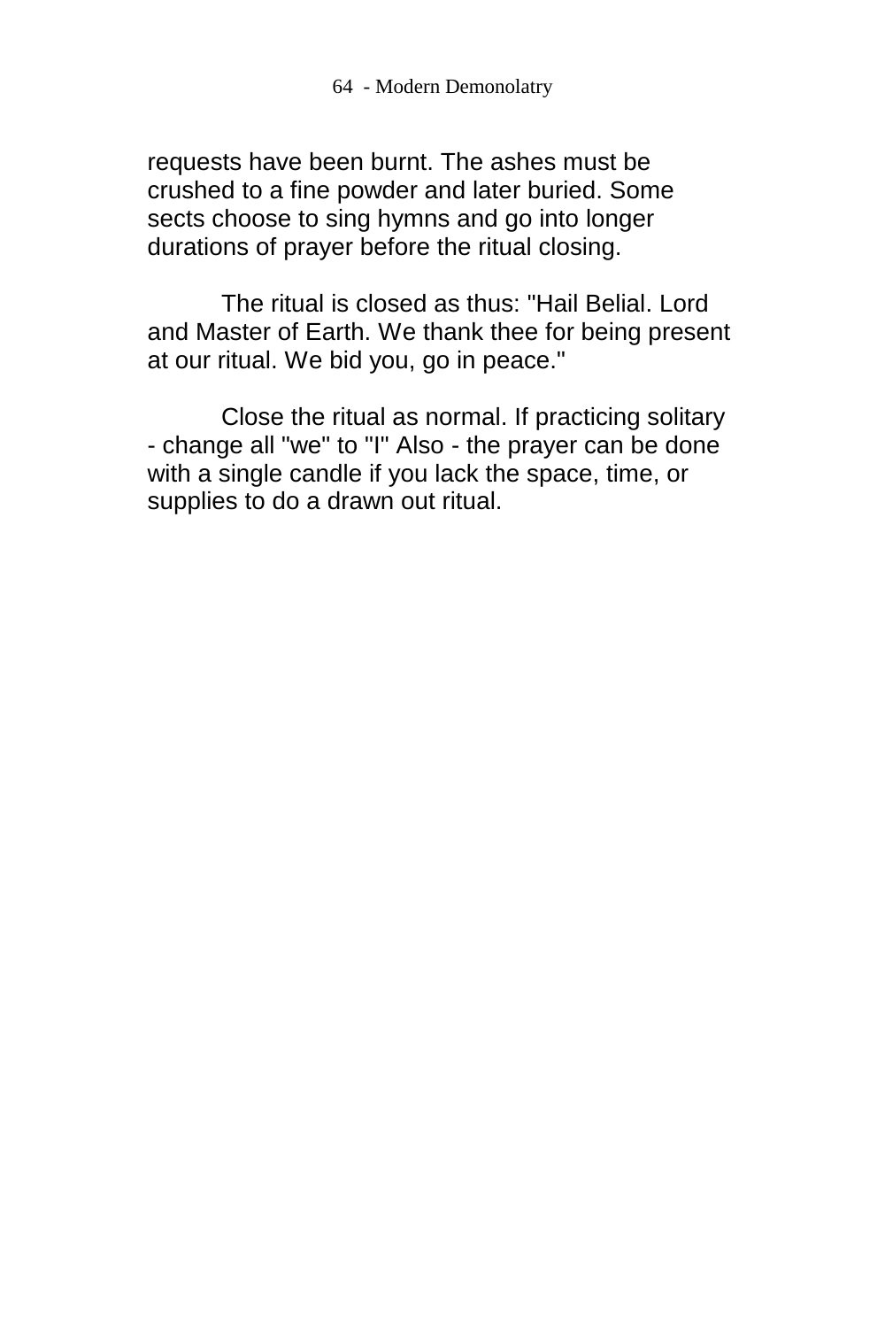requests have been burnt. The ashes must be crushed to a fine powder and later buried. Some sects choose to sing hymns and go into longer durations of prayer before the ritual closing.

The ritual is closed as thus: "Hail Belial. Lord and Master of Earth. We thank thee for being present at our ritual. We bid you, go in peace."

Close the ritual as normal. If practicing solitary - change all "we" to "I" Also - the prayer can be done with a single candle if you lack the space, time, or supplies to do a drawn out ritual.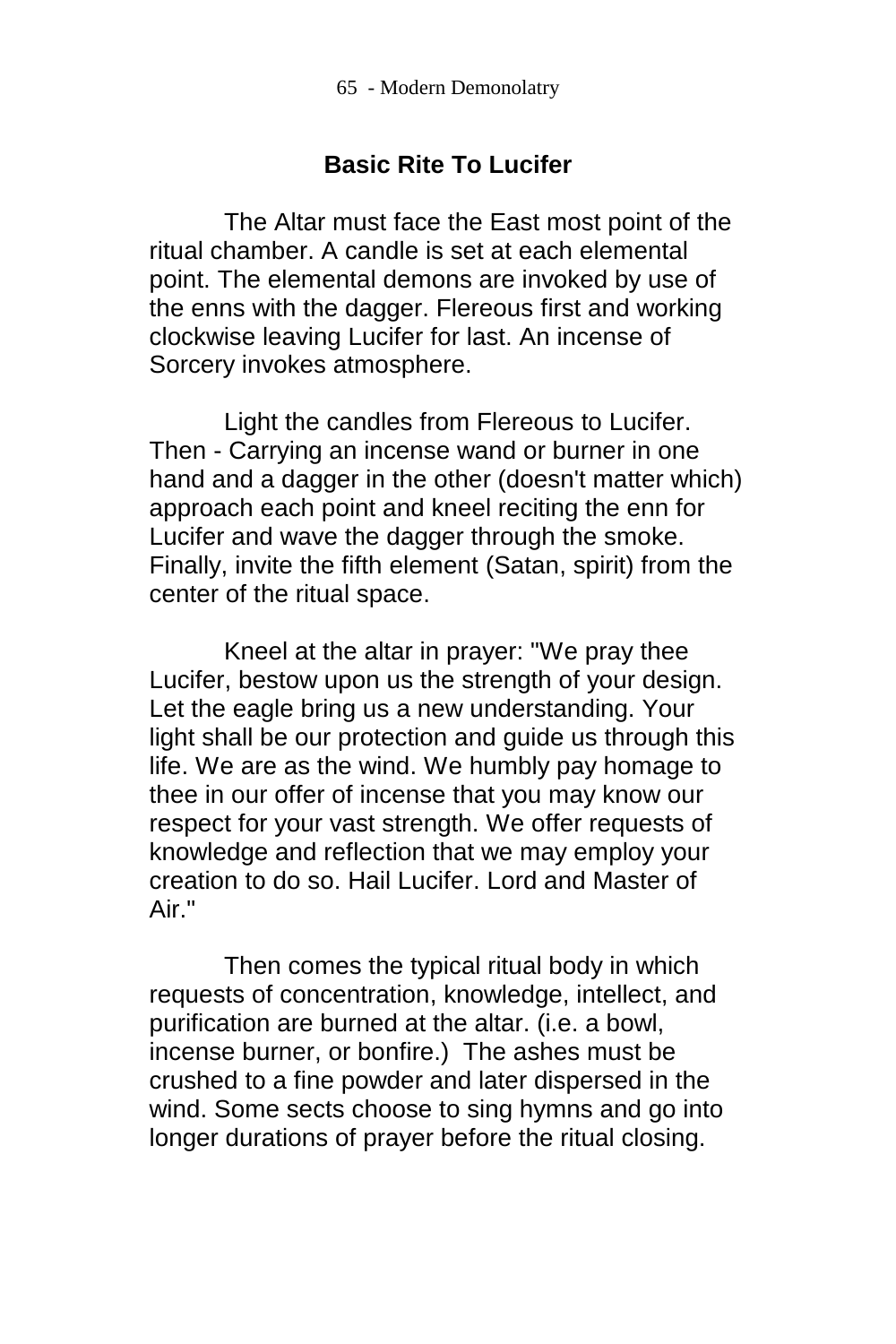## Basic Rite To Lucifer

The Altar must face the East most point of the ritual chamber. A candle is set at each elemental point. The elemental demons are invoked by use of the enns with the dagger. Flereous first and working clockwise leaving Lucifer for last. An incense of Sorcery invokes atmosphere.

Light the candles from Flereous to Lucifer. Then - Carrying an incense wand or burner in one hand and a dagger in the other (doesn't matter which) approach each point and kneel reciting the enn for Lucifer and wave the dagger through the smoke. Finally, invite the fifth element (Satan, spirit) from the center of the ritual space.

Kneel at the altar in prayer: "We pray thee Lucifer, bestow upon us the strength of your design. Let the eagle bring us a new understanding. Your light shall be our protection and guide us through this life. We are as the wind. We humbly pay homage to thee in our offer of incense that you may know our respect for your vast strength. We offer requests of knowledge and reflection that we may employ your creation to do so. Hail Lucifer. Lord and Master of Air."

Then comes the typical ritual body in which requests of concentration, knowledge, intellect, and purification are burned at the altar. (i.e. a bowl, incense burner, or bonfire.) The ashes must be crushed to a fine powder and later dispersed in the wind. Some sects choose to sing hymns and go into longer durations of prayer before the ritual closing.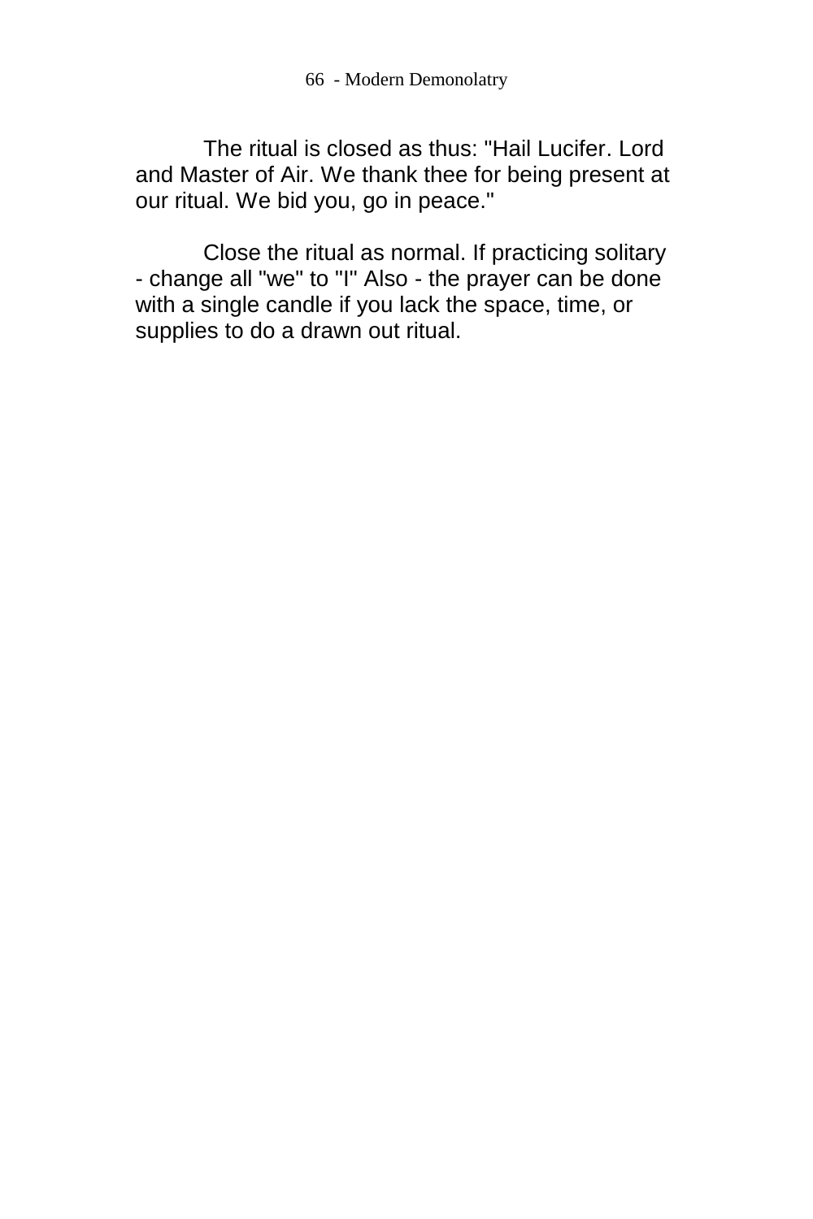The ritual is closed as thus: "Hail Lucifer. Lord and Master of Air. We thank thee for being present at our ritual. We bid you, go in peace."

Close the ritual as normal. If practicing solitary - change all "we" to "I" Also - the prayer can be done with a single candle if you lack the space, time, or supplies to do a drawn out ritual.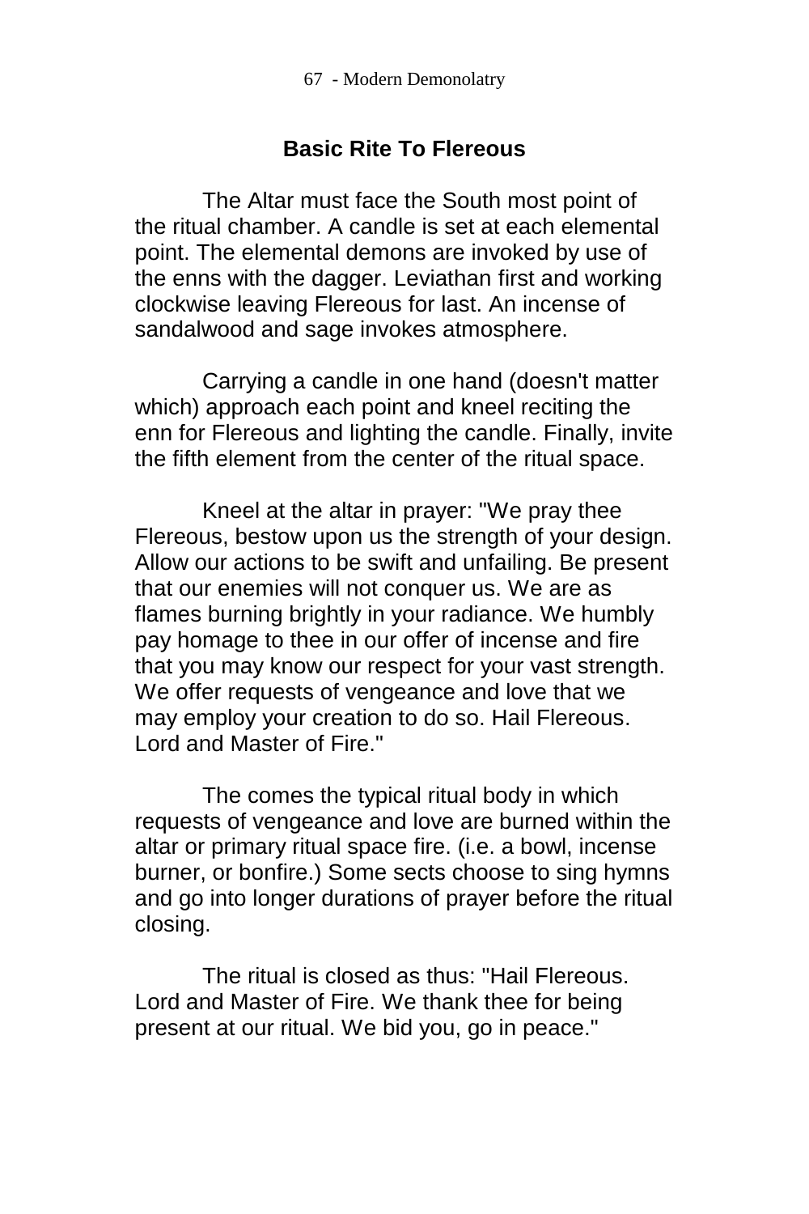## Basic Rite To Flereous

The Altar must face the South most point of the ritual chamber. A candle is set at each elemental point. The elemental demons are invoked by use of the enns with the dagger. Leviathan first and working clockwise leaving Flereous for last. An incense of sandalwood and sage invokes atmosphere.

Carrying a candle in one hand (doesn't matter which) approach each point and kneel reciting the enn for Flereous and lighting the candle. Finally, invite the fifth element from the center of the ritual space.

Kneel at the altar in prayer: "We pray thee Flereous, bestow upon us the strength of your design. Allow our actions to be swift and unfailing. Be present that our enemies will not conquer us. We are as flames burning brightly in your radiance. We humbly pay homage to thee in our offer of incense and fire that you may know our respect for your vast strength. We offer requests of vengeance and love that we may employ your creation to do so. Hail Flereous. Lord and Master of Fire."

The comes the typical ritual body in which requests of vengeance and love are burned within the altar or primary ritual space fire. (i.e. a bowl, incense burner, or bonfire.) Some sects choose to sing hymns and go into longer durations of prayer before the ritual closing.

The ritual is closed as thus: "Hail Flereous. Lord and Master of Fire. We thank thee for being present at our ritual. We bid you, go in peace."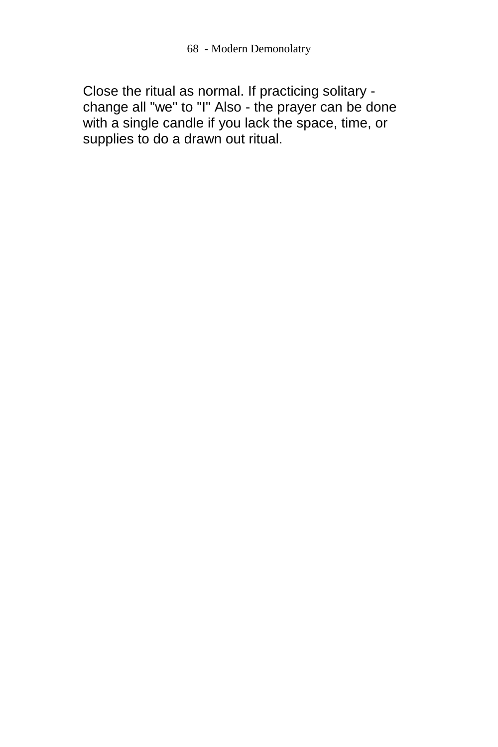Close the ritual as normal. If practicing solitary - change all "we" to "I" Also - the prayer can be done with a single candle if you lack the space, time, or supplies to do a drawn out ritual.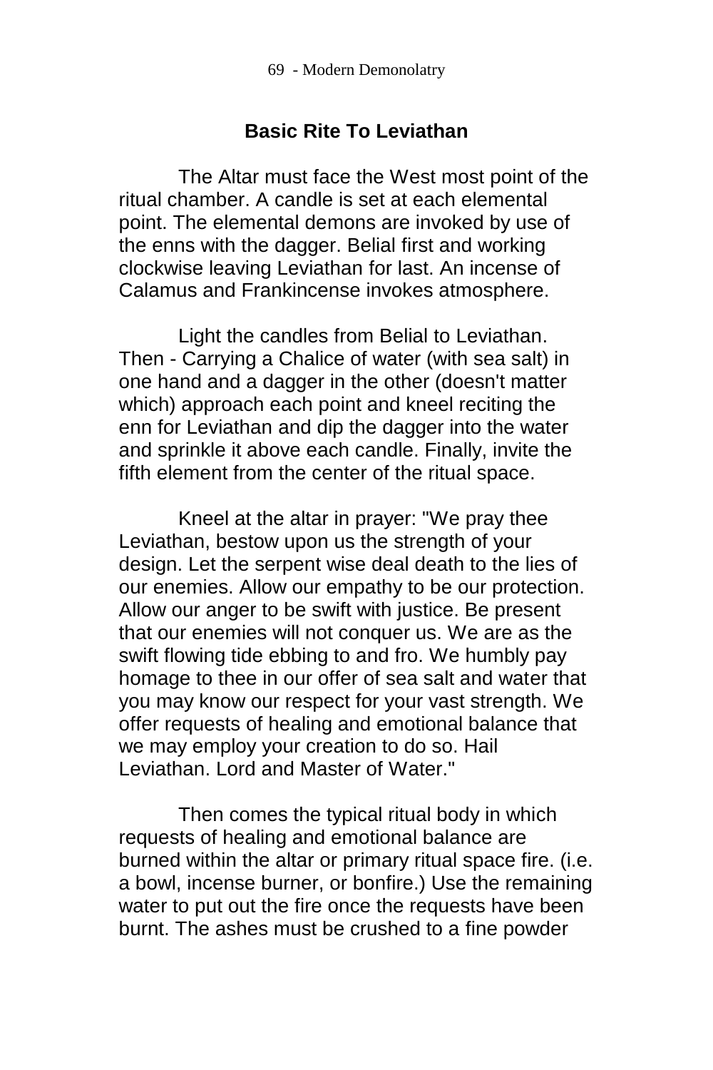## Basic Rite To Leviathan

The Altar must face the West most point of the ritual chamber. A candle is set at each elemental point. The elemental demons are invoked by use of the enns with the dagger. Belial first and working clockwise leaving Leviathan for last. An incense of Calamus and Frankincense invokes atmosphere.

Light the candles from Belial to Leviathan. Then - Carrying a Chalice of water (with sea salt) in one hand and a dagger in the other (doesn't matter which) approach each point and kneel reciting the enn for Leviathan and dip the dagger into the water and sprinkle it above each candle. Finally, invite the fifth element from the center of the ritual space.

Kneel at the altar in prayer: "We pray thee Leviathan, bestow upon us the strength of your design. Let the serpent wise deal death to the lies of our enemies. Allow our empathy to be our protection. Allow our anger to be swift with justice. Be present that our enemies will not conquer us. We are as the swift flowing tide ebbing to and fro. We humbly pay homage to thee in our offer of sea salt and water that you may know our respect for your vast strength. We offer requests of healing and emotional balance that we may employ your creation to do so. Hail Leviathan. Lord and Master of Water."

Then comes the typical ritual body in which requests of healing and emotional balance are burned within the altar or primary ritual space fire. (i.e. a bowl, incense burner, or bonfire.) Use the remaining water to put out the fire once the requests have been burnt. The ashes must be crushed to a fine powder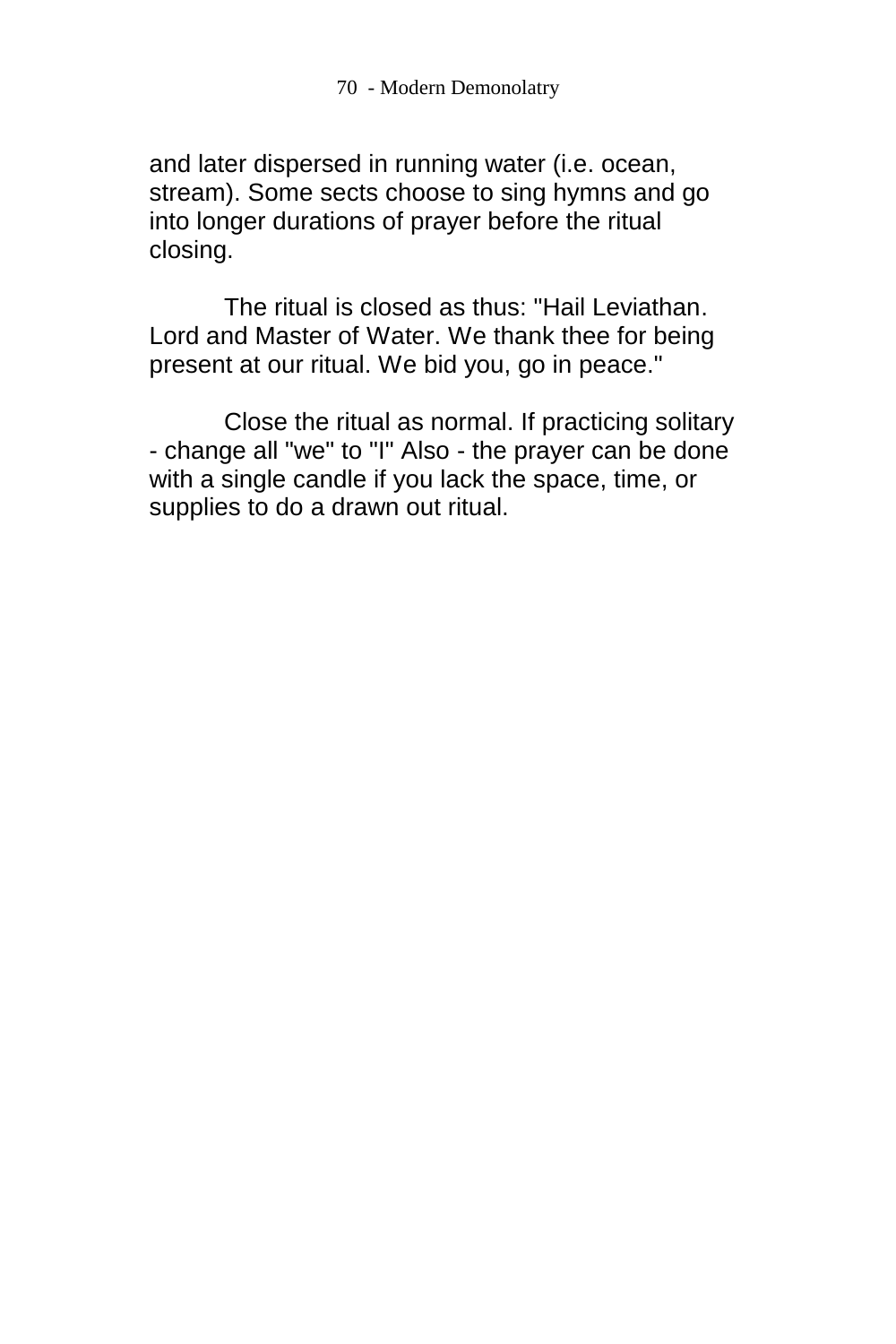and later dispersed in running water (i.e. ocean, stream). Some sects choose to sing hymns and go into longer durations of prayer before the ritual closing.

The ritual is closed as thus: "Hail Leviathan. Lord and Master of Water. We thank thee for being present at our ritual. We bid you, go in peace."

Close the ritual as normal. If practicing solitary - change all "we" to "I" Also - the prayer can be done with a single candle if you lack the space, time, or supplies to do a drawn out ritual.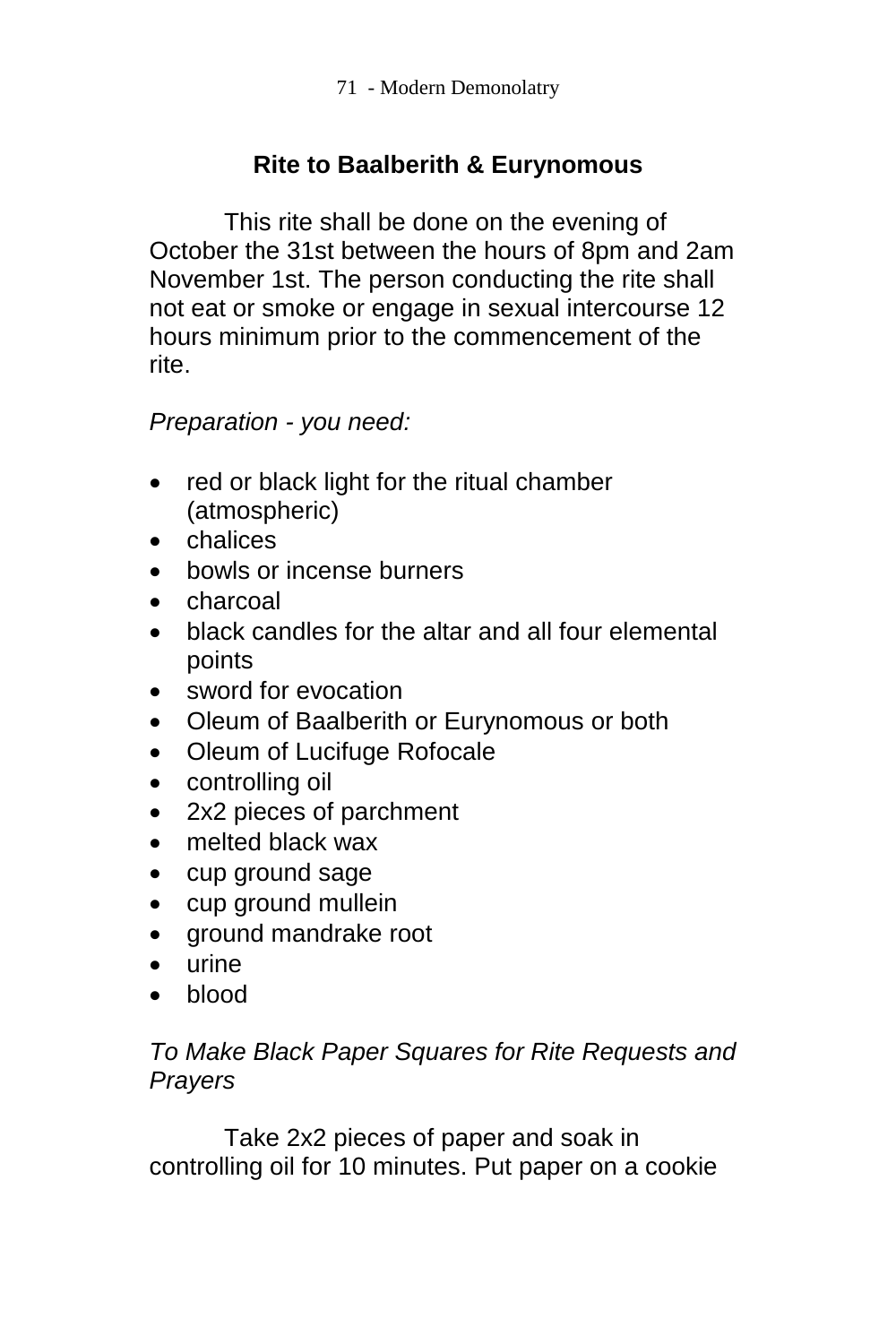## Rite to Baalberith & Eurynomous

This rite shall be done on the evening of October the 31st between the hours of 8pm and 2am November 1st. The person conducting the rite shall not eat or smoke or engage in sexual intercourse 12 hours minimum prior to the commencement of the rite.

*Preparation - you need:*

- red or black light for the ritual chamber (atmospheric)
- chalices
- bowls or incense burners
- charcoal
- black candles for the altar and all four elemental points
- sword for evocation
- Oleum of Baalberith or Eurynomous or both
- Oleum of Lucifuge Rofocale
- controlling oil
- 2x2 pieces of parchment
- melted black wax
- cup ground sage
- cup ground mullein
- ground mandrake root
- urine
- blood

*To Make Black Paper Squares for Rite Requests and Prayers*

Take 2x2 pieces of paper and soak in controlling oil for 10 minutes. Put paper on a cookie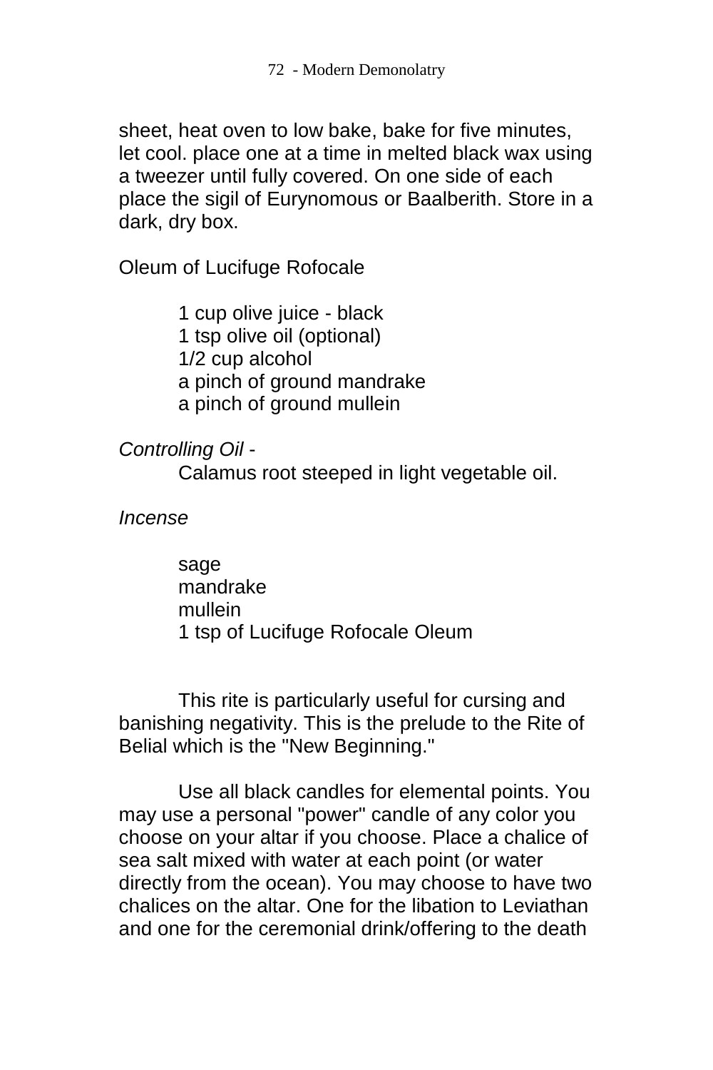sheet, heat oven to low bake, bake for five minutes, let cool. place one at a time in melted black wax using a tweezer until fully covered. On one side of each place the sigil of Eurynomous or Baalberith. Store in a dark, dry box.

Oleum of Lucifuge Rofocale

> 1 cup olive juice - black
> 1 tsp olive oil (optional)
> 1/2 cup alcohol
> a pinch of ground mandrake
> a pinch of ground mullein

*Controlling Oil* -

> Calamus root steeped in light vegetable oil.

*Incense*

> sage
> mandrake
> mullein
> 1 tsp of Lucifuge Rofocale Oleum

This rite is particularly useful for cursing and banishing negativity. This is the prelude to the Rite of Belial which is the "New Beginning."

Use all black candles for elemental points. You may use a personal "power" candle of any color you choose on your altar if you choose. Place a chalice of sea salt mixed with water at each point (or water directly from the ocean). You may choose to have two chalices on the altar. One for the libation to Leviathan and one for the ceremonial drink/offering to the death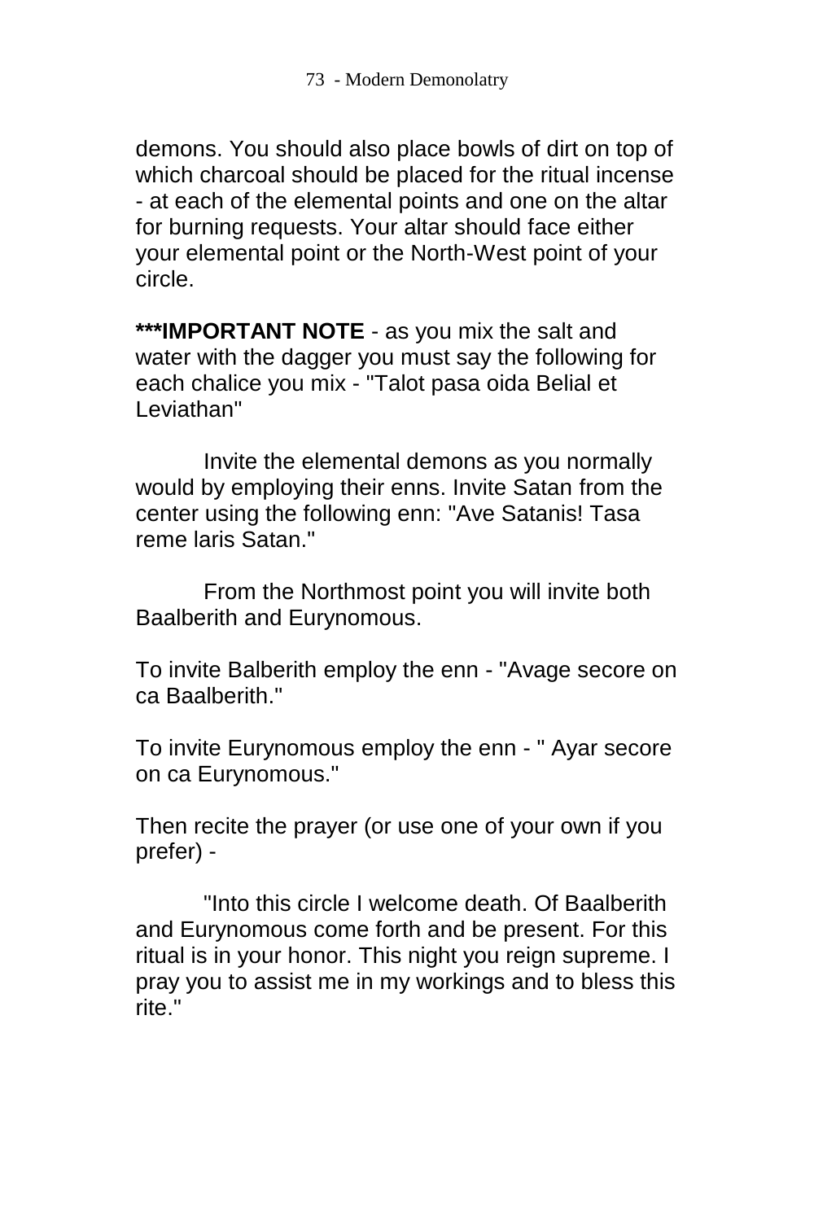demons. You should also place bowls of dirt on top of which charcoal should be placed for the ritual incense - at each of the elemental points and one on the altar for burning requests. Your altar should face either your elemental point or the North-West point of your circle.

**\*\*\*IMPORTANT NOTE** - as you mix the salt and water with the dagger you must say the following for each chalice you mix - "Talot pasa oida Belial et Leviathan"

Invite the elemental demons as you normally would by employing their enns. Invite Satan from the center using the following enn: "Ave Satanis! Tasa reme laris Satan."

From the Northmost point you will invite both Baalberith and Eurynomous.

To invite Balberith employ the enn - "Avage secore on ca Baalberith."

To invite Eurynomous employ the enn - " Ayar secore on ca Eurynomous."

Then recite the prayer (or use one of your own if you prefer) -

"Into this circle I welcome death. Of Baalberith and Eurynomous come forth and be present. For this ritual is in your honor. This night you reign supreme. I pray you to assist me in my workings and to bless this rite."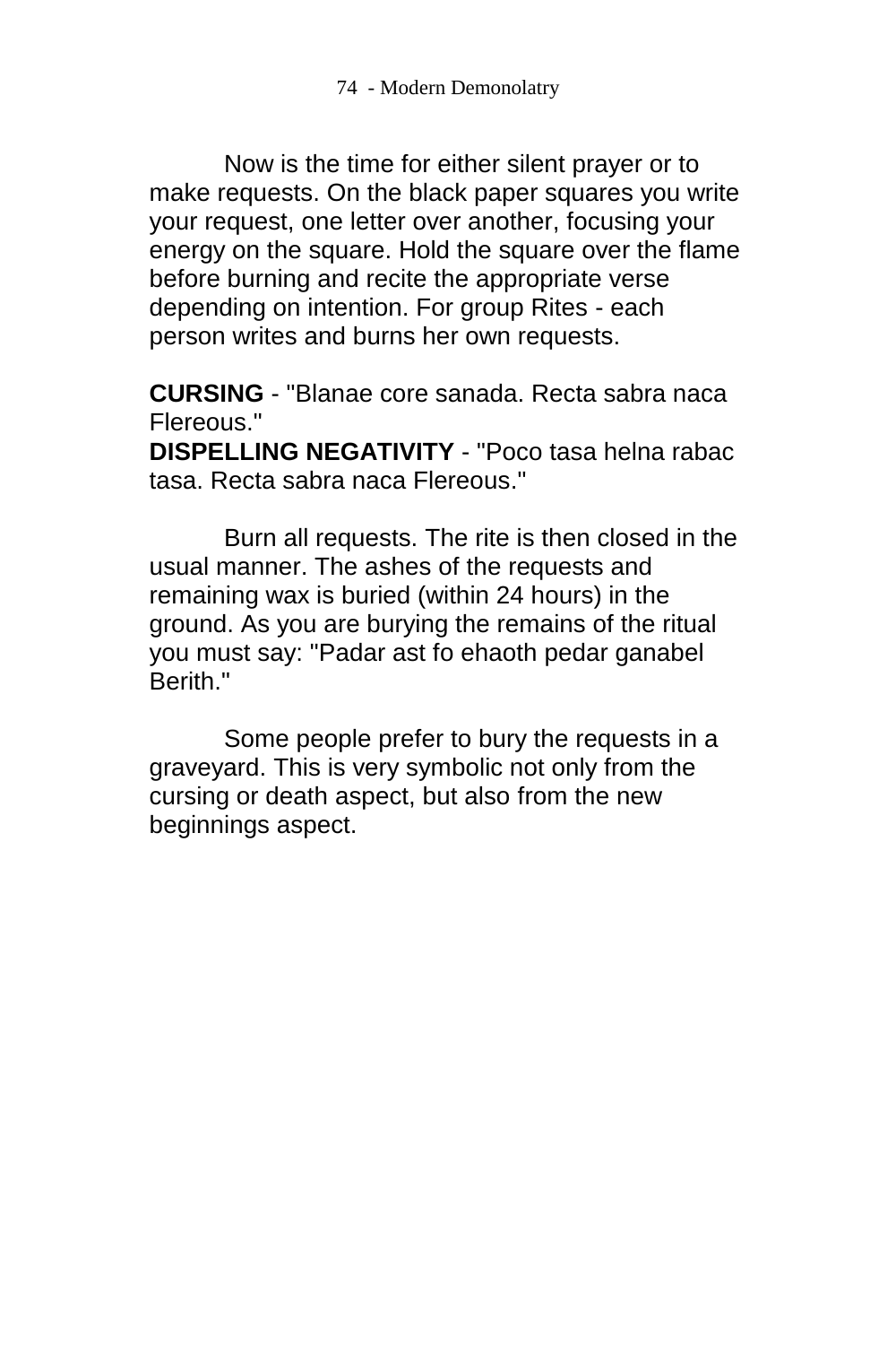Now is the time for either silent prayer or to make requests. On the black paper squares you write your request, one letter over another, focusing your energy on the square. Hold the square over the flame before burning and recite the appropriate verse depending on intention. For group Rites - each person writes and burns her own requests.

**CURSING** - "Blanae core sanada. Recta sabra naca Flereous."
**DISPELLING NEGATIVITY** - "Poco tasa helna rabac tasa. Recta sabra naca Flereous."

Burn all requests. The rite is then closed in the usual manner. The ashes of the requests and remaining wax is buried (within 24 hours) in the ground. As you are burying the remains of the ritual you must say: "Padar ast fo ehaoth pedar ganabel Berith."

Some people prefer to bury the requests in a graveyard. This is very symbolic not only from the cursing or death aspect, but also from the new beginnings aspect.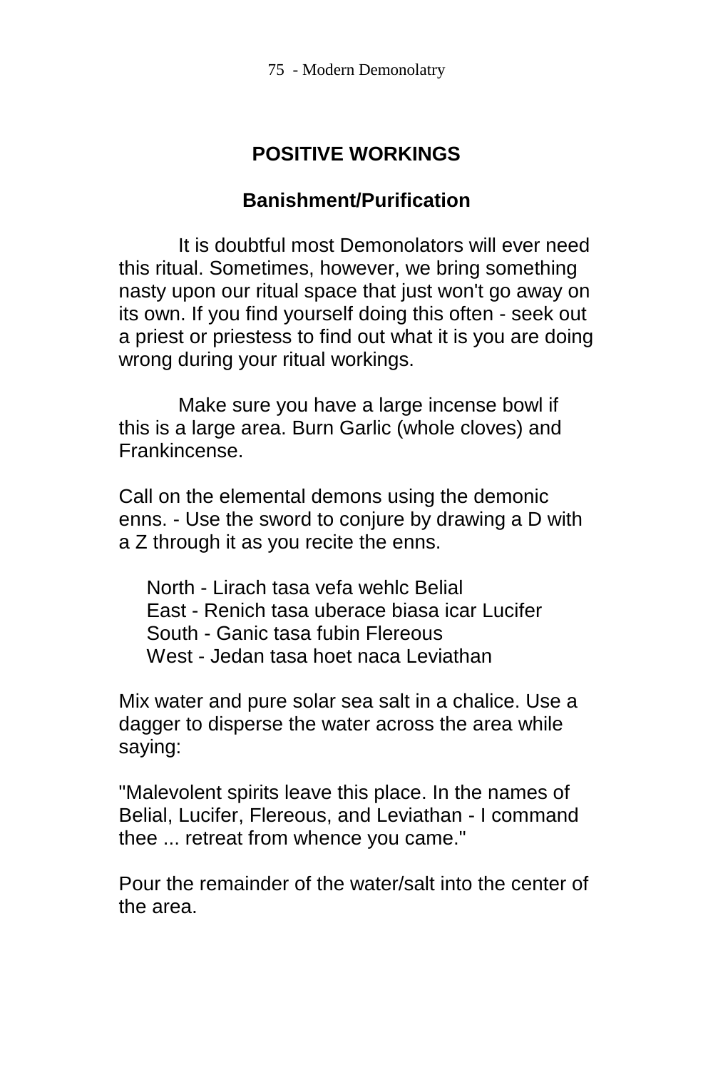# POSITIVE WORKINGS

## Banishment/Purification

It is doubtful most Demonolators will ever need this ritual. Sometimes, however, we bring something nasty upon our ritual space that just won't go away on its own. If you find yourself doing this often - seek out a priest or priestess to find out what it is you are doing wrong during your ritual workings.

Make sure you have a large incense bowl if this is a large area. Burn Garlic (whole cloves) and Frankincense.

Call on the elemental demons using the demonic enns. - Use the sword to conjure by drawing a D with a Z through it as you recite the enns.

North - Lirach tasa vefa wehlc Belial
East - Renich tasa uberace biasa icar Lucifer
South - Ganic tasa fubin Flereous
West - Jedan tasa hoet naca Leviathan

Mix water and pure solar sea salt in a chalice. Use a dagger to disperse the water across the area while saying:

"Malevolent spirits leave this place. In the names of Belial, Lucifer, Flereous, and Leviathan - I command thee ... retreat from whence you came."

Pour the remainder of the water/salt into the center of the area.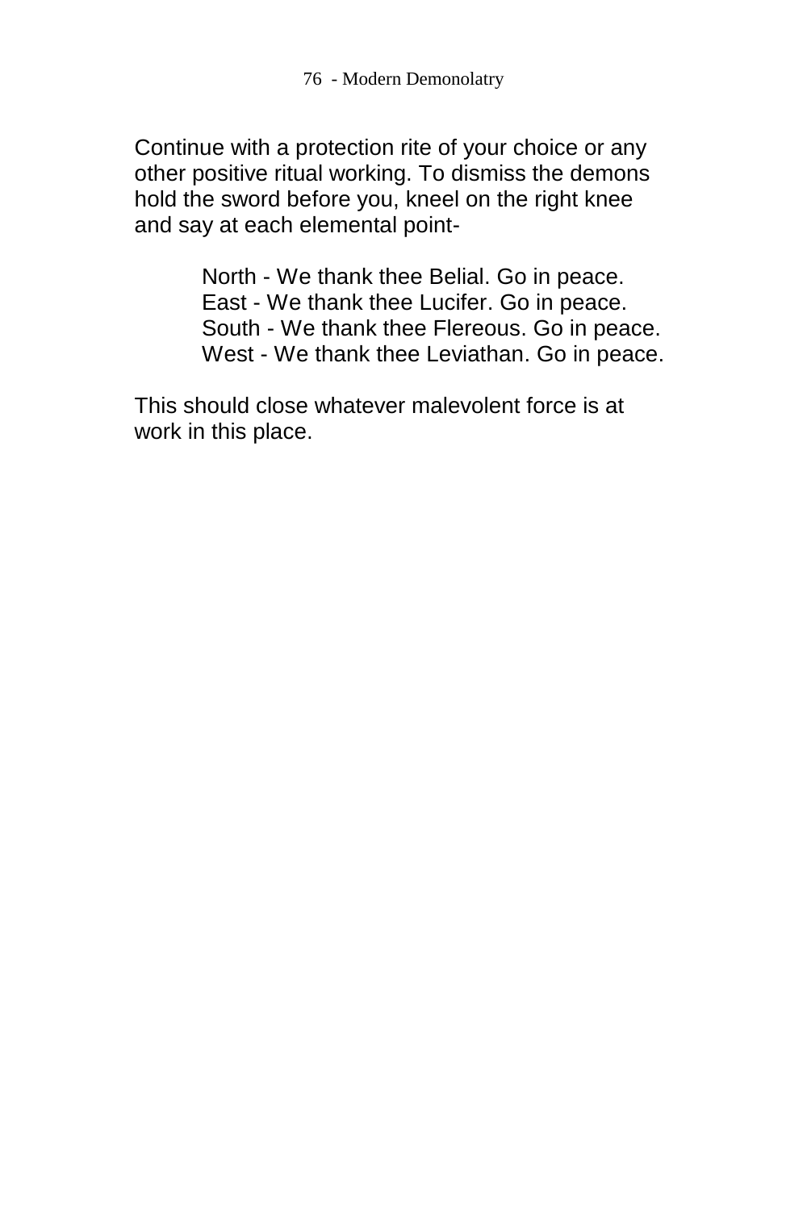Continue with a protection rite of your choice or any other positive ritual working. To dismiss the demons hold the sword before you, kneel on the right knee and say at each elemental point-

> North - We thank thee Belial. Go in peace.
> East - We thank thee Lucifer. Go in peace.
> South - We thank thee Flereous. Go in peace.
> West - We thank thee Leviathan. Go in peace.

This should close whatever malevolent force is at work in this place.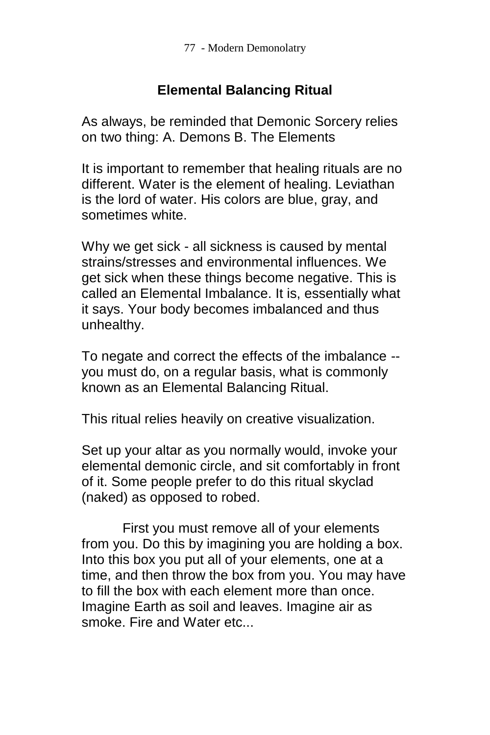## Elemental Balancing Ritual

As always, be reminded that Demonic Sorcery relies on two thing: A. Demons B. The Elements

It is important to remember that healing rituals are no different. Water is the element of healing. Leviathan is the lord of water. His colors are blue, gray, and sometimes white.

Why we get sick - all sickness is caused by mental strains/stresses and environmental influences. We get sick when these things become negative. This is called an Elemental Imbalance. It is, essentially what it says. Your body becomes imbalanced and thus unhealthy.

To negate and correct the effects of the imbalance -- you must do, on a regular basis, what is commonly known as an Elemental Balancing Ritual.

This ritual relies heavily on creative visualization.

Set up your altar as you normally would, invoke your elemental demonic circle, and sit comfortably in front of it. Some people prefer to do this ritual skyclad (naked) as opposed to robed.

First you must remove all of your elements from you. Do this by imagining you are holding a box. Into this box you put all of your elements, one at a time, and then throw the box from you. You may have to fill the box with each element more than once. Imagine Earth as soil and leaves. Imagine air as smoke. Fire and Water etc...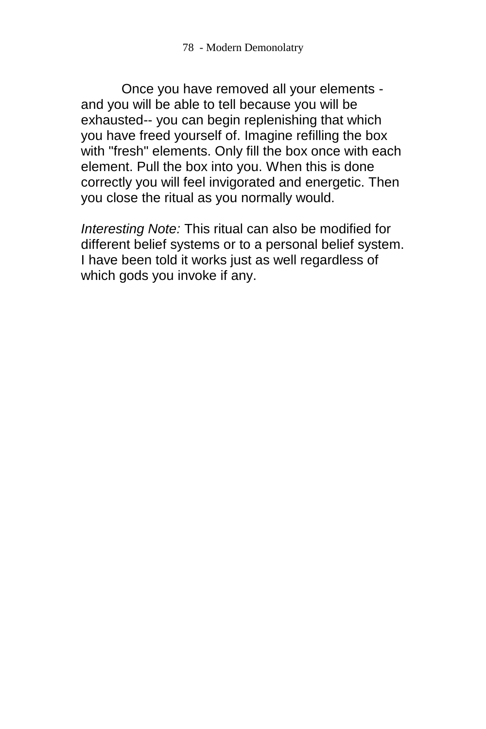Once you have removed all your elements - and you will be able to tell because you will be exhausted-- you can begin replenishing that which you have freed yourself of. Imagine refilling the box with "fresh" elements. Only fill the box once with each element. Pull the box into you. When this is done correctly you will feel invigorated and energetic. Then you close the ritual as you normally would.

*Interesting Note:* This ritual can also be modified for different belief systems or to a personal belief system. I have been told it works just as well regardless of which gods you invoke if any.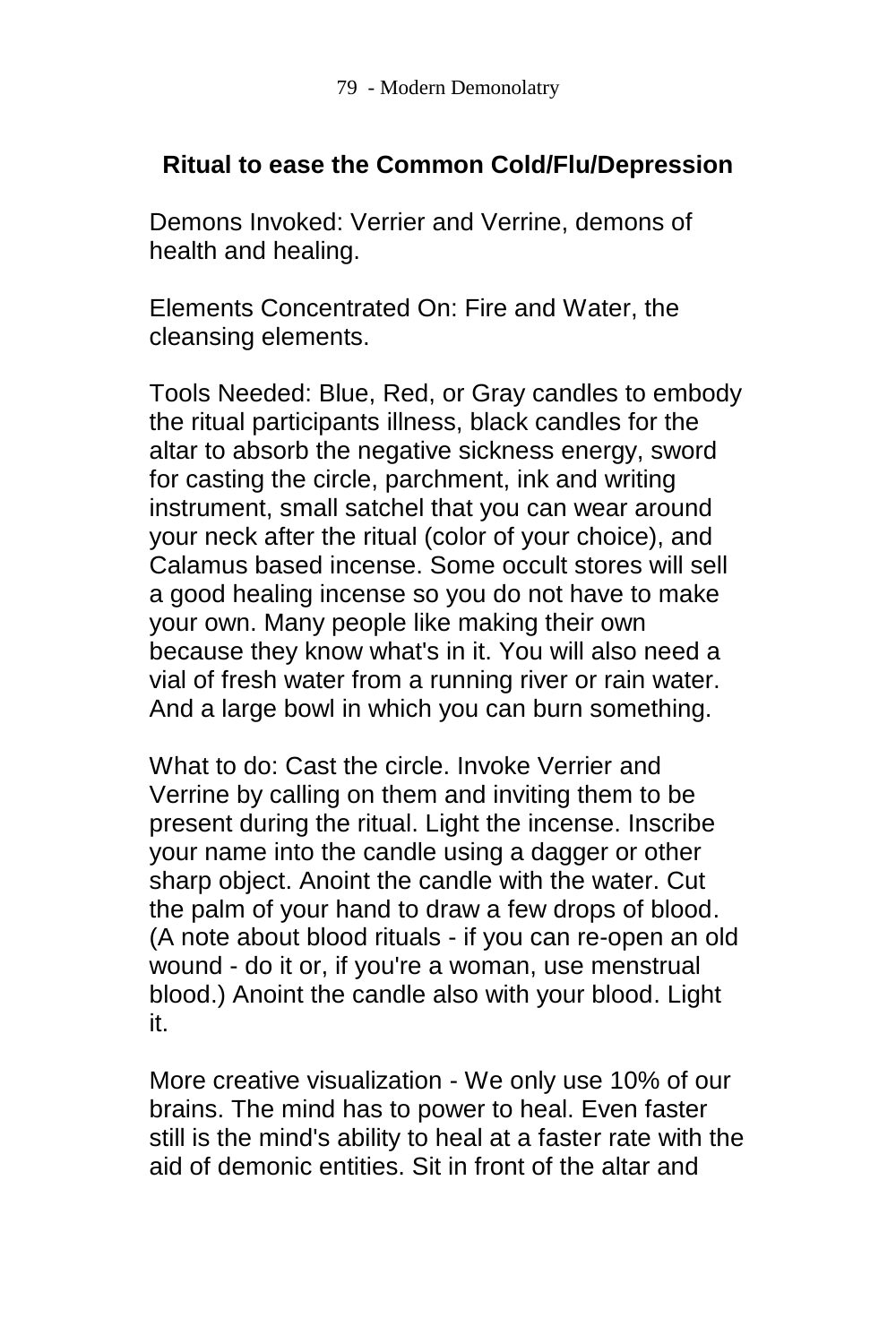## Ritual to ease the Common Cold/Flu/Depression

Demons Invoked: Verrier and Verrine, demons of health and healing.

Elements Concentrated On: Fire and Water, the cleansing elements.

Tools Needed: Blue, Red, or Gray candles to embody the ritual participants illness, black candles for the altar to absorb the negative sickness energy, sword for casting the circle, parchment, ink and writing instrument, small satchel that you can wear around your neck after the ritual (color of your choice), and Calamus based incense. Some occult stores will sell a good healing incense so you do not have to make your own. Many people like making their own because they know what's in it. You will also need a vial of fresh water from a running river or rain water. And a large bowl in which you can burn something.

What to do: Cast the circle. Invoke Verrier and Verrine by calling on them and inviting them to be present during the ritual. Light the incense. Inscribe your name into the candle using a dagger or other sharp object. Anoint the candle with the water. Cut the palm of your hand to draw a few drops of blood. (A note about blood rituals - if you can re-open an old wound - do it or, if you're a woman, use menstrual blood.) Anoint the candle also with your blood. Light it.

More creative visualization - We only use 10% of our brains. The mind has to power to heal. Even faster still is the mind's ability to heal at a faster rate with the aid of demonic entities. Sit in front of the altar and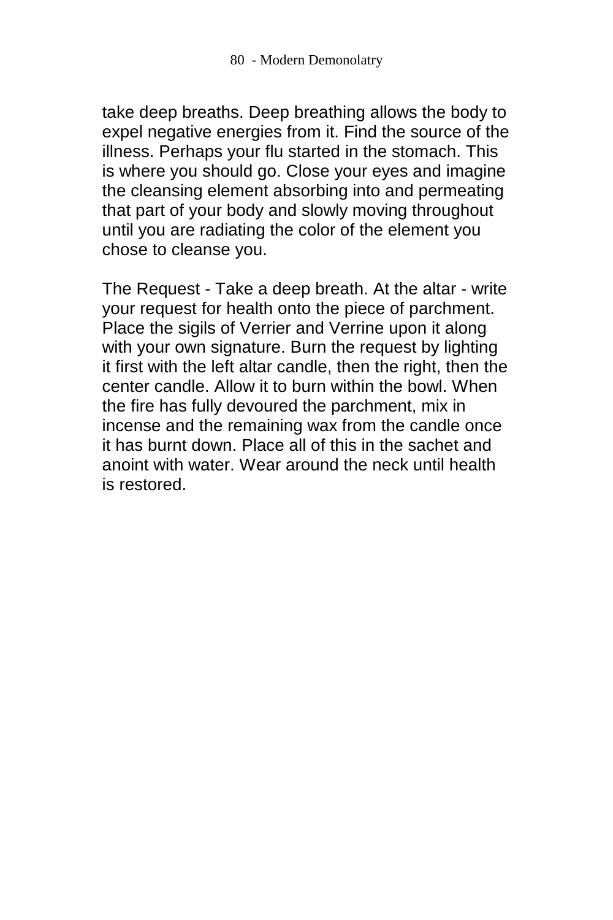take deep breaths. Deep breathing allows the body to expel negative energies from it. Find the source of the illness. Perhaps your flu started in the stomach. This is where you should go. Close your eyes and imagine the cleansing element absorbing into and permeating that part of your body and slowly moving throughout until you are radiating the color of the element you chose to cleanse you.

The Request - Take a deep breath. At the altar - write your request for health onto the piece of parchment. Place the sigils of Verrier and Verrine upon it along with your own signature. Burn the request by lighting it first with the left altar candle, then the right, then the center candle. Allow it to burn within the bowl. When the fire has fully devoured the parchment, mix in incense and the remaining wax from the candle once it has burnt down. Place all of this in the sachet and anoint with water. Wear around the neck until health is restored.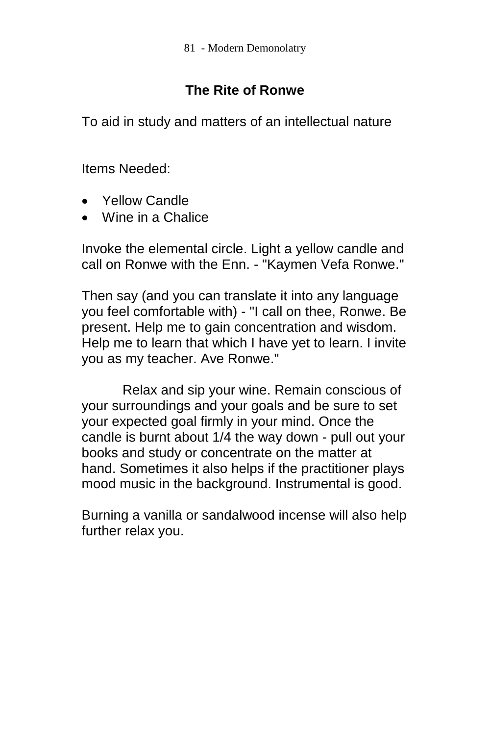## The Rite of Ronwe

To aid in study and matters of an intellectual nature

Items Needed:

- Yellow Candle
- Wine in a Chalice

Invoke the elemental circle. Light a yellow candle and call on Ronwe with the Enn. - "Kaymen Vefa Ronwe."

Then say (and you can translate it into any language you feel comfortable with) - "I call on thee, Ronwe. Be present. Help me to gain concentration and wisdom. Help me to learn that which I have yet to learn. I invite you as my teacher. Ave Ronwe."

Relax and sip your wine. Remain conscious of your surroundings and your goals and be sure to set your expected goal firmly in your mind. Once the candle is burnt about 1/4 the way down - pull out your books and study or concentrate on the matter at hand. Sometimes it also helps if the practitioner plays mood music in the background. Instrumental is good.

Burning a vanilla or sandalwood incense will also help further relax you.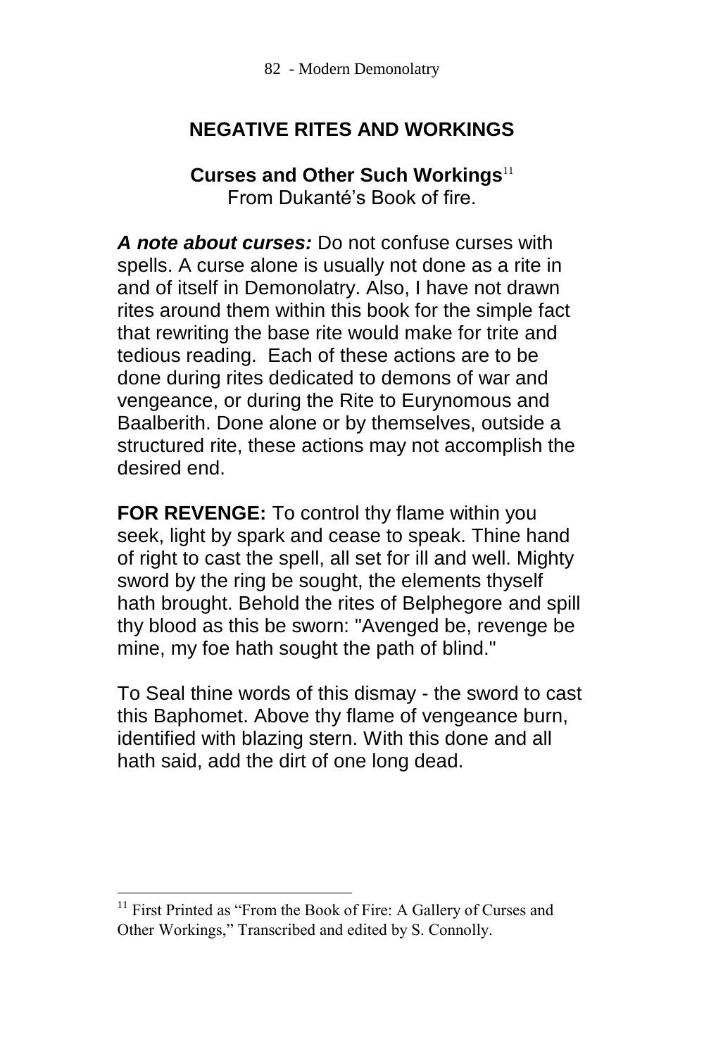## NEGATIVE RITES AND WORKINGS

### Curses and Other Such Workings[11]

From Dukanté's Book of fire.

***A note about curses:*** Do not confuse curses with spells. A curse alone is usually not done as a rite in and of itself in Demonolatry. Also, I have not drawn rites around them within this book for the simple fact that rewriting the base rite would make for trite and tedious reading.  Each of these actions are to be done during rites dedicated to demons of war and vengeance, or during the Rite to Eurynomous and Baalberith. Done alone or by themselves, outside a structured rite, these actions may not accomplish the desired end.

**FOR REVENGE:** To control thy flame within you seek, light by spark and cease to speak. Thine hand of right to cast the spell, all set for ill and well. Mighty sword by the ring be sought, the elements thyself hath brought. Behold the rites of Belphegore and spill thy blood as this be sworn: "Avenged be, revenge be mine, my foe hath sought the path of blind."

To Seal thine words of this dismay - the sword to cast this Baphomet. Above thy flame of vengeance burn, identified with blazing stern. With this done and all hath said, add the dirt of one long dead.

---

[11] First Printed as "From the Book of Fire: A Gallery of Curses and Other Workings," Transcribed and edited by S. Connolly.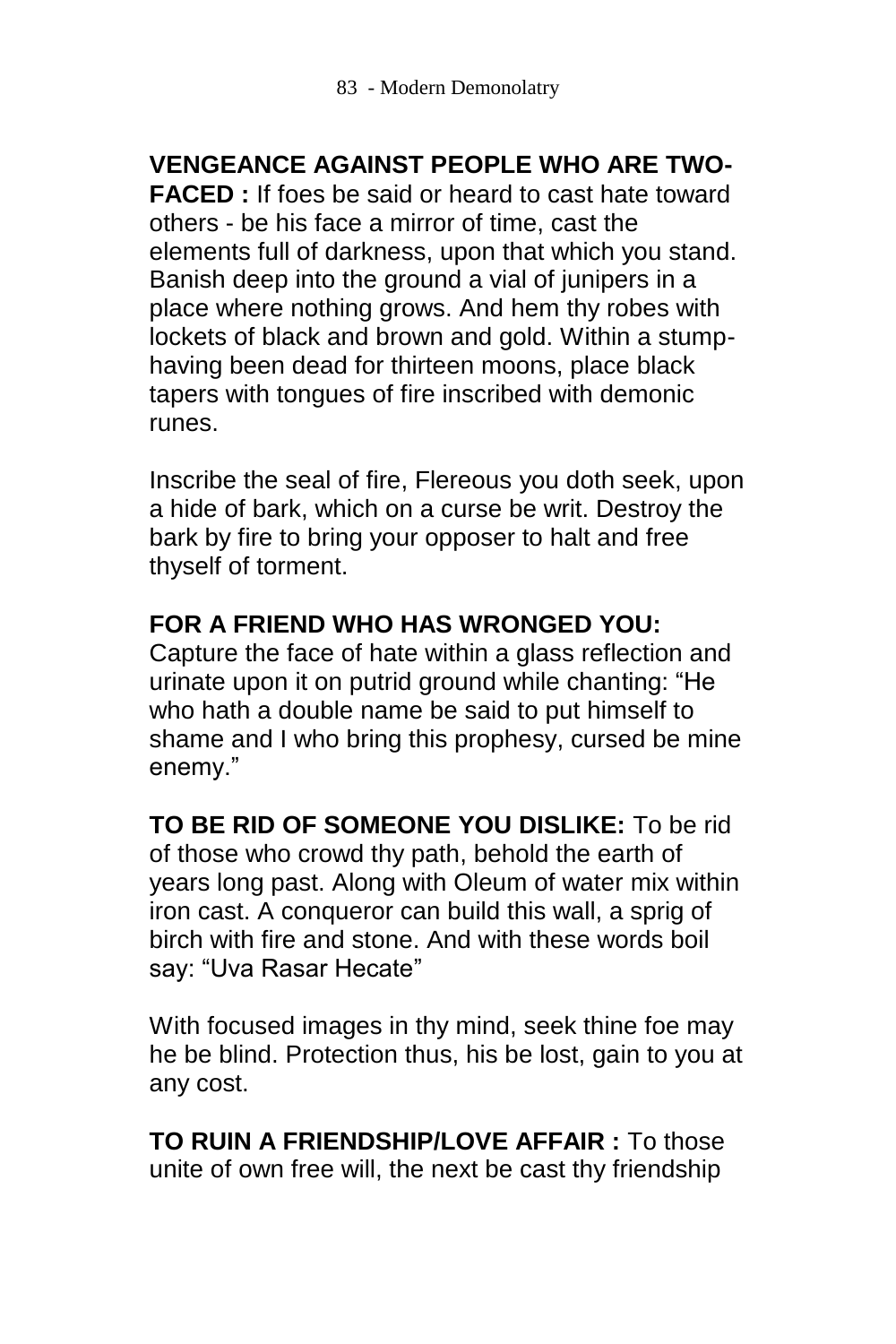**VENGEANCE AGAINST PEOPLE WHO ARE TWO-FACED :** If foes be said or heard to cast hate toward others - be his face a mirror of time, cast the elements full of darkness, upon that which you stand. Banish deep into the ground a vial of junipers in a place where nothing grows. And hem thy robes with lockets of black and brown and gold. Within a stump-having been dead for thirteen moons, place black tapers with tongues of fire inscribed with demonic runes.

Inscribe the seal of fire, Flereous you doth seek, upon a hide of bark, which on a curse be writ. Destroy the bark by fire to bring your opposer to halt and free thyself of torment.

**FOR A FRIEND WHO HAS WRONGED YOU:** Capture the face of hate within a glass reflection and urinate upon it on putrid ground while chanting: "He who hath a double name be said to put himself to shame and I who bring this prophesy, cursed be mine enemy."

**TO BE RID OF SOMEONE YOU DISLIKE:** To be rid of those who crowd thy path, behold the earth of years long past. Along with Oleum of water mix within iron cast. A conqueror can build this wall, a sprig of birch with fire and stone. And with these words boil say: "Uva Rasar Hecate"

With focused images in thy mind, seek thine foe may he be blind. Protection thus, his be lost, gain to you at any cost.

**TO RUIN A FRIENDSHIP/LOVE AFFAIR :** To those unite of own free will, the next be cast thy friendship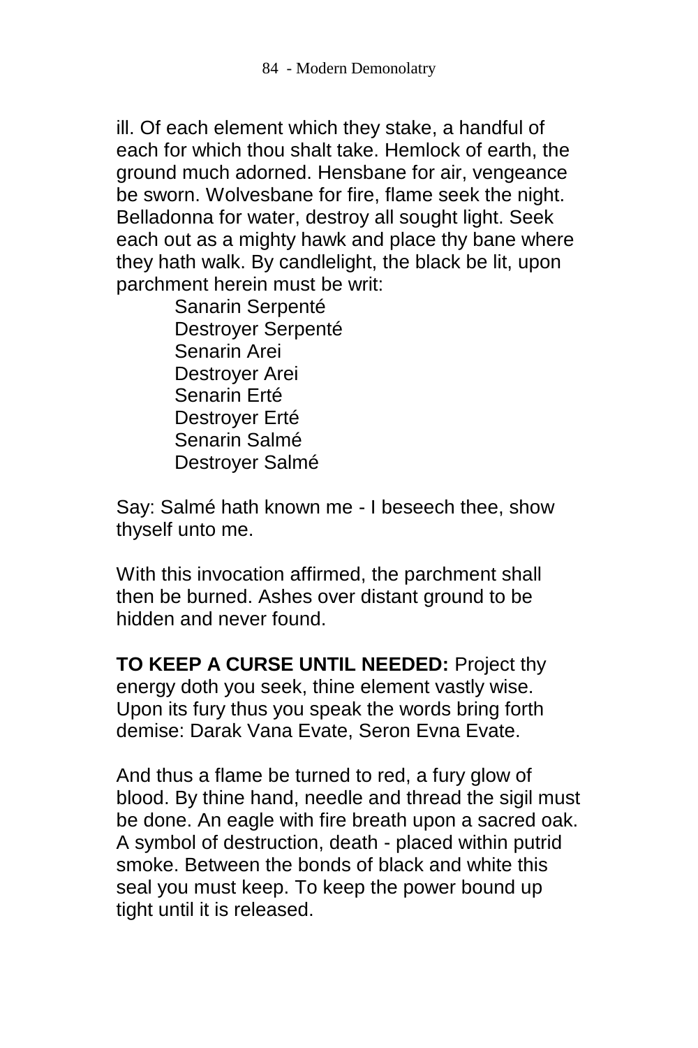ill. Of each element which they stake, a handful of each for which thou shalt take. Hemlock of earth, the ground much adorned. Hensbane for air, vengeance be sworn. Wolvesbane for fire, flame seek the night. Belladonna for water, destroy all sought light. Seek each out as a mighty hawk and place thy bane where they hath walk. By candlelight, the black be lit, upon parchment herein must be writ:

> Sanarin Serpenté
> Destroyer Serpenté
> Senarin Arei
> Destroyer Arei
> Senarin Erté
> Destroyer Erté
> Senarin Salmé
> Destroyer Salmé

Say: Salmé hath known me - I beseech thee, show thyself unto me.

With this invocation affirmed, the parchment shall then be burned. Ashes over distant ground to be hidden and never found.

**TO KEEP A CURSE UNTIL NEEDED:** Project thy energy doth you seek, thine element vastly wise. Upon its fury thus you speak the words bring forth demise: Darak Vana Evate, Seron Evna Evate.

And thus a flame be turned to red, a fury glow of blood. By thine hand, needle and thread the sigil must be done. An eagle with fire breath upon a sacred oak. A symbol of destruction, death - placed within putrid smoke. Between the bonds of black and white this seal you must keep. To keep the power bound up tight until it is released.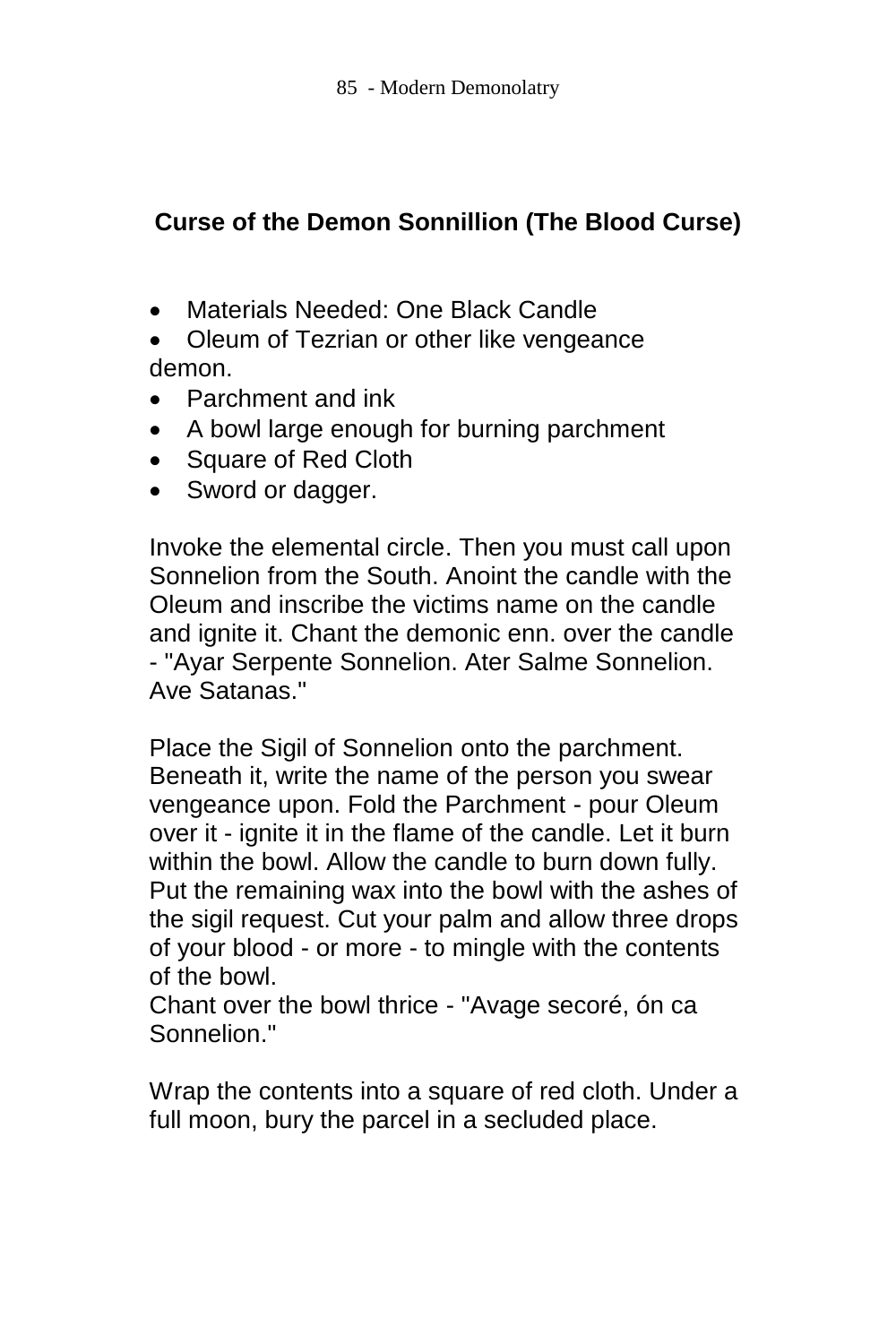## Curse of the Demon Sonnillion (The Blood Curse)

- Materials Needed: One Black Candle
- Oleum of Tezrian or other like vengeance demon.
- Parchment and ink
- A bowl large enough for burning parchment
- Square of Red Cloth
- Sword or dagger.

Invoke the elemental circle. Then you must call upon Sonnelion from the South. Anoint the candle with the Oleum and inscribe the victims name on the candle and ignite it. Chant the demonic enn. over the candle - "Ayar Serpente Sonnelion. Ater Salme Sonnelion. Ave Satanas."

Place the Sigil of Sonnelion onto the parchment. Beneath it, write the name of the person you swear vengeance upon. Fold the Parchment - pour Oleum over it - ignite it in the flame of the candle. Let it burn within the bowl. Allow the candle to burn down fully. Put the remaining wax into the bowl with the ashes of the sigil request. Cut your palm and allow three drops of your blood - or more - to mingle with the contents of the bowl.
Chant over the bowl thrice - "Avage secoré, ón ca Sonnelion."

Wrap the contents into a square of red cloth. Under a full moon, bury the parcel in a secluded place.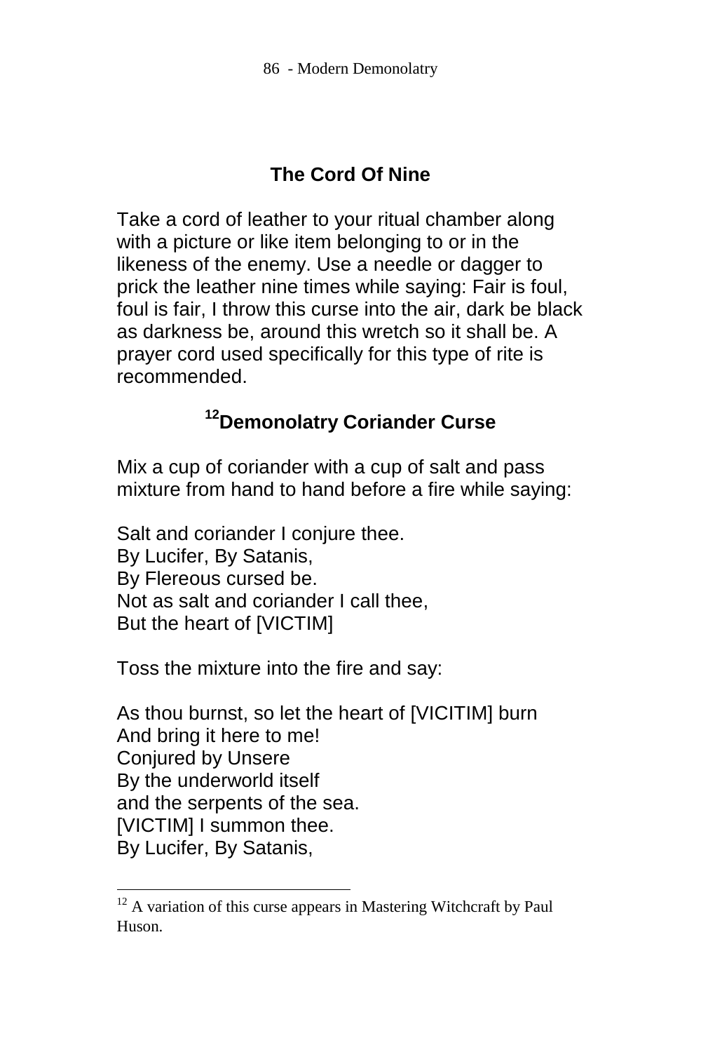## The Cord Of Nine

Take a cord of leather to your ritual chamber along with a picture or like item belonging to or in the likeness of the enemy. Use a needle or dagger to prick the leather nine times while saying: Fair is foul, foul is fair, I throw this curse into the air, dark be black as darkness be, around this wretch so it shall be. A prayer cord used specifically for this type of rite is recommended.

## [12]Demonolatry Coriander Curse

Mix a cup of coriander with a cup of salt and pass mixture from hand to hand before a fire while saying:

Salt and coriander I conjure thee.
By Lucifer, By Satanis,
By Flereous cursed be.
Not as salt and coriander I call thee,
But the heart of [VICTIM]

Toss the mixture into the fire and say:

As thou burnst, so let the heart of [VICITIM] burn
And bring it here to me!
Conjured by Unsere
By the underworld itself
and the serpents of the sea.
[VICTIM] I summon thee.
By Lucifer, By Satanis,

---

[12] A variation of this curse appears in Mastering Witchcraft by Paul Huson.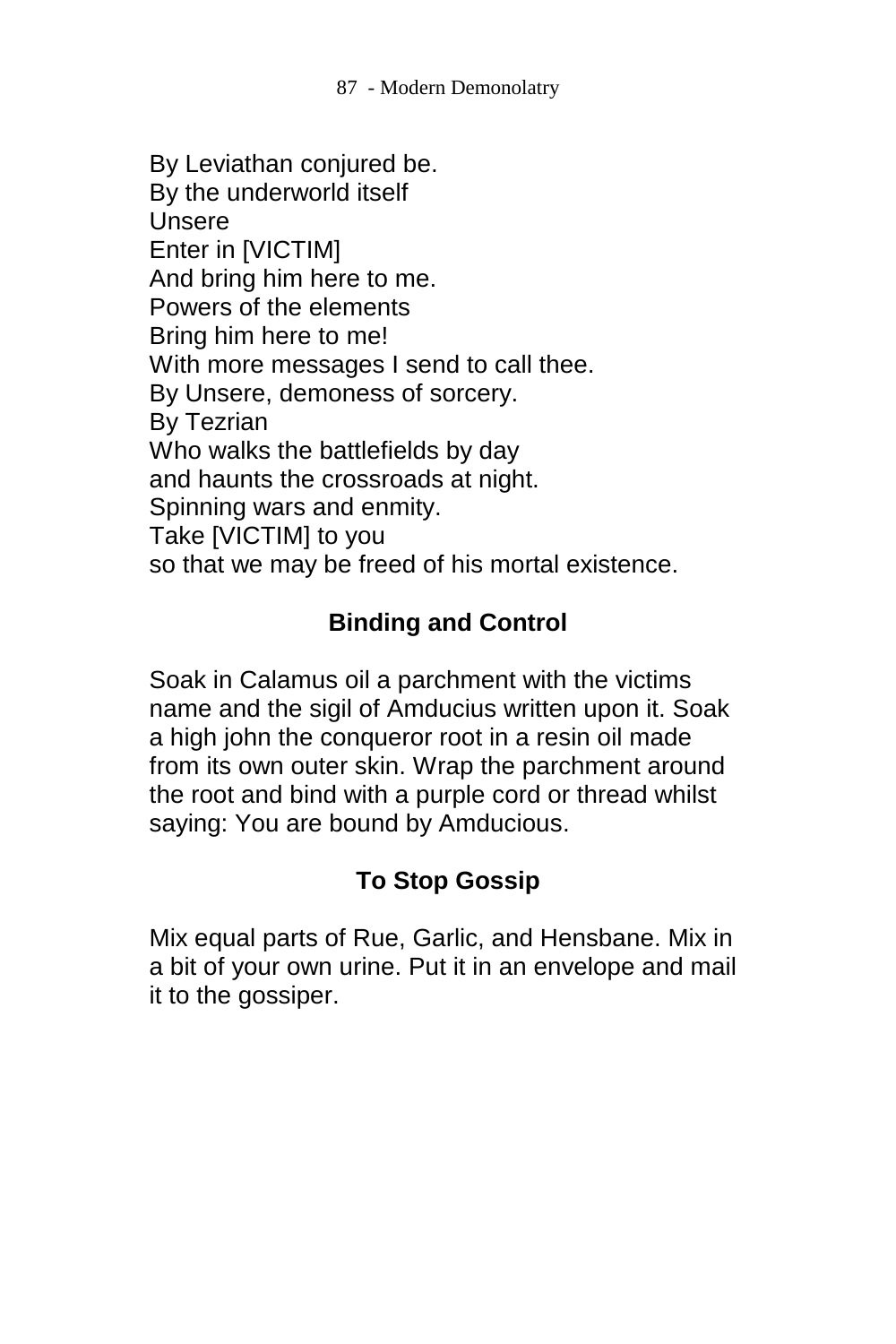By Leviathan conjured be.
By the underworld itself
Unsere
Enter in [VICTIM]
And bring him here to me.
Powers of the elements
Bring him here to me!
With more messages I send to call thee.
By Unsere, demoness of sorcery.
By Tezrian
Who walks the battlefields by day
and haunts the crossroads at night.
Spinning wars and enmity.
Take [VICTIM] to you
so that we may be freed of his mortal existence.

## Binding and Control

Soak in Calamus oil a parchment with the victims name and the sigil of Amducius written upon it. Soak a high john the conqueror root in a resin oil made from its own outer skin. Wrap the parchment around the root and bind with a purple cord or thread whilst saying: You are bound by Amducious.

## To Stop Gossip

Mix equal parts of Rue, Garlic, and Hensbane. Mix in a bit of your own urine. Put it in an envelope and mail it to the gossiper.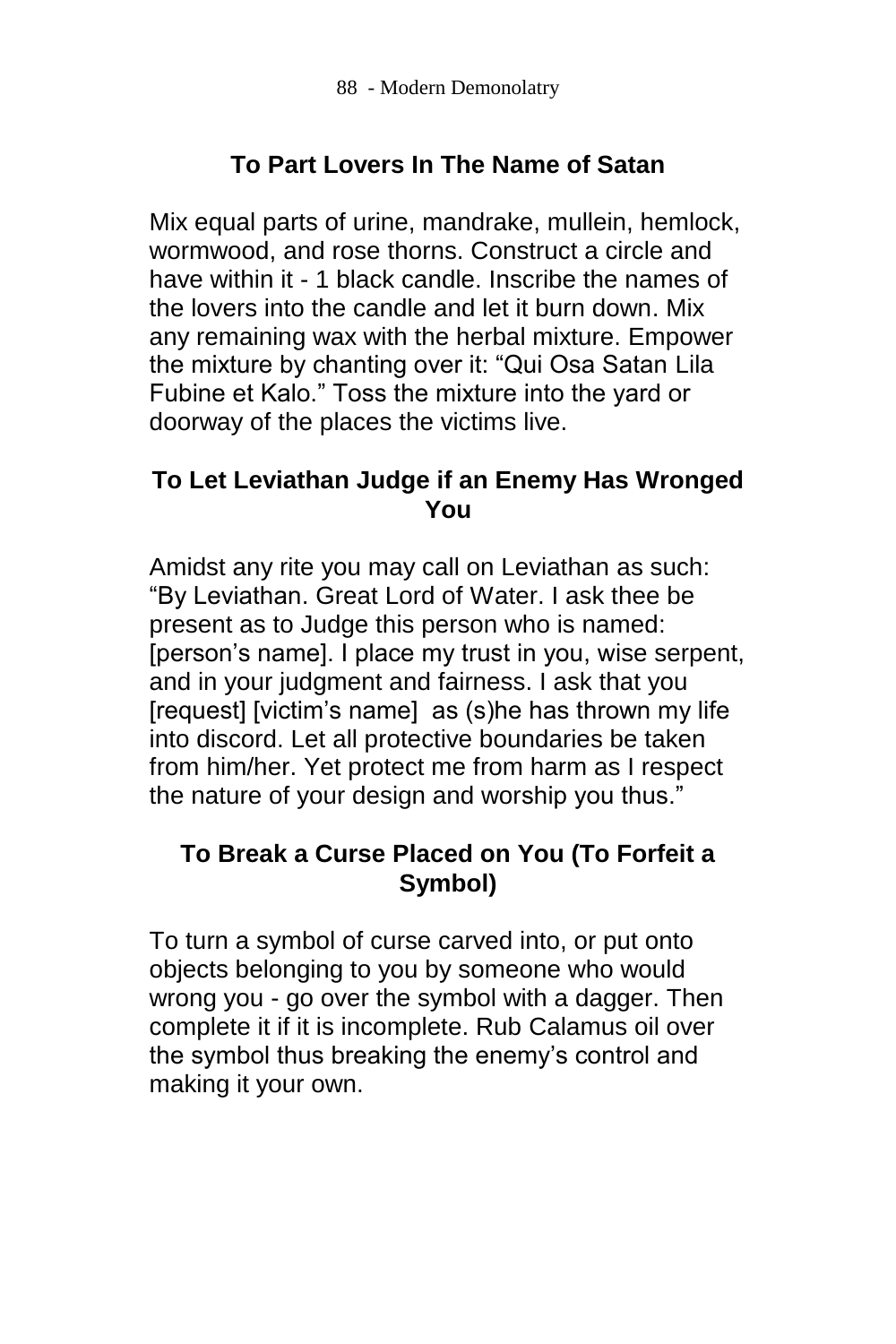## To Part Lovers In The Name of Satan

Mix equal parts of urine, mandrake, mullein, hemlock, wormwood, and rose thorns. Construct a circle and have within it - 1 black candle. Inscribe the names of the lovers into the candle and let it burn down. Mix any remaining wax with the herbal mixture. Empower the mixture by chanting over it: "Qui Osa Satan Lila Fubine et Kalo." Toss the mixture into the yard or doorway of the places the victims live.

## To Let Leviathan Judge if an Enemy Has Wronged You

Amidst any rite you may call on Leviathan as such: "By Leviathan. Great Lord of Water. I ask thee be present as to Judge this person who is named: [person's name]. I place my trust in you, wise serpent, and in your judgment and fairness. I ask that you [request] [victim's name] as (s)he has thrown my life into discord. Let all protective boundaries be taken from him/her. Yet protect me from harm as I respect the nature of your design and worship you thus."

## To Break a Curse Placed on You (To Forfeit a Symbol)

To turn a symbol of curse carved into, or put onto objects belonging to you by someone who would wrong you - go over the symbol with a dagger. Then complete it if it is incomplete. Rub Calamus oil over the symbol thus breaking the enemy's control and making it your own.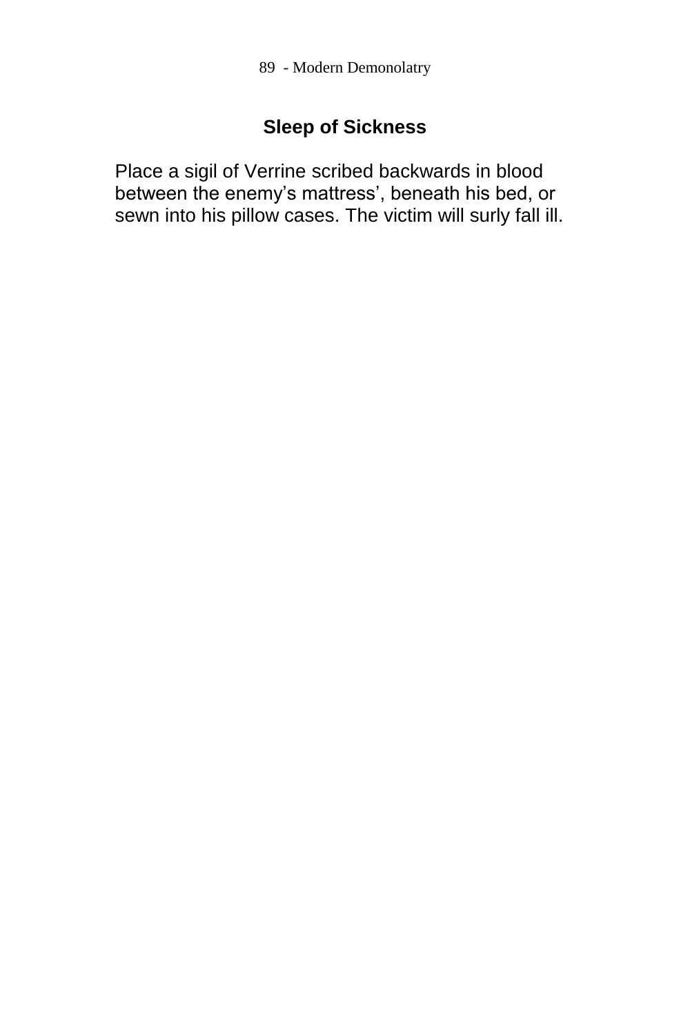## Sleep of Sickness

Place a sigil of Verrine scribed backwards in blood between the enemy's mattress', beneath his bed, or sewn into his pillow cases. The victim will surly fall ill.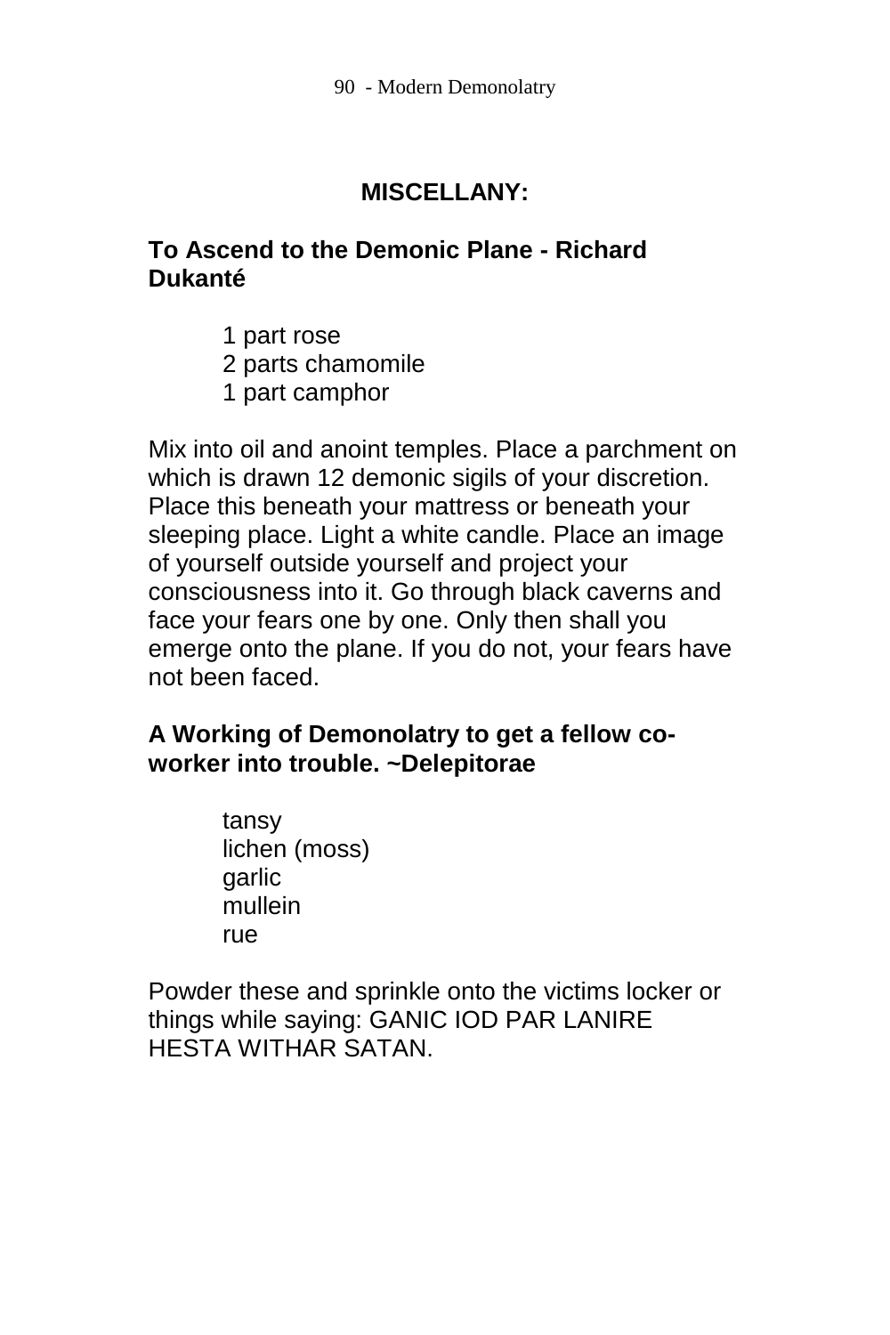## MISCELLANY:

### To Ascend to the Demonic Plane - Richard Dukanté

1 part rose
2 parts chamomile
1 part camphor

Mix into oil and anoint temples. Place a parchment on which is drawn 12 demonic sigils of your discretion. Place this beneath your mattress or beneath your sleeping place. Light a white candle. Place an image of yourself outside yourself and project your consciousness into it. Go through black caverns and face your fears one by one. Only then shall you emerge onto the plane. If you do not, your fears have not been faced.

### A Working of Demonolatry to get a fellow co-worker into trouble. ~Delepitorae

tansy
lichen (moss)
garlic
mullein
rue

Powder these and sprinkle onto the victims locker or things while saying: GANIC IOD PAR LANIRE HESTA WITHAR SATAN.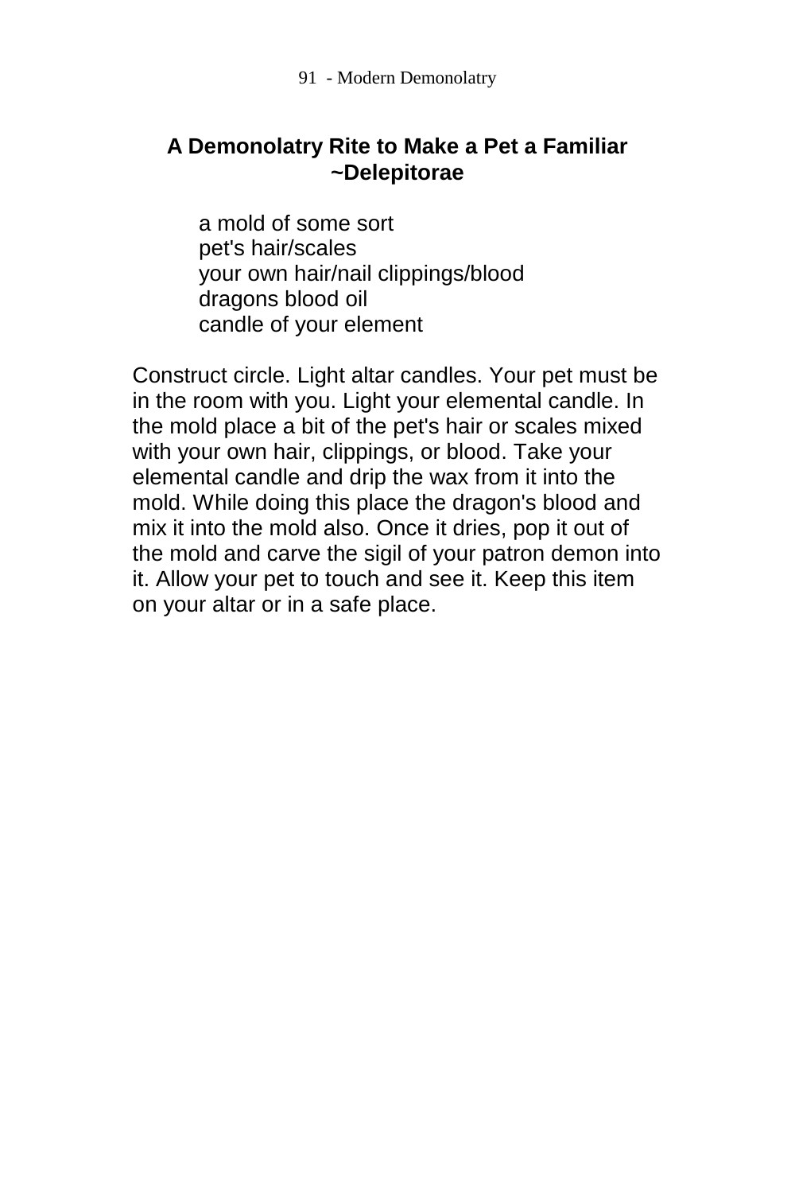## A Demonolatry Rite to Make a Pet a Familiar ~Delepitorae

a mold of some sort
pet's hair/scales
your own hair/nail clippings/blood
dragons blood oil
candle of your element

Construct circle. Light altar candles. Your pet must be in the room with you. Light your elemental candle. In the mold place a bit of the pet's hair or scales mixed with your own hair, clippings, or blood. Take your elemental candle and drip the wax from it into the mold. While doing this place the dragon's blood and mix it into the mold also. Once it dries, pop it out of the mold and carve the sigil of your patron demon into it. Allow your pet to touch and see it. Keep this item on your altar or in a safe place.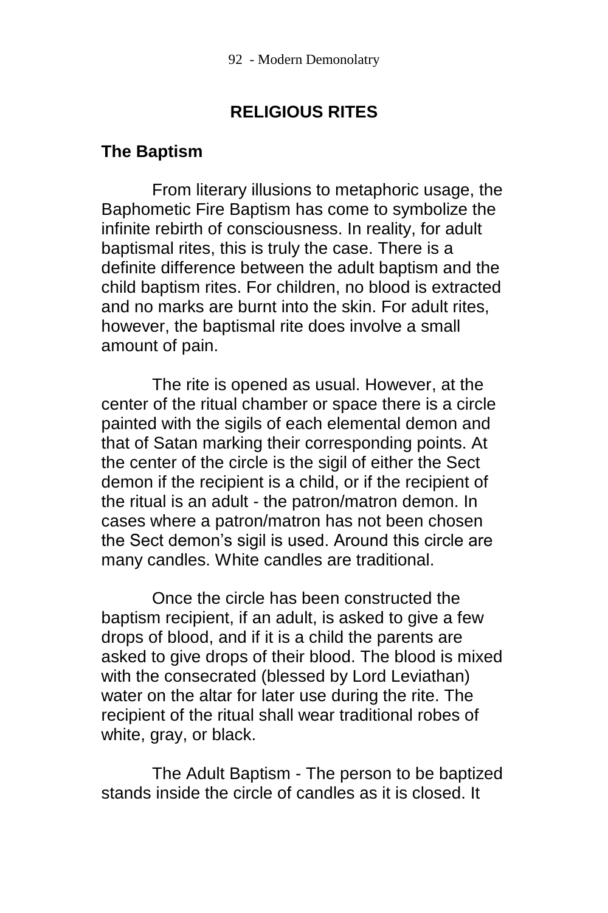## RELIGIOUS RITES

### The Baptism

From literary illusions to metaphoric usage, the Baphometic Fire Baptism has come to symbolize the infinite rebirth of consciousness. In reality, for adult baptismal rites, this is truly the case. There is a definite difference between the adult baptism and the child baptism rites. For children, no blood is extracted and no marks are burnt into the skin. For adult rites, however, the baptismal rite does involve a small amount of pain.

The rite is opened as usual. However, at the center of the ritual chamber or space there is a circle painted with the sigils of each elemental demon and that of Satan marking their corresponding points. At the center of the circle is the sigil of either the Sect demon if the recipient is a child, or if the recipient of the ritual is an adult - the patron/matron demon. In cases where a patron/matron has not been chosen the Sect demon's sigil is used. Around this circle are many candles. White candles are traditional.

Once the circle has been constructed the baptism recipient, if an adult, is asked to give a few drops of blood, and if it is a child the parents are asked to give drops of their blood. The blood is mixed with the consecrated (blessed by Lord Leviathan) water on the altar for later use during the rite. The recipient of the ritual shall wear traditional robes of white, gray, or black.

The Adult Baptism - The person to be baptized stands inside the circle of candles as it is closed. It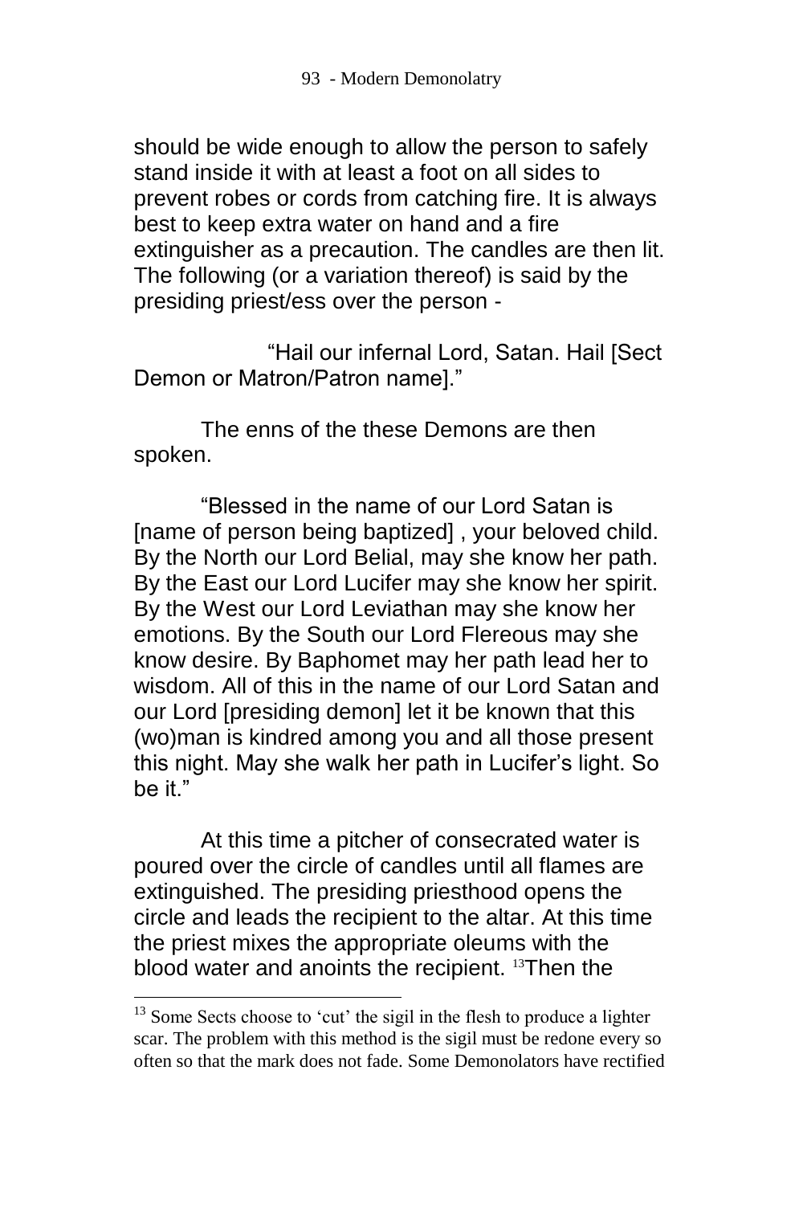should be wide enough to allow the person to safely stand inside it with at least a foot on all sides to prevent robes or cords from catching fire. It is always best to keep extra water on hand and a fire extinguisher as a precaution. The candles are then lit. The following (or a variation thereof) is said by the presiding priest/ess over the person -

"Hail our infernal Lord, Satan. Hail [Sect Demon or Matron/Patron name]."

The enns of the these Demons are then spoken.

"Blessed in the name of our Lord Satan is [name of person being baptized] , your beloved child. By the North our Lord Belial, may she know her path. By the East our Lord Lucifer may she know her spirit. By the West our Lord Leviathan may she know her emotions. By the South our Lord Flereous may she know desire. By Baphomet may her path lead her to wisdom. All of this in the name of our Lord Satan and our Lord [presiding demon] let it be known that this (wo)man is kindred among you and all those present this night. May she walk her path in Lucifer's light. So be it."

At this time a pitcher of consecrated water is poured over the circle of candles until all flames are extinguished. The presiding priesthood opens the circle and leads the recipient to the altar. At this time the priest mixes the appropriate oleums with the blood water and anoints the recipient. [13]Then the

[13] Some Sects choose to 'cut' the sigil in the flesh to produce a lighter scar. The problem with this method is the sigil must be redone every so often so that the mark does not fade. Some Demonolators have rectified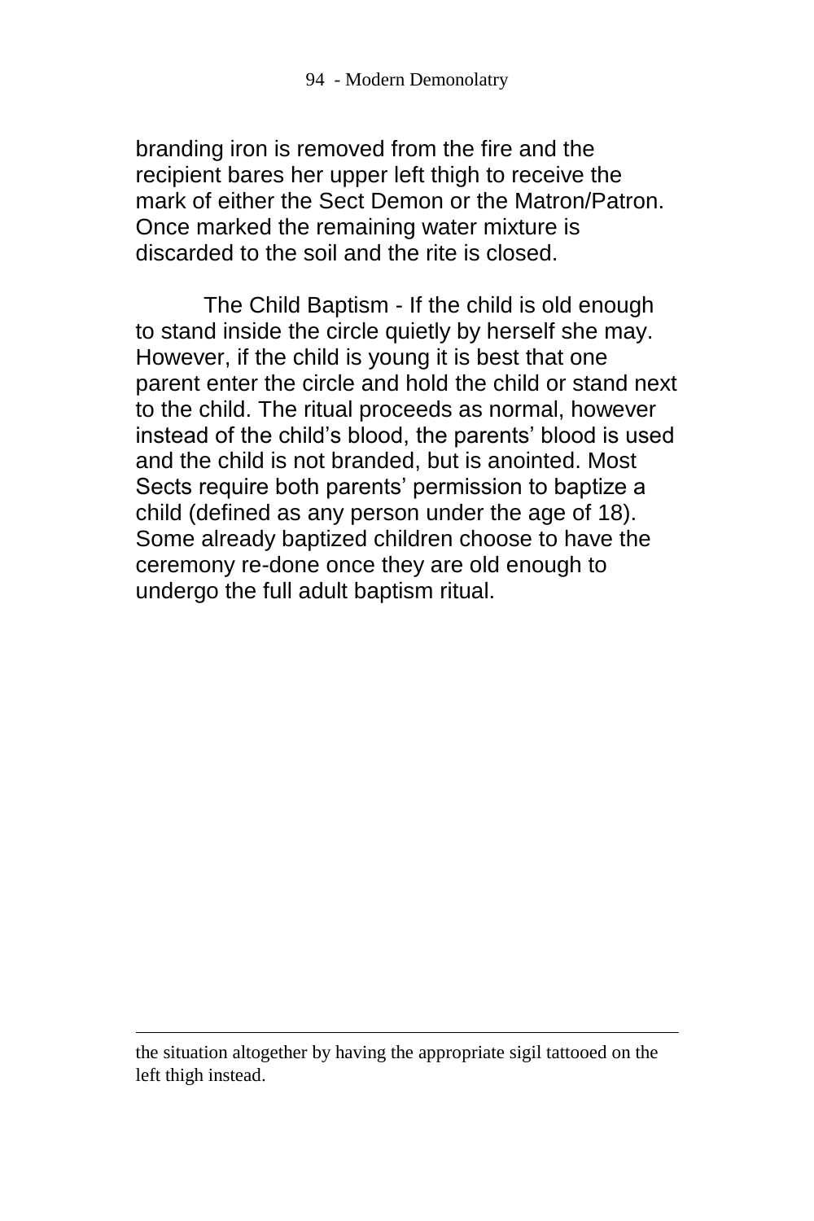branding iron is removed from the fire and the recipient bares her upper left thigh to receive the mark of either the Sect Demon or the Matron/Patron. Once marked the remaining water mixture is discarded to the soil and the rite is closed.

The Child Baptism - If the child is old enough to stand inside the circle quietly by herself she may. However, if the child is young it is best that one parent enter the circle and hold the child or stand next to the child. The ritual proceeds as normal, however instead of the child's blood, the parents' blood is used and the child is not branded, but is anointed. Most Sects require both parents' permission to baptize a child (defined as any person under the age of 18). Some already baptized children choose to have the ceremony re-done once they are old enough to undergo the full adult baptism ritual.

---

the situation altogether by having the appropriate sigil tattooed on the left thigh instead.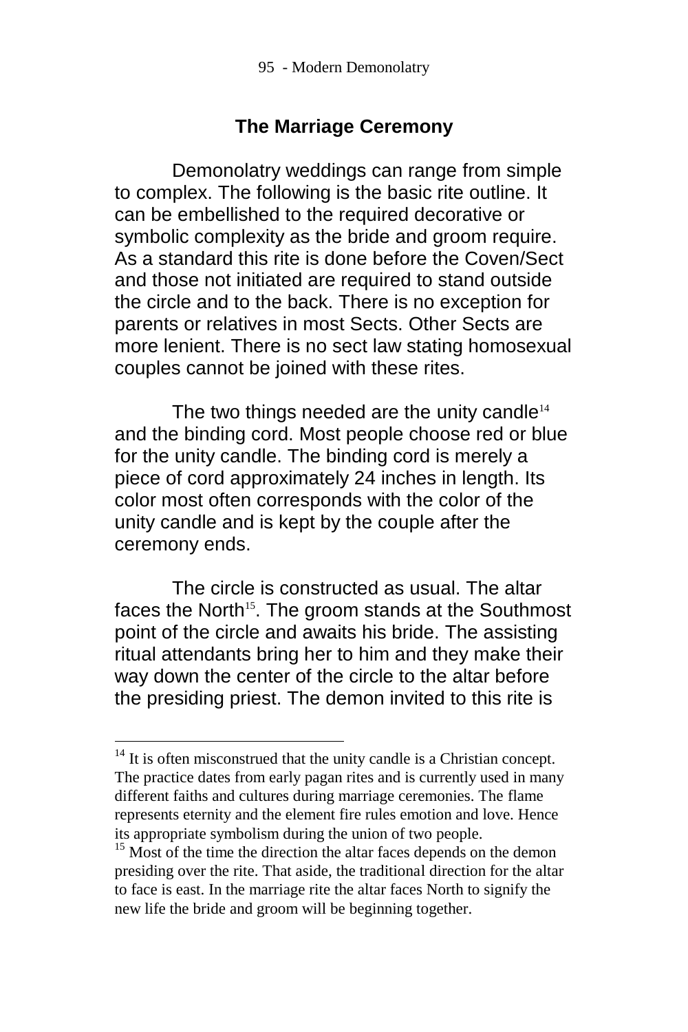## The Marriage Ceremony

Demonolatry weddings can range from simple to complex. The following is the basic rite outline. It can be embellished to the required decorative or symbolic complexity as the bride and groom require. As a standard this rite is done before the Coven/Sect and those not initiated are required to stand outside the circle and to the back. There is no exception for parents or relatives in most Sects. Other Sects are more lenient. There is no sect law stating homosexual couples cannot be joined with these rites.

The two things needed are the unity candle[14] and the binding cord. Most people choose red or blue for the unity candle. The binding cord is merely a piece of cord approximately 24 inches in length. Its color most often corresponds with the color of the unity candle and is kept by the couple after the ceremony ends.

The circle is constructed as usual. The altar faces the North[15]. The groom stands at the Southmost point of the circle and awaits his bride. The assisting ritual attendants bring her to him and they make their way down the center of the circle to the altar before the presiding priest. The demon invited to this rite is

---

[14] It is often misconstrued that the unity candle is a Christian concept. The practice dates from early pagan rites and is currently used in many different faiths and cultures during marriage ceremonies. The flame represents eternity and the element fire rules emotion and love. Hence its appropriate symbolism during the union of two people.

[15] Most of the time the direction the altar faces depends on the demon presiding over the rite. That aside, the traditional direction for the altar to face is east. In the marriage rite the altar faces North to signify the new life the bride and groom will be beginning together.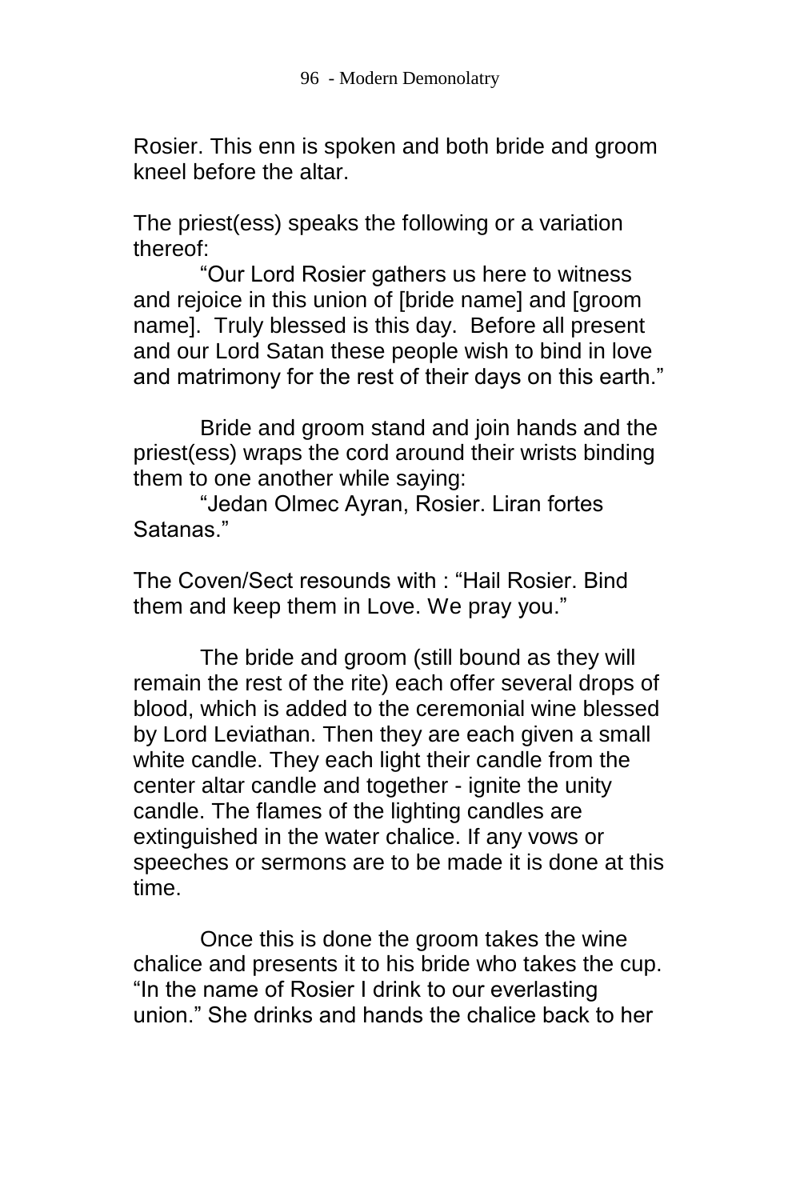Rosier. This enn is spoken and both bride and groom kneel before the altar.

The priest(ess) speaks the following or a variation thereof:

"Our Lord Rosier gathers us here to witness and rejoice in this union of [bride name] and [groom name]. Truly blessed is this day. Before all present and our Lord Satan these people wish to bind in love and matrimony for the rest of their days on this earth."

Bride and groom stand and join hands and the priest(ess) wraps the cord around their wrists binding them to one another while saying:

"Jedan Olmec Ayran, Rosier. Liran fortes Satanas."

The Coven/Sect resounds with : "Hail Rosier. Bind them and keep them in Love. We pray you."

The bride and groom (still bound as they will remain the rest of the rite) each offer several drops of blood, which is added to the ceremonial wine blessed by Lord Leviathan. Then they are each given a small white candle. They each light their candle from the center altar candle and together - ignite the unity candle. The flames of the lighting candles are extinguished in the water chalice. If any vows or speeches or sermons are to be made it is done at this time.

Once this is done the groom takes the wine chalice and presents it to his bride who takes the cup. "In the name of Rosier I drink to our everlasting union." She drinks and hands the chalice back to her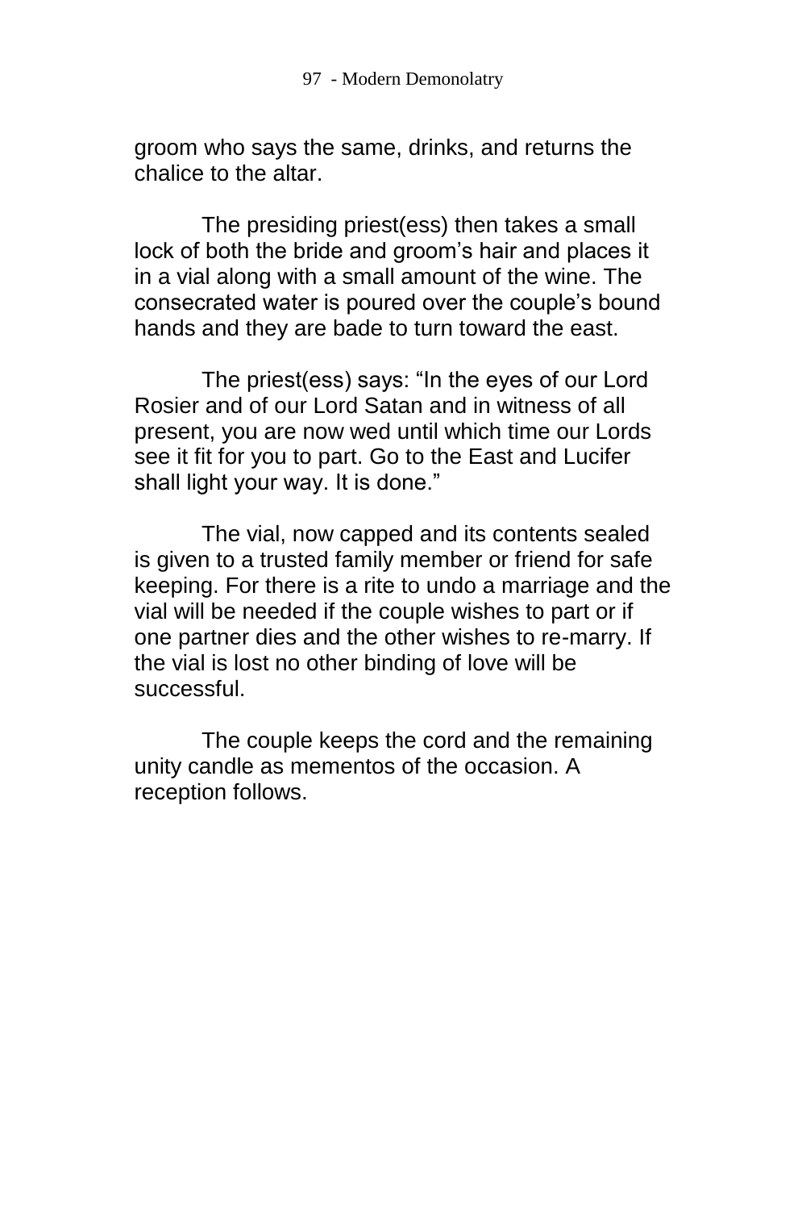groom who says the same, drinks, and returns the chalice to the altar.

The presiding priest(ess) then takes a small lock of both the bride and groom's hair and places it in a vial along with a small amount of the wine. The consecrated water is poured over the couple's bound hands and they are bade to turn toward the east.

The priest(ess) says: "In the eyes of our Lord Rosier and of our Lord Satan and in witness of all present, you are now wed until which time our Lords see it fit for you to part. Go to the East and Lucifer shall light your way. It is done."

The vial, now capped and its contents sealed is given to a trusted family member or friend for safe keeping. For there is a rite to undo a marriage and the vial will be needed if the couple wishes to part or if one partner dies and the other wishes to re-marry. If the vial is lost no other binding of love will be successful.

The couple keeps the cord and the remaining unity candle as mementos of the occasion. A reception follows.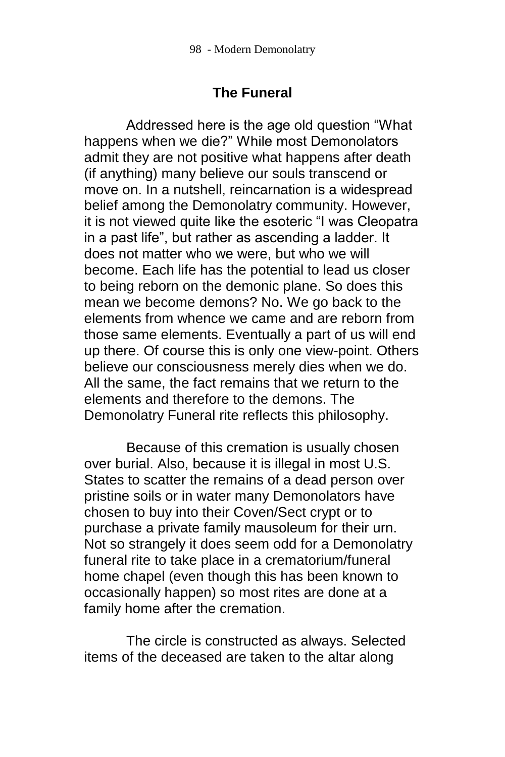## The Funeral

Addressed here is the age old question "What happens when we die?" While most Demonolators admit they are not positive what happens after death (if anything) many believe our souls transcend or move on. In a nutshell, reincarnation is a widespread belief among the Demonolatry community. However, it is not viewed quite like the esoteric "I was Cleopatra in a past life", but rather as ascending a ladder. It does not matter who we were, but who we will become. Each life has the potential to lead us closer to being reborn on the demonic plane. So does this mean we become demons? No. We go back to the elements from whence we came and are reborn from those same elements. Eventually a part of us will end up there. Of course this is only one view-point. Others believe our consciousness merely dies when we do. All the same, the fact remains that we return to the elements and therefore to the demons. The Demonolatry Funeral rite reflects this philosophy.

Because of this cremation is usually chosen over burial. Also, because it is illegal in most U.S. States to scatter the remains of a dead person over pristine soils or in water many Demonolators have chosen to buy into their Coven/Sect crypt or to purchase a private family mausoleum for their urn. Not so strangely it does seem odd for a Demonolatry funeral rite to take place in a crematorium/funeral home chapel (even though this has been known to occasionally happen) so most rites are done at a family home after the cremation.

The circle is constructed as always. Selected items of the deceased are taken to the altar along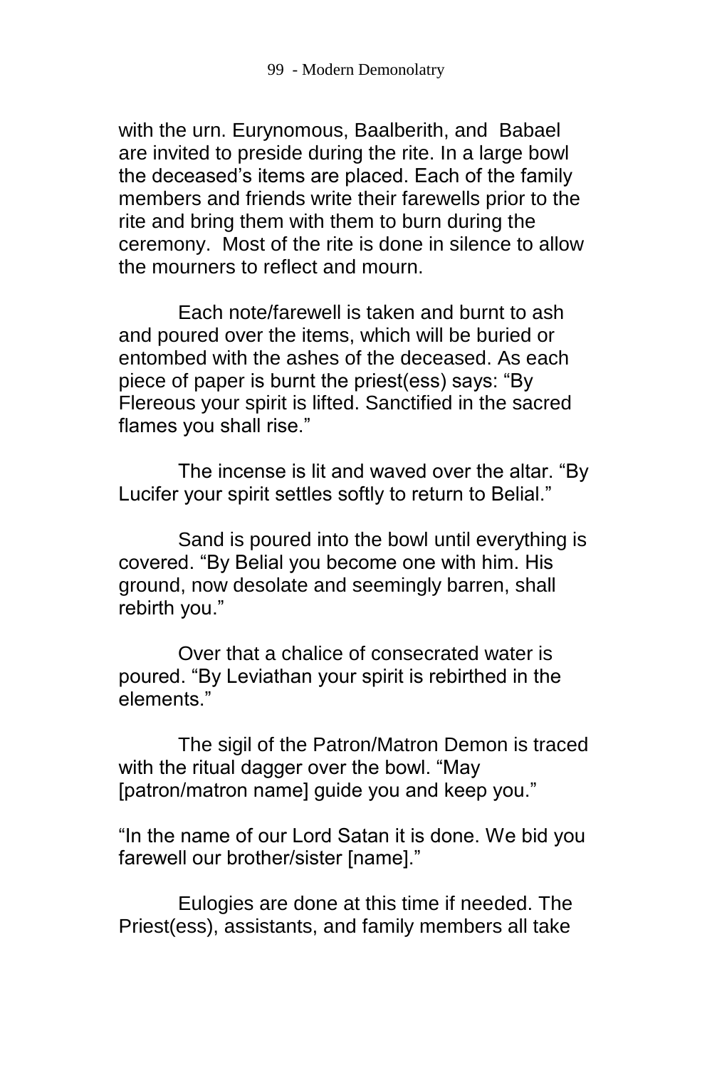with the urn. Eurynomous, Baalberith, and Babael are invited to preside during the rite. In a large bowl the deceased's items are placed. Each of the family members and friends write their farewells prior to the rite and bring them with them to burn during the ceremony. Most of the rite is done in silence to allow the mourners to reflect and mourn.

Each note/farewell is taken and burnt to ash and poured over the items, which will be buried or entombed with the ashes of the deceased. As each piece of paper is burnt the priest(ess) says: "By Flereous your spirit is lifted. Sanctified in the sacred flames you shall rise."

The incense is lit and waved over the altar. "By Lucifer your spirit settles softly to return to Belial."

Sand is poured into the bowl until everything is covered. "By Belial you become one with him. His ground, now desolate and seemingly barren, shall rebirth you."

Over that a chalice of consecrated water is poured. "By Leviathan your spirit is rebirthed in the elements."

The sigil of the Patron/Matron Demon is traced with the ritual dagger over the bowl. "May [patron/matron name] guide you and keep you."

"In the name of our Lord Satan it is done. We bid you farewell our brother/sister [name]."

Eulogies are done at this time if needed. The Priest(ess), assistants, and family members all take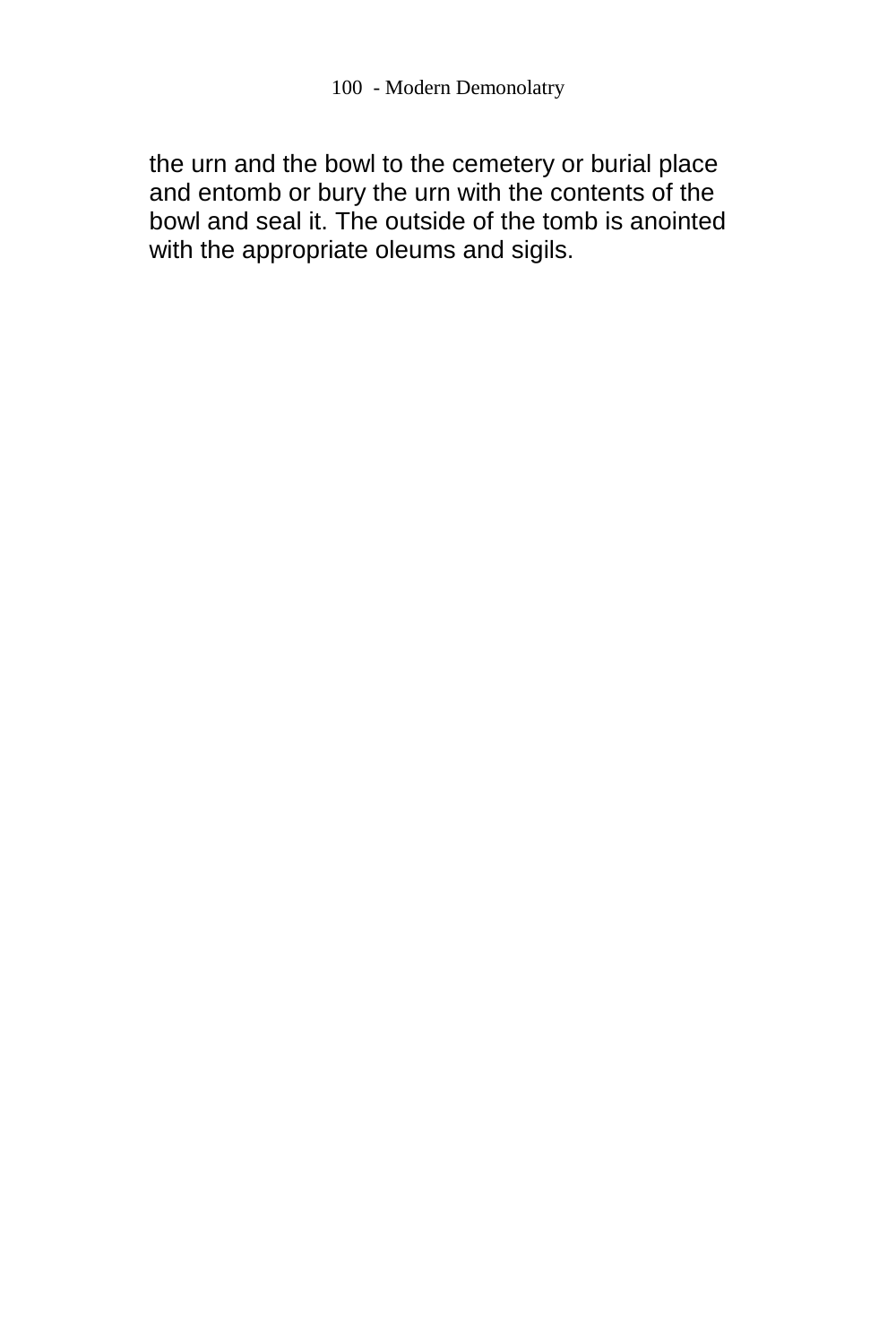the urn and the bowl to the cemetery or burial place and entomb or bury the urn with the contents of the bowl and seal it. The outside of the tomb is anointed with the appropriate oleums and sigils.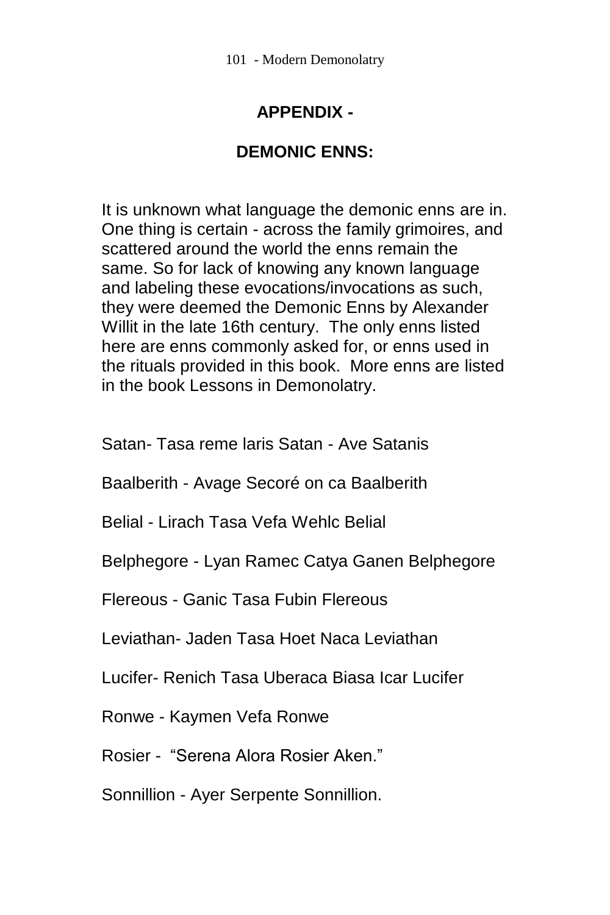# APPENDIX -

## DEMONIC ENNS:

It is unknown what language the demonic enns are in. One thing is certain - across the family grimoires, and scattered around the world the enns remain the same. So for lack of knowing any known language and labeling these evocations/invocations as such, they were deemed the Demonic Enns by Alexander Willit in the late 16th century. The only enns listed here are enns commonly asked for, or enns used in the rituals provided in this book. More enns are listed in the book Lessons in Demonolatry.

Satan- Tasa reme laris Satan - Ave Satanis

Baalberith - Avage Secoré on ca Baalberith

Belial - Lirach Tasa Vefa Wehlc Belial

Belphegore - Lyan Ramec Catya Ganen Belphegore

Flereous - Ganic Tasa Fubin Flereous

Leviathan- Jaden Tasa Hoet Naca Leviathan

Lucifer- Renich Tasa Uberaca Biasa Icar Lucifer

Ronwe - Kaymen Vefa Ronwe

Rosier - “Serena Alora Rosier Aken.”

Sonnillion - Ayer Serpente Sonnillion.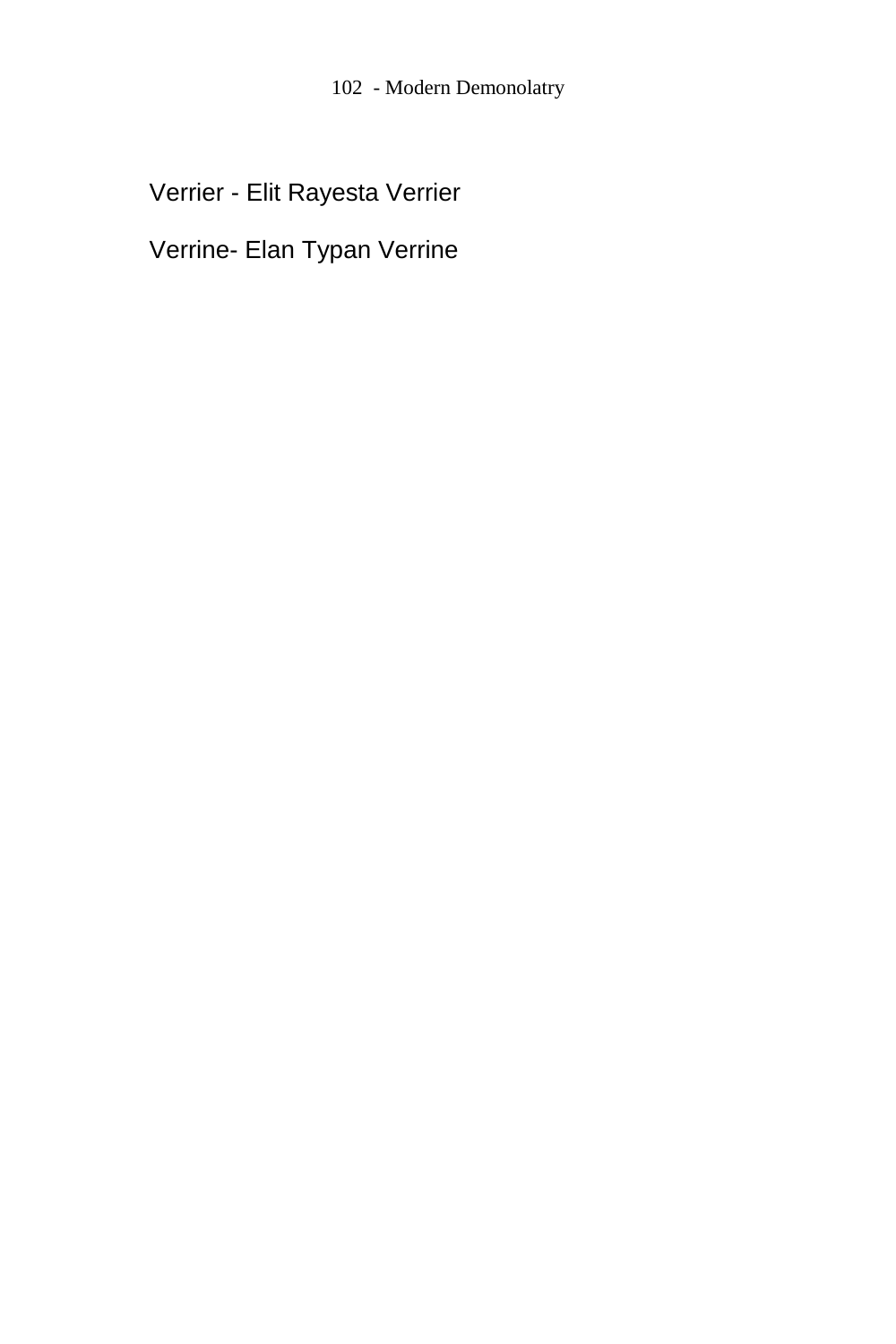Verrier - Elit Rayesta Verrier

Verrine- Elan Typan Verrine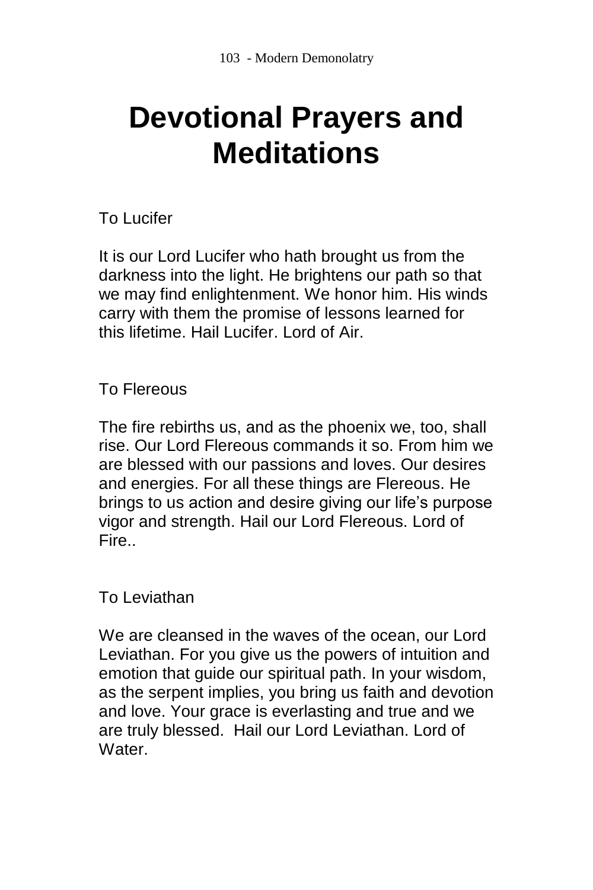# Devotional Prayers and Meditations

To Lucifer

It is our Lord Lucifer who hath brought us from the darkness into the light. He brightens our path so that we may find enlightenment. We honor him. His winds carry with them the promise of lessons learned for this lifetime. Hail Lucifer. Lord of Air.

To Flereous

The fire rebirths us, and as the phoenix we, too, shall rise. Our Lord Flereous commands it so. From him we are blessed with our passions and loves. Our desires and energies. For all these things are Flereous. He brings to us action and desire giving our life's purpose vigor and strength. Hail our Lord Flereous. Lord of Fire..

To Leviathan

We are cleansed in the waves of the ocean, our Lord Leviathan. For you give us the powers of intuition and emotion that guide our spiritual path. In your wisdom, as the serpent implies, you bring us faith and devotion and love. Your grace is everlasting and true and we are truly blessed. Hail our Lord Leviathan. Lord of Water.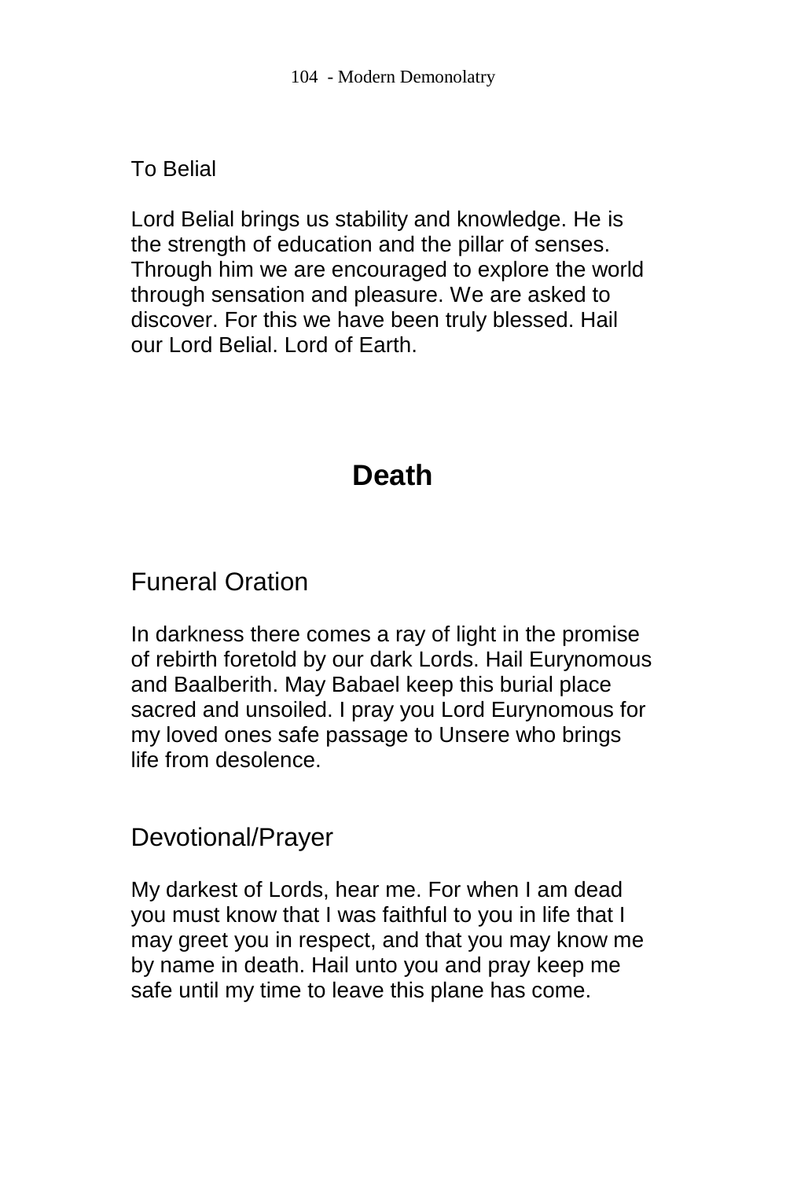To Belial

Lord Belial brings us stability and knowledge. He is the strength of education and the pillar of senses. Through him we are encouraged to explore the world through sensation and pleasure. We are asked to discover. For this we have been truly blessed. Hail our Lord Belial. Lord of Earth.

# Death

## Funeral Oration

In darkness there comes a ray of light in the promise of rebirth foretold by our dark Lords. Hail Eurynomous and Baalberith. May Babael keep this burial place sacred and unsoiled. I pray you Lord Eurynomous for my loved ones safe passage to Unsere who brings life from desolence.

## Devotional/Prayer

My darkest of Lords, hear me. For when I am dead you must know that I was faithful to you in life that I may greet you in respect, and that you may know me by name in death. Hail unto you and pray keep me safe until my time to leave this plane has come.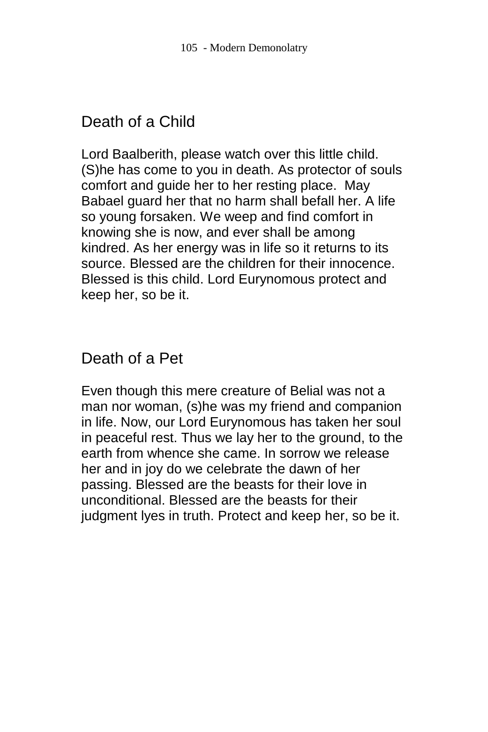## Death of a Child

Lord Baalberith, please watch over this little child. (S)he has come to you in death. As protector of souls comfort and guide her to her resting place. May Babael guard her that no harm shall befall her. A life so young forsaken. We weep and find comfort in knowing she is now, and ever shall be among kindred. As her energy was in life so it returns to its source. Blessed are the children for their innocence. Blessed is this child. Lord Eurynomous protect and keep her, so be it.

## Death of a Pet

Even though this mere creature of Belial was not a man nor woman, (s)he was my friend and companion in life. Now, our Lord Eurynomous has taken her soul in peaceful rest. Thus we lay her to the ground, to the earth from whence she came. In sorrow we release her and in joy do we celebrate the dawn of her passing. Blessed are the beasts for their love in unconditional. Blessed are the beasts for their judgment lyes in truth. Protect and keep her, so be it.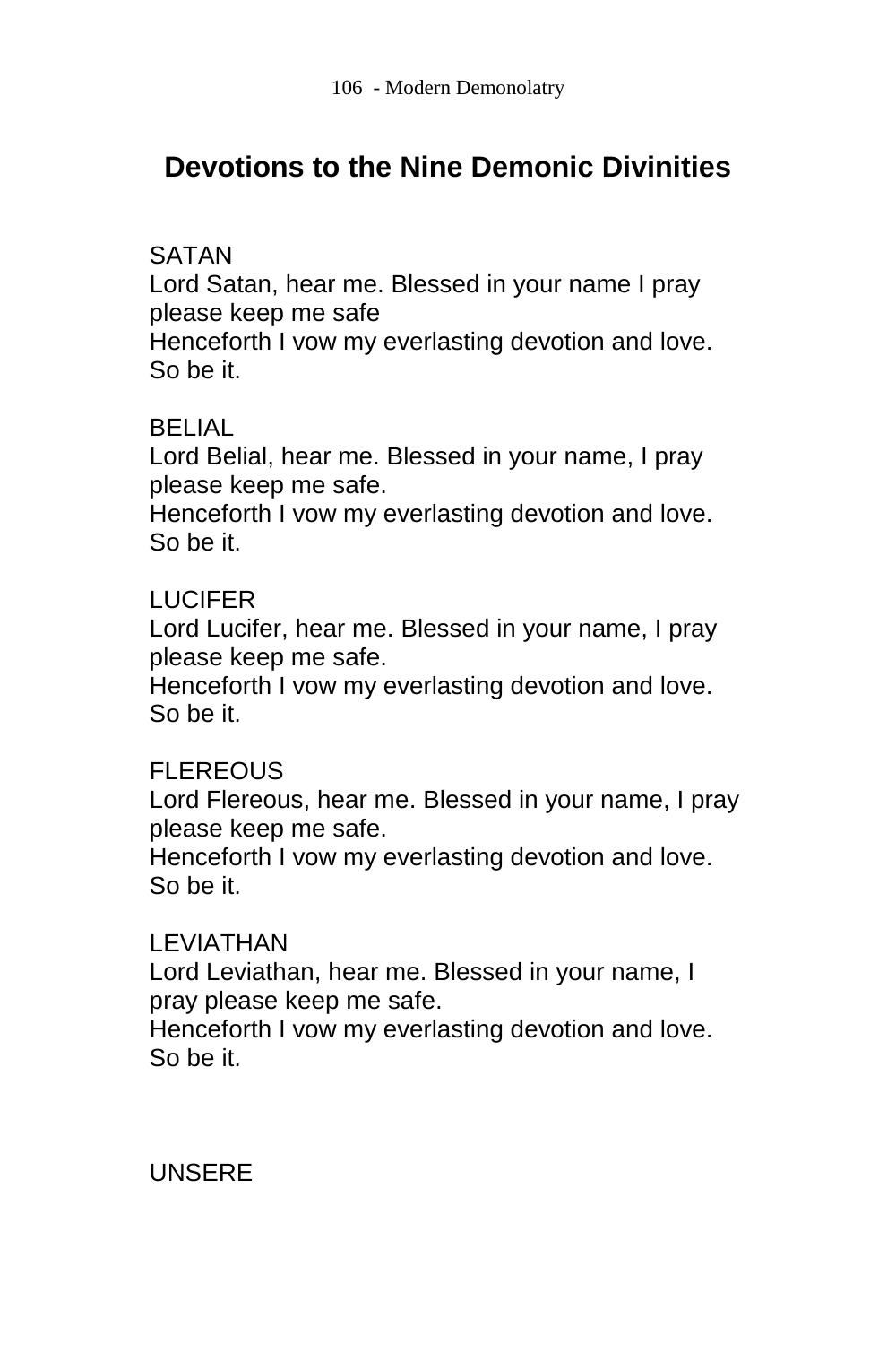## Devotions to the Nine Demonic Divinities

SATAN
Lord Satan, hear me. Blessed in your name I pray please keep me safe
Henceforth I vow my everlasting devotion and love.
So be it.

BELIAL
Lord Belial, hear me. Blessed in your name, I pray please keep me safe.
Henceforth I vow my everlasting devotion and love.
So be it.

LUCIFER
Lord Lucifer, hear me. Blessed in your name, I pray please keep me safe.
Henceforth I vow my everlasting devotion and love.
So be it.

FLEREOUS
Lord Flereous, hear me. Blessed in your name, I pray please keep me safe.
Henceforth I vow my everlasting devotion and love.
So be it.

LEVIATHAN
Lord Leviathan, hear me. Blessed in your name, I pray please keep me safe.
Henceforth I vow my everlasting devotion and love.
So be it.

UNSERE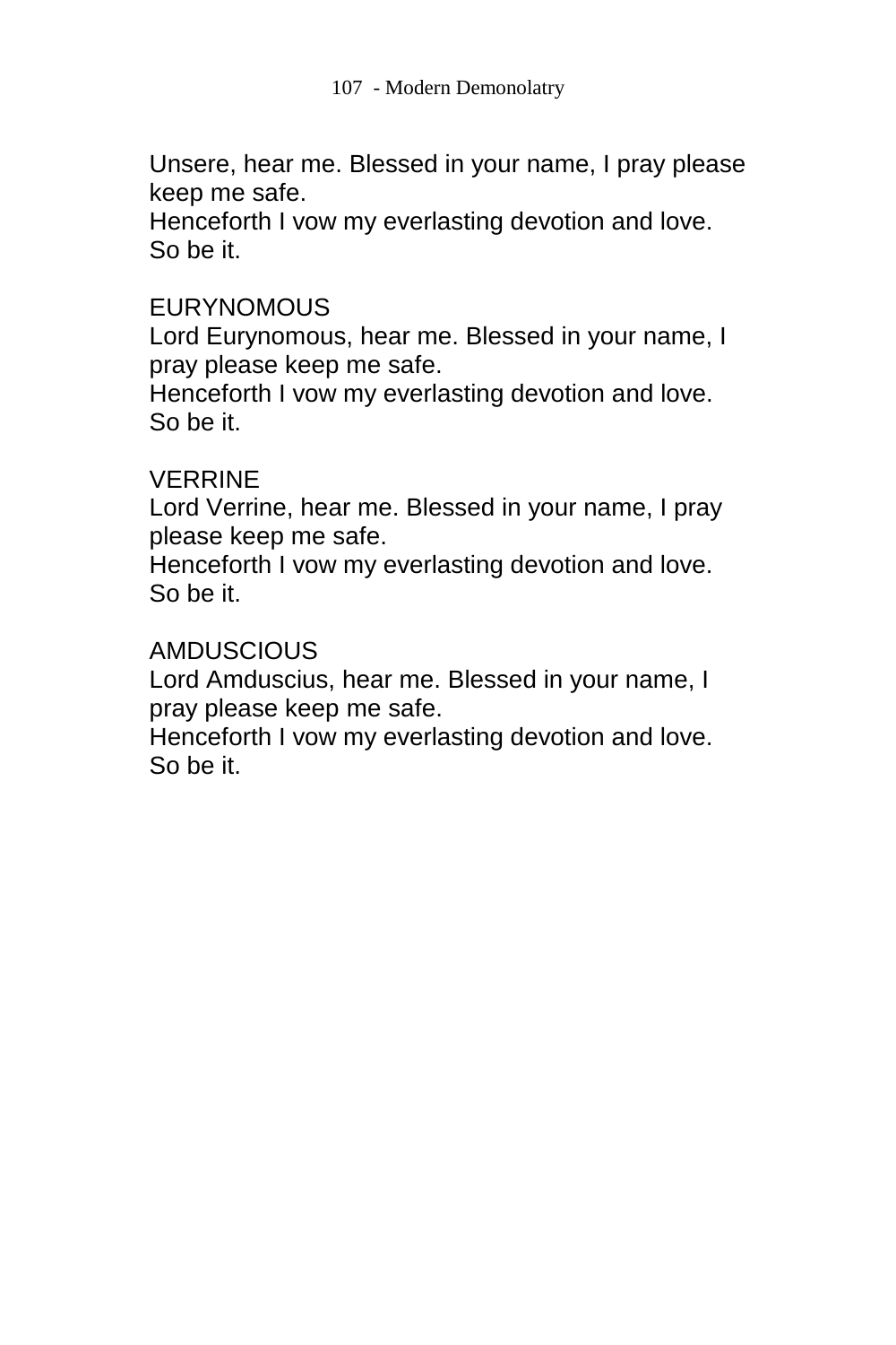Unsere, hear me. Blessed in your name, I pray please keep me safe.
Henceforth I vow my everlasting devotion and love.
So be it.

EURYNOMOUS
Lord Eurynomous, hear me. Blessed in your name, I pray please keep me safe.
Henceforth I vow my everlasting devotion and love.
So be it.

VERRINE
Lord Verrine, hear me. Blessed in your name, I pray please keep me safe.
Henceforth I vow my everlasting devotion and love.
So be it.

AMDUSCIOUS
Lord Amduscius, hear me. Blessed in your name, I pray please keep me safe.
Henceforth I vow my everlasting devotion and love.
So be it.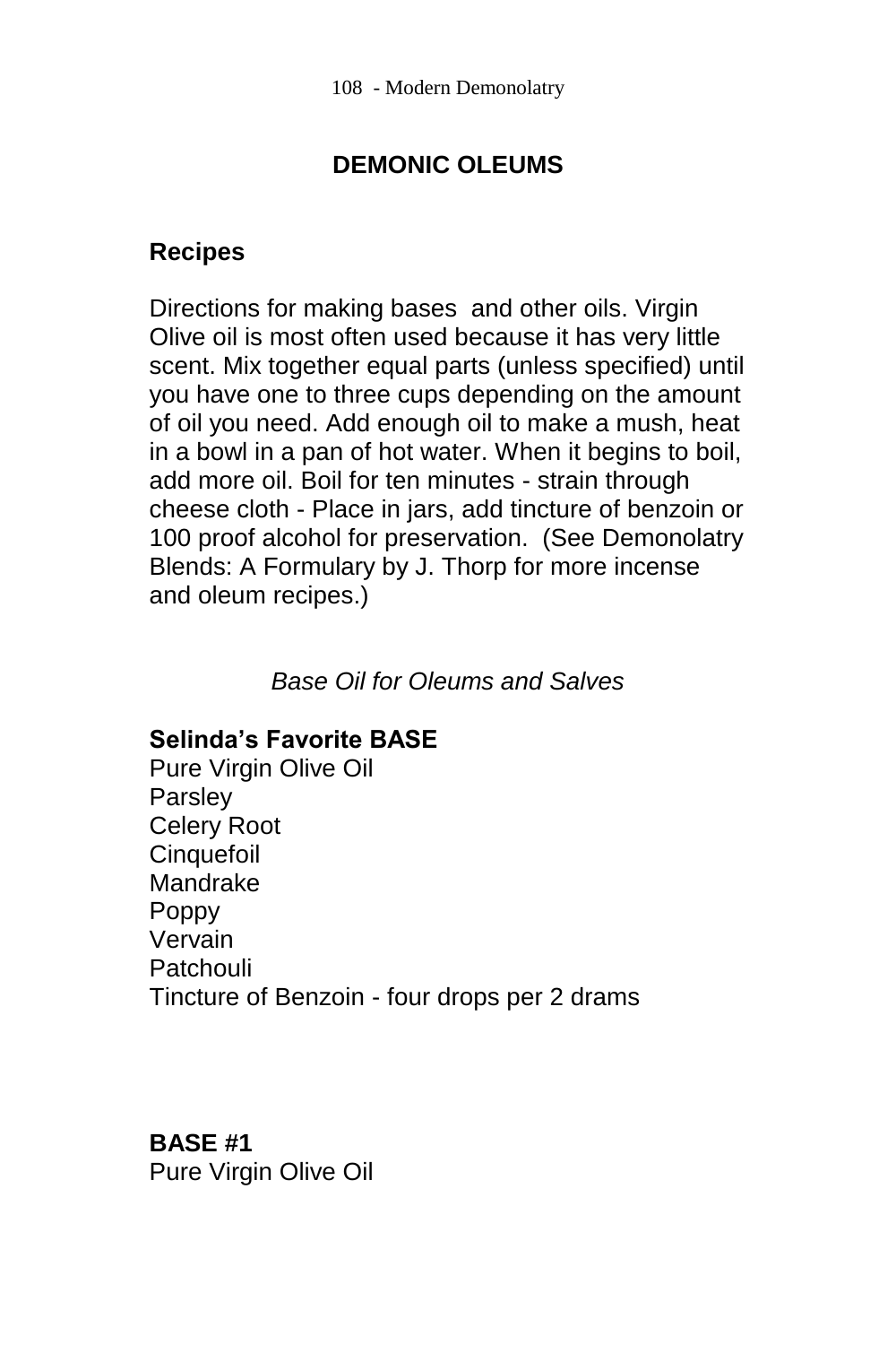## DEMONIC OLEUMS

### Recipes

Directions for making bases and other oils. Virgin Olive oil is most often used because it has very little scent. Mix together equal parts (unless specified) until you have one to three cups depending on the amount of oil you need. Add enough oil to make a mush, heat in a bowl in a pan of hot water. When it begins to boil, add more oil. Boil for ten minutes - strain through cheese cloth - Place in jars, add tincture of benzoin or 100 proof alcohol for preservation. (See Demonolatry Blends: A Formulary by J. Thorp for more incense and oleum recipes.)

*Base Oil for Oleums and Salves*

**Selinda's Favorite BASE**
Pure Virgin Olive Oil
Parsley
Celery Root
Cinquefoil
Mandrake
Poppy
Vervain
Patchouli
Tincture of Benzoin - four drops per 2 drams

**BASE #1**
Pure Virgin Olive Oil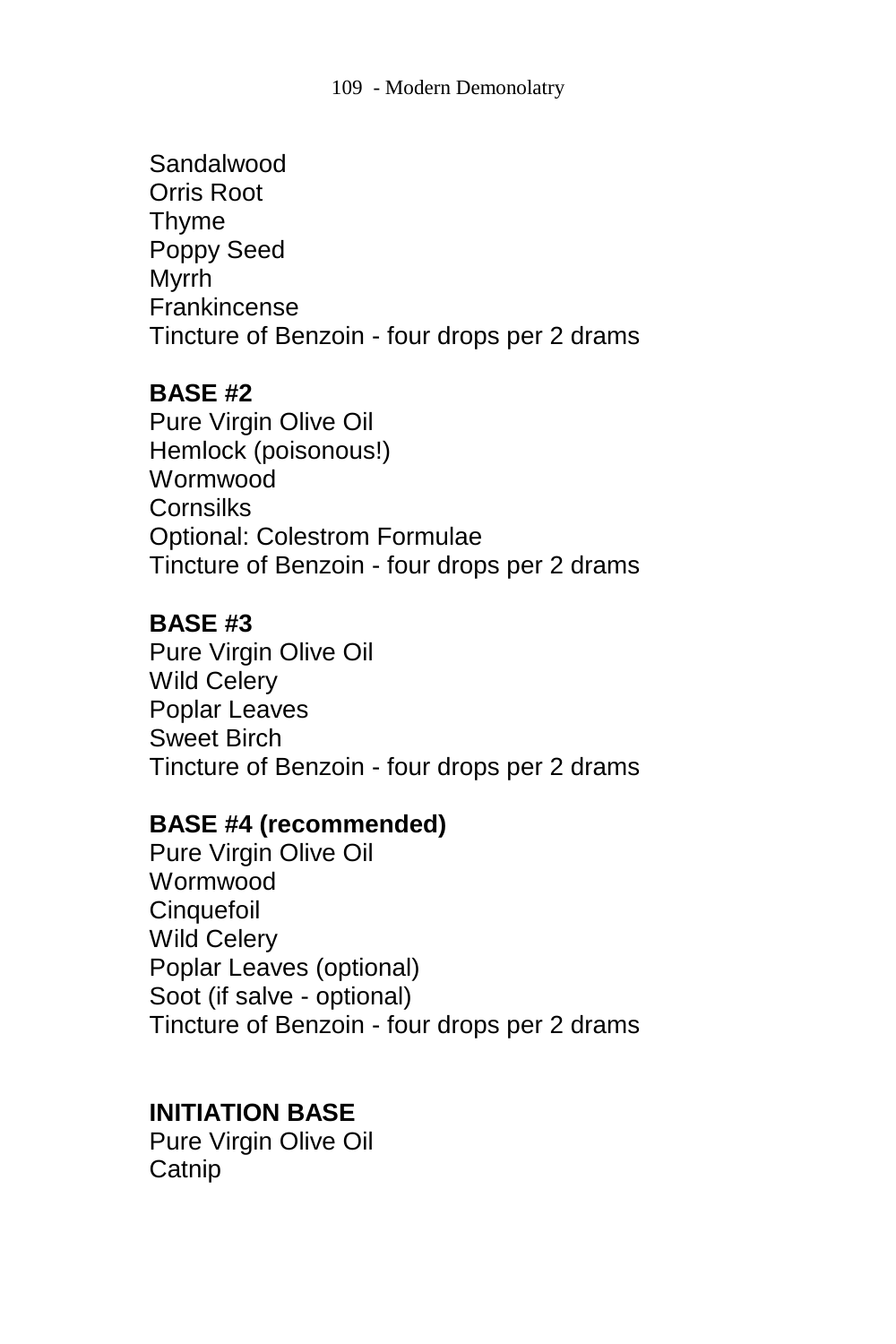Sandalwood
Orris Root
Thyme
Poppy Seed
Myrrh
Frankincense
Tincture of Benzoin - four drops per 2 drams

**BASE #2**
Pure Virgin Olive Oil
Hemlock (poisonous!)
Wormwood
Cornsilks
Optional: Colestrom Formulae
Tincture of Benzoin - four drops per 2 drams

**BASE #3**
Pure Virgin Olive Oil
Wild Celery
Poplar Leaves
Sweet Birch
Tincture of Benzoin - four drops per 2 drams

**BASE #4 (recommended)**
Pure Virgin Olive Oil
Wormwood
Cinquefoil
Wild Celery
Poplar Leaves (optional)
Soot (if salve - optional)
Tincture of Benzoin - four drops per 2 drams

**INITIATION BASE**
Pure Virgin Olive Oil
Catnip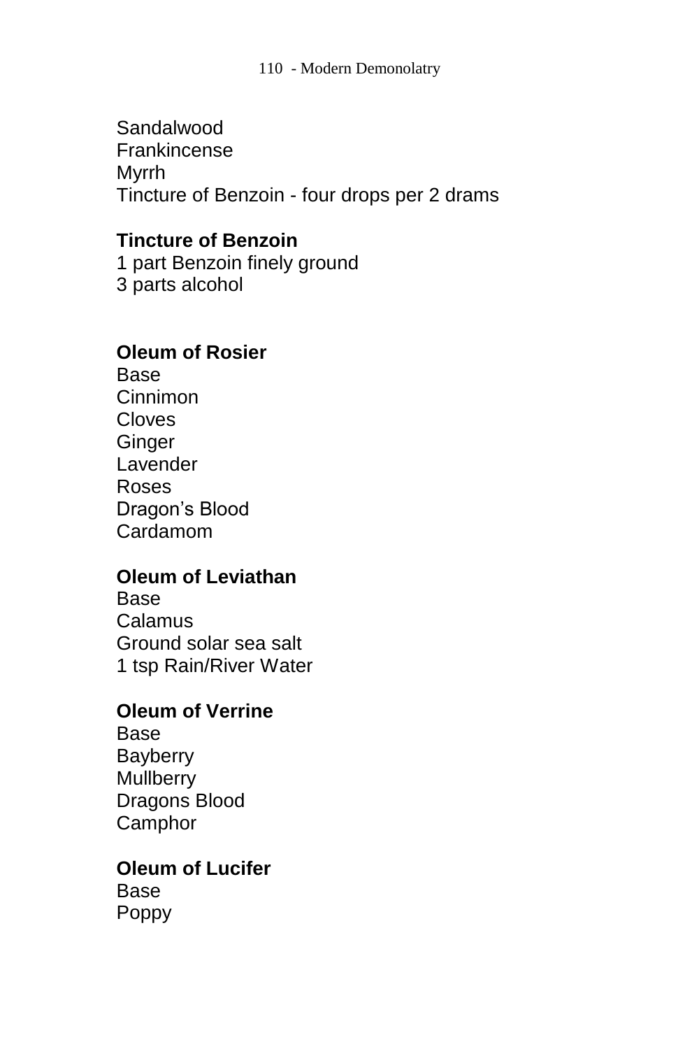Sandalwood
Frankincense
Myrrh
Tincture of Benzoin - four drops per 2 drams

**Tincture of Benzoin**
1 part Benzoin finely ground
3 parts alcohol

**Oleum of Rosier**
Base
Cinnimon
Cloves
Ginger
Lavender
Roses
Dragon's Blood
Cardamom

**Oleum of Leviathan**
Base
Calamus
Ground solar sea salt
1 tsp Rain/River Water

**Oleum of Verrine**
Base
Bayberry
Mullberry
Dragons Blood
Camphor

**Oleum of Lucifer**
Base
Poppy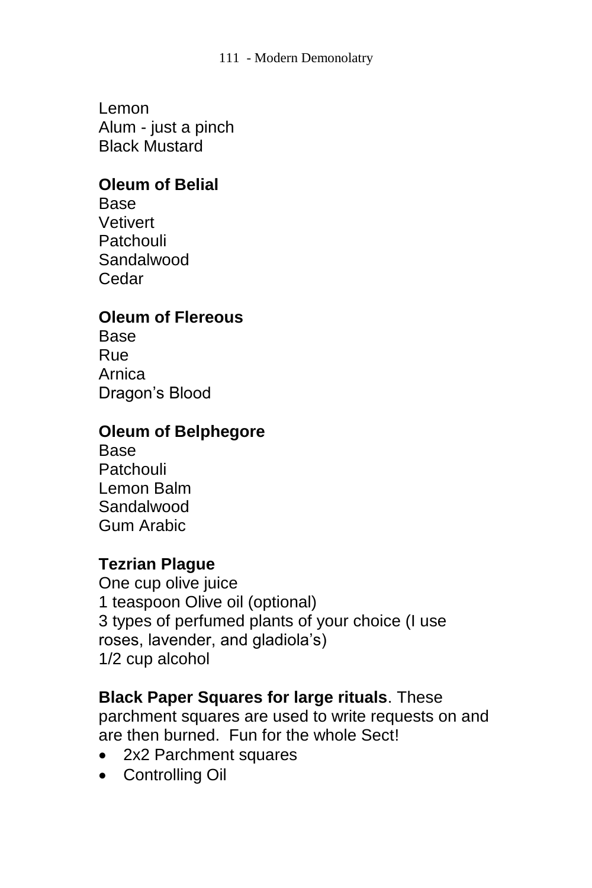Lemon
Alum - just a pinch
Black Mustard

**Oleum of Belial**
Base
Vetivert
Patchouli
Sandalwood
Cedar

**Oleum of Flereous**
Base
Rue
Arnica
Dragon's Blood

**Oleum of Belphegore**
Base
Patchouli
Lemon Balm
Sandalwood
Gum Arabic

**Tezrian Plague**
One cup olive juice
1 teaspoon Olive oil (optional)
3 types of perfumed plants of your choice (I use roses, lavender, and gladiola's)
1/2 cup alcohol

**Black Paper Squares for large rituals**. These parchment squares are used to write requests on and are then burned. Fun for the whole Sect!

- 2x2 Parchment squares
- Controlling Oil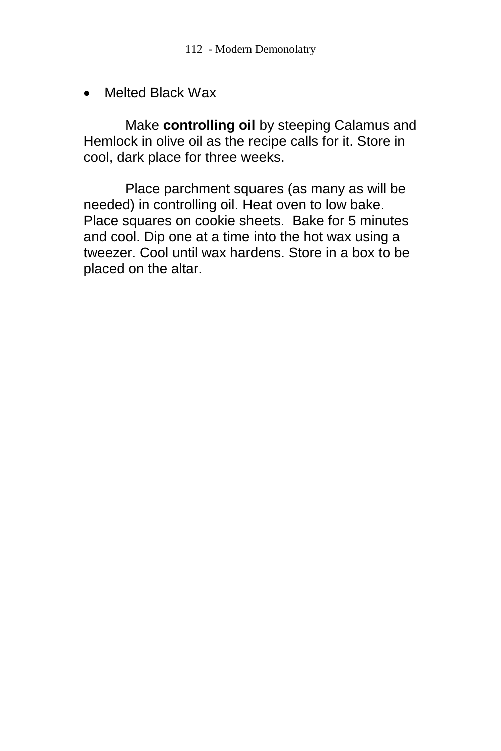- Melted Black Wax

Make **controlling oil** by steeping Calamus and Hemlock in olive oil as the recipe calls for it. Store in cool, dark place for three weeks.

Place parchment squares (as many as will be needed) in controlling oil. Heat oven to low bake. Place squares on cookie sheets. Bake for 5 minutes and cool. Dip one at a time into the hot wax using a tweezer. Cool until wax hardens. Store in a box to be placed on the altar.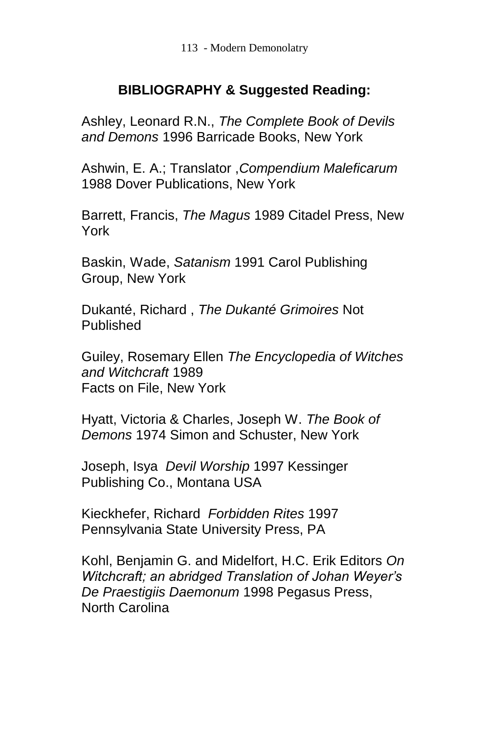## BIBLIOGRAPHY & Suggested Reading:

Ashley, Leonard R.N., *The Complete Book of Devils and Demons* 1996 Barricade Books, New York

Ashwin, E. A.; Translator ,*Compendium Maleficarum* 1988 Dover Publications, New York

Barrett, Francis, *The Magus* 1989 Citadel Press, New York

Baskin, Wade, *Satanism* 1991 Carol Publishing Group, New York

Dukanté, Richard , *The Dukanté Grimoires* Not Published

Guiley, Rosemary Ellen *The Encyclopedia of Witches and Witchcraft* 1989 Facts on File, New York

Hyatt, Victoria & Charles, Joseph W. *The Book of Demons* 1974 Simon and Schuster, New York

Joseph, Isya *Devil Worship* 1997 Kessinger Publishing Co., Montana USA

Kieckhefer, Richard *Forbidden Rites* 1997 Pennsylvania State University Press, PA

Kohl, Benjamin G. and Midelfort, H.C. Erik Editors *On Witchcraft; an abridged Translation of Johan Weyer's De Praestigiis Daemonum* 1998 Pegasus Press, North Carolina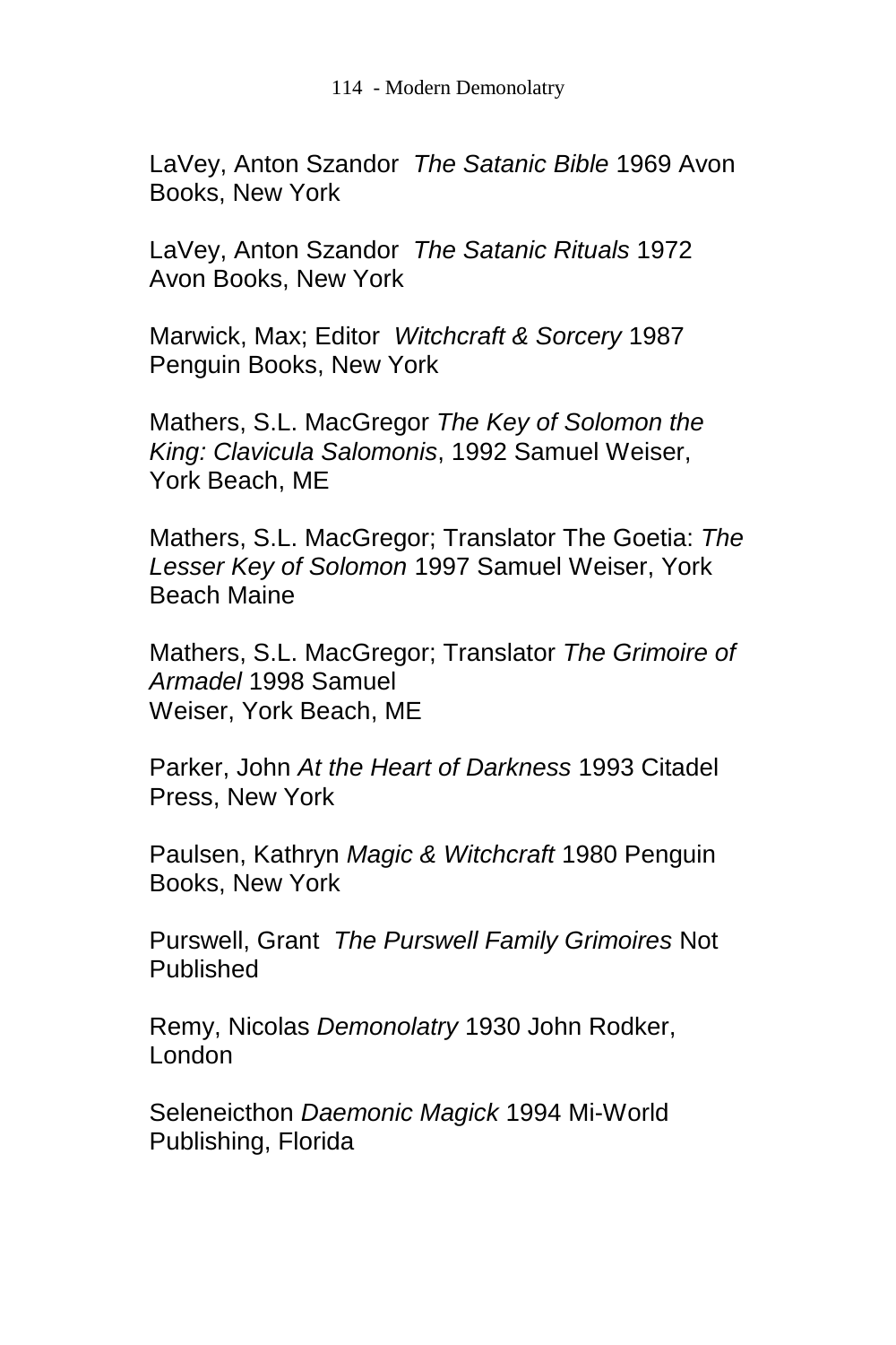LaVey, Anton Szandor *The Satanic Bible* 1969 Avon Books, New York

LaVey, Anton Szandor *The Satanic Rituals* 1972 Avon Books, New York

Marwick, Max; Editor *Witchcraft & Sorcery* 1987 Penguin Books, New York

Mathers, S.L. MacGregor *The Key of Solomon the King: Clavicula Salomonis*, 1992 Samuel Weiser, York Beach, ME

Mathers, S.L. MacGregor; Translator The Goetia: *The Lesser Key of Solomon* 1997 Samuel Weiser, York Beach Maine

Mathers, S.L. MacGregor; Translator *The Grimoire of Armadel* 1998 Samuel Weiser, York Beach, ME

Parker, John *At the Heart of Darkness* 1993 Citadel Press, New York

Paulsen, Kathryn *Magic & Witchcraft* 1980 Penguin Books, New York

Purswell, Grant *The Purswell Family Grimoires* Not Published

Remy, Nicolas *Demonolatry* 1930 John Rodker, London

Seleneicthon *Daemonic Magick* 1994 Mi-World Publishing, Florida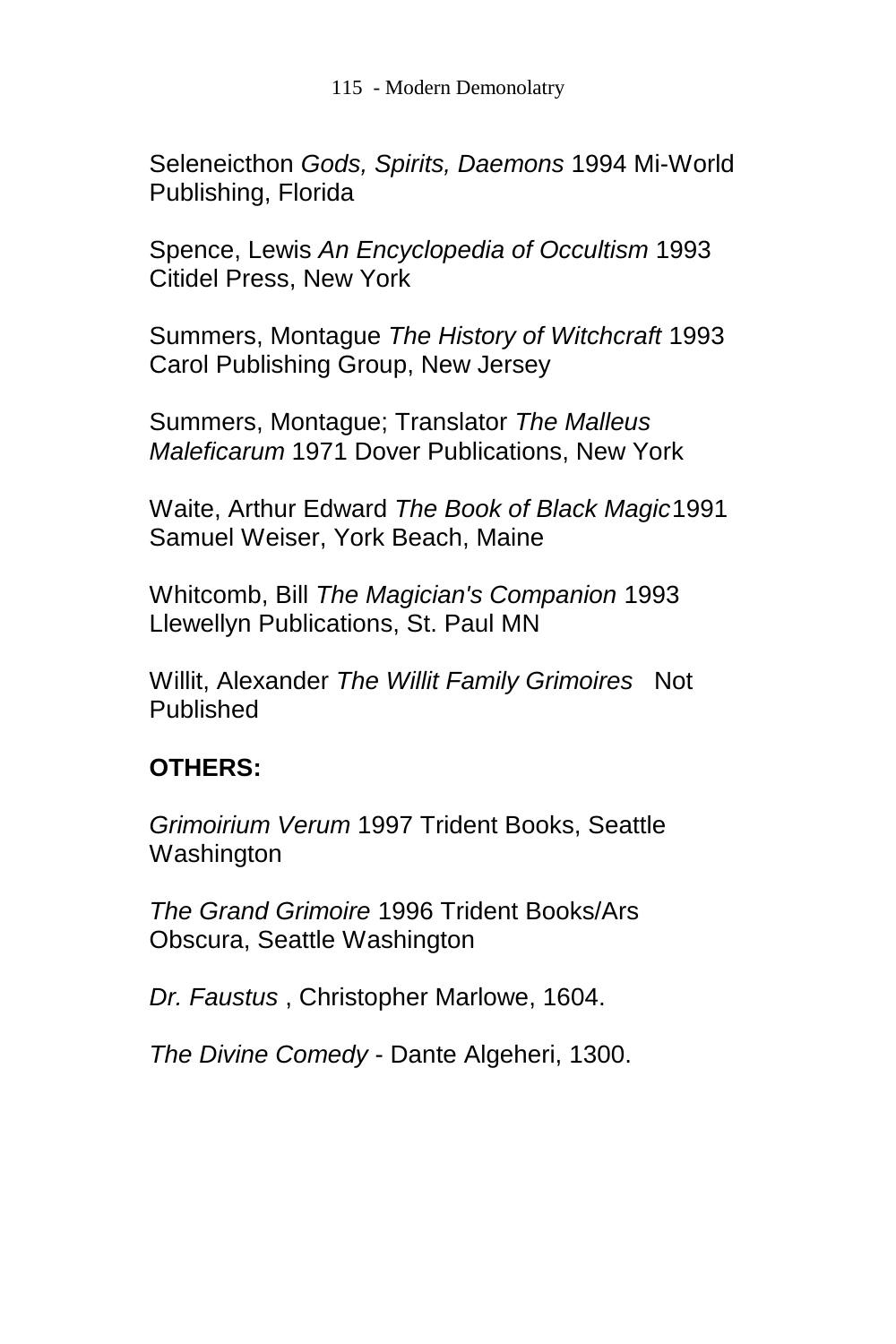Seleneicthon *Gods, Spirits, Daemons* 1994 Mi-World Publishing, Florida

Spence, Lewis *An Encyclopedia of Occultism* 1993 Citidel Press, New York

Summers, Montague *The History of Witchcraft* 1993 Carol Publishing Group, New Jersey

Summers, Montague; Translator *The Malleus Maleficarum* 1971 Dover Publications, New York

Waite, Arthur Edward *The Book of Black Magic* 1991 Samuel Weiser, York Beach, Maine

Whitcomb, Bill *The Magician's Companion* 1993 Llewellyn Publications, St. Paul MN

Willit, Alexander *The Willit Family Grimoires* Not Published

**OTHERS:**

*Grimoirium Verum* 1997 Trident Books, Seattle Washington

*The Grand Grimoire* 1996 Trident Books/Ars Obscura, Seattle Washington

*Dr. Faustus* , Christopher Marlowe, 1604.

*The Divine Comedy* - Dante Algeheri, 1300.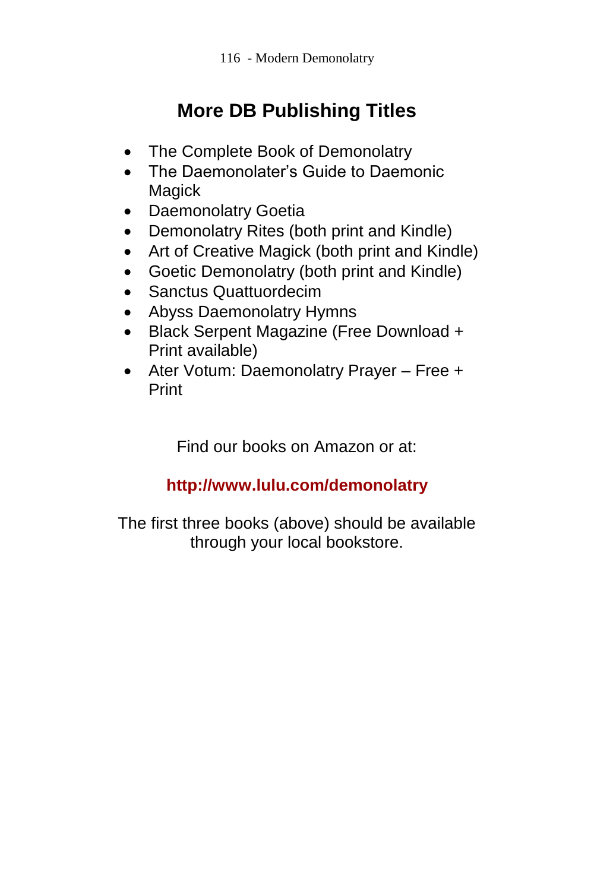## More DB Publishing Titles

- The Complete Book of Demonolatry
- The Daemonolater's Guide to Daemonic Magick
- Daemonolatry Goetia
- Demonolatry Rites (both print and Kindle)
- Art of Creative Magick (both print and Kindle)
- Goetic Demonolatry (both print and Kindle)
- Sanctus Quattuordecim
- Abyss Daemonolatry Hymns
- Black Serpent Magazine (Free Download + Print available)
- Ater Votum: Daemonolatry Prayer – Free + Print

Find our books on Amazon or at:

**http://www.lulu.com/demonolatry**

The first three books (above) should be available through your local bookstore.